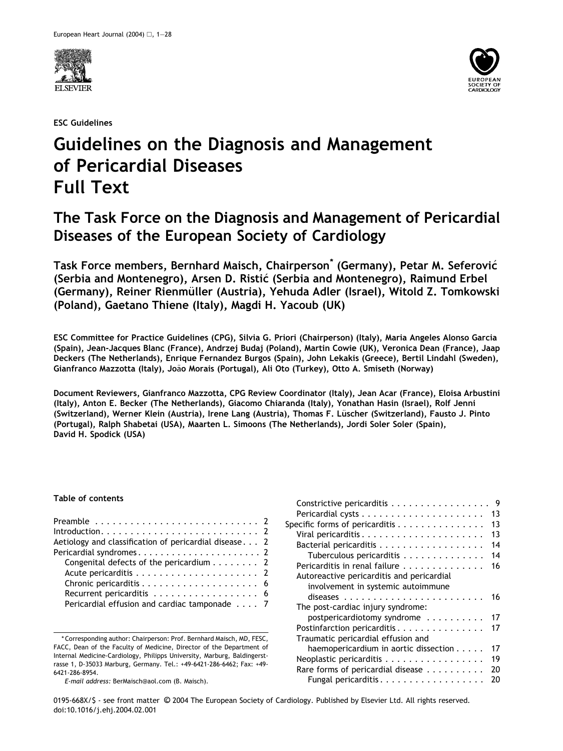ESC Guidelines

# Guidelines on the Diagnosis and Management of Pericardial Diseases Full Text

## The Task Force on the Diagnosis and Management of Pericardial Diseases of the European Society of Cardiology

**Task Force members, Bernhard Maisch, Chairperson* (Germany), Petar M. Seferović (Serbia and Montenegro), Arsen D. Ristić (Serbia and Montenegro), Raimund Erbel (Germany), Reiner Rienmüller (Austria), Yehuda Adler (Israel), Witold Z. Tomkowski (Poland), Gaetano Thiene (Italy), Magdi H. Yacoub (UK)**

**ESC Committee for Practice Guidelines (CPG), Silvia G. Priori (Chairperson) (Italy), Maria Angeles Alonso Garcia (Spain), Jean-Jacques Blanc (France), Andrzej Budaj (Poland), Martin Cowie (UK), Veronica Dean (France), Jaap Deckers (The Netherlands), Enrique Fernandez Burgos (Spain), John Lekakis (Greece), Bertil Lindahl (Sweden), Gianfranco Mazzotta (Italy), João Morais (Portugal), Ali Oto (Turkey), Otto A. Smiseth (Norway)**

**Document Reviewers, Gianfranco Mazzotta, CPG Review Coordinator (Italy), Jean Acar (France), Eloisa Arbustini (Italy), Anton E. Becker (The Netherlands), Giacomo Chiaranda (Italy), Yonathan Hasin (Israel), Rolf Jenni (Switzerland), Werner Klein (Austria), Irene Lang (Austria), Thomas F. Lüscher (Switzerland), Fausto J. Pinto (Portugal), Ralph Shabetai (USA), Maarten L. Simoons (The Netherlands), Jordi Soler Soler (Spain), David H. Spodick (USA)**

### Table of contents

- Preamble . . . 2
- Introduction . . . 2
- Aetiology and classification of pericardial disease . . . 2
- Pericardial syndromes . . . 2
  - Congenital defects of the pericardium . . . 2
  - Acute pericarditis . . . 2
  - Chronic pericarditis . . . 6
  - Recurrent pericarditis . . . 6
  - Pericardial effusion and cardiac tamponade . . . 7
  - Constrictive pericarditis . . . 9
  - Pericardial cysts . . . 13
- Specific forms of pericarditis . . . 13
  - Viral pericarditis . . . 13
  - Bacterial pericarditis . . . 14
    - Tuberculous pericarditis . . . 14
  - Pericarditis in renal failure . . . 16
  - Autoreactive pericarditis and pericardial involvement in systemic autoimmune diseases . . . 16
  - The post-cardiac injury syndrome: postpericardiotomy syndrome . . . 17
  - Postinfarction pericarditis . . . 17
  - Traumatic pericardial effusion and haemopericardium in aortic dissection . . . 17
  - Neoplastic pericarditis . . . 19
  - Rare forms of pericardial disease . . . 20
    - Fungal pericarditis . . . 20

\*Corresponding author: Chairperson: Prof. Bernhard Maisch, MD, FESC, FACC, Dean of the Faculty of Medicine, Director of the Department of Internal Medicine-Cardiology, Philipps University, Marburg, Baldingerstrasse 1, D-35033 Marburg, Germany. Tel.: +49-6421-286-6462; Fax: +49-6421-286-8954.

*E-mail address:* BerMaisch@aol.com (B. Maisch).

0195-668X/$ - see front matter © 2004 The European Society of Cardiology. Published by Elsevier Ltd. All rights reserved.
doi:10.1016/j.ehj.2004.02.001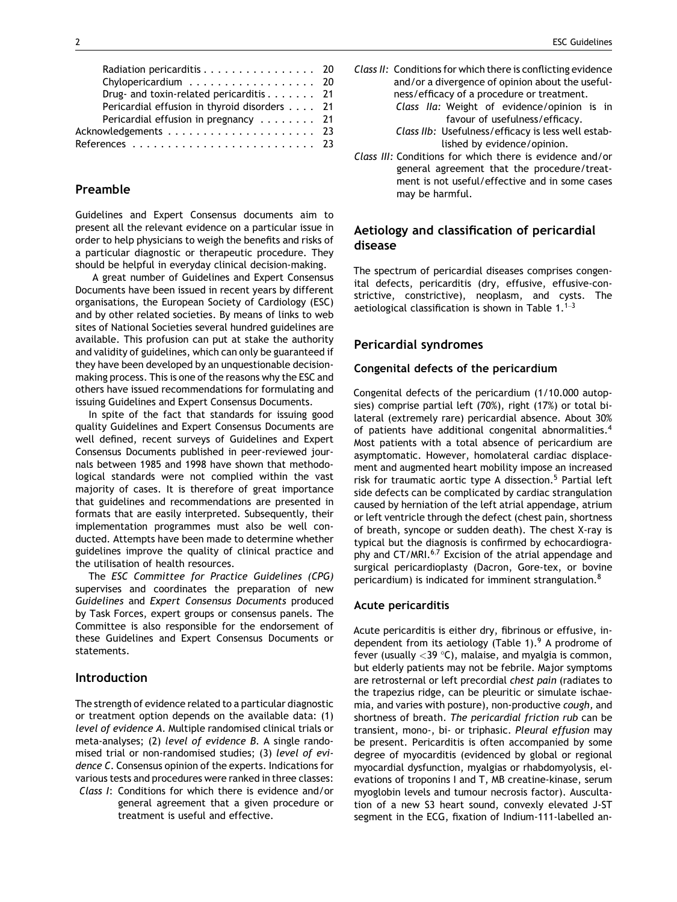Radiation pericarditis . . . . . . . . . . . . . . . . 20
Chylopericardium . . . . . . . . . . . . . . . . . . 20
Drug- and toxin-related pericarditis . . . . . . . 21
Pericardial effusion in thyroid disorders . . . . 21
Pericardial effusion in pregnancy . . . . . . . . 21
Acknowledgements . . . . . . . . . . . . . . . . . . . . . 23
References . . . . . . . . . . . . . . . . . . . . . . . . . . 23

## Preamble

Guidelines and Expert Consensus documents aim to present all the relevant evidence on a particular issue in order to help physicians to weigh the benefits and risks of a particular diagnostic or therapeutic procedure. They should be helpful in everyday clinical decision-making.

A great number of Guidelines and Expert Consensus Documents have been issued in recent years by different organisations, the European Society of Cardiology (ESC) and by other related societies. By means of links to web sites of National Societies several hundred guidelines are available. This profusion can put at stake the authority and validity of guidelines, which can only be guaranteed if they have been developed by an unquestionable decision-making process. This is one of the reasons why the ESC and others have issued recommendations for formulating and issuing Guidelines and Expert Consensus Documents.

In spite of the fact that standards for issuing good quality Guidelines and Expert Consensus Documents are well defined, recent surveys of Guidelines and Expert Consensus Documents published in peer-reviewed journals between 1985 and 1998 have shown that methodological standards were not complied within the vast majority of cases. It is therefore of great importance that guidelines and recommendations are presented in formats that are easily interpreted. Subsequently, their implementation programmes must also be well conducted. Attempts have been made to determine whether guidelines improve the quality of clinical practice and the utilisation of health resources.

The *ESC Committee for Practice Guidelines (CPG)* supervises and coordinates the preparation of new *Guidelines* and *Expert Consensus Documents* produced by Task Forces, expert groups or consensus panels. The Committee is also responsible for the endorsement of these Guidelines and Expert Consensus Documents or statements.

## Introduction

The strength of evidence related to a particular diagnostic or treatment option depends on the available data: (1) *level of evidence A*. Multiple randomised clinical trials or meta-analyses; (2) *level of evidence B*. A single randomised trial or non-randomised studies; (3) *level of evidence C*. Consensus opinion of the experts. Indications for various tests and procedures were ranked in three classes:

*Class I*: Conditions for which there is evidence and/or general agreement that a given procedure or treatment is useful and effective.

*Class II*: Conditions for which there is conflicting evidence and/or a divergence of opinion about the usefulness/efficacy of a procedure or treatment.
  - *Class IIa:* Weight of evidence/opinion is in favour of usefulness/efficacy.
  - *Class IIb:* Usefulness/efficacy is less well established by evidence/opinion.

*Class III:* Conditions for which there is evidence and/or general agreement that the procedure/treatment is not useful/effective and in some cases may be harmful.

## Aetiology and classification of pericardial disease

The spectrum of pericardial diseases comprises congenital defects, pericarditis (dry, effusive, effusive-constrictive, constrictive), neoplasm, and cysts. The aetiological classification is shown in Table 1.[1–3]

## Pericardial syndromes

### Congenital defects of the pericardium

Congenital defects of the pericardium (1/10.000 autopsies) comprise partial left (70%), right (17%) or total bilateral (extremely rare) pericardial absence. About 30% of patients have additional congenital abnormalities.[4] Most patients with a total absence of pericardium are asymptomatic. However, homolateral cardiac displacement and augmented heart mobility impose an increased risk for traumatic aortic type A dissection.[5] Partial left side defects can be complicated by cardiac strangulation caused by herniation of the left atrial appendage, atrium or left ventricle through the defect (chest pain, shortness of breath, syncope or sudden death). The chest X-ray is typical but the diagnosis is confirmed by echocardiography and CT/MRI.[6,7] Excision of the atrial appendage and surgical pericardioplasty (Dacron, Gore-tex, or bovine pericardium) is indicated for imminent strangulation.[8]

### Acute pericarditis

Acute pericarditis is either dry, fibrinous or effusive, independent from its aetiology (Table 1).[9] A prodrome of fever (usually <39 °C), malaise, and myalgia is common, but elderly patients may not be febrile. Major symptoms are retrosternal or left precordial *chest pain* (radiates to the trapezius ridge, can be pleuritic or simulate ischaemia, and varies with posture), non-productive *cough*, and shortness of breath. *The pericardial friction rub* can be transient, mono-, bi- or triphasic. *Pleural effusion* may be present. Pericarditis is often accompanied by some degree of myocarditis (evidenced by global or regional myocardial dysfunction, myalgias or rhabdomyolysis, elevations of troponins I and T, MB creatine-kinase, serum myoglobin levels and tumour necrosis factor). Auscultation of a new S3 heart sound, convexly elevated J-ST segment in the ECG, fixation of Indium-111-labelled an-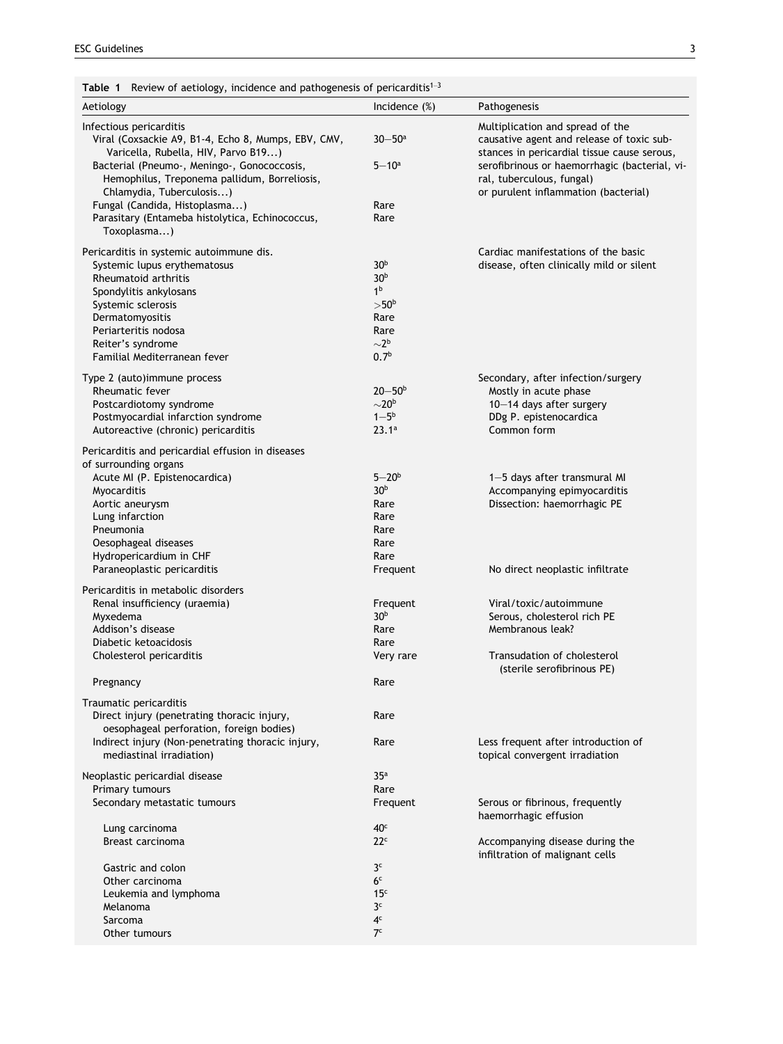**Table 1** Review of aetiology, incidence and pathogenesis of pericarditis[1–3]

| Aetiology | Incidence (%) | Pathogenesis |
|---|---|---|
| **Infectious pericarditis** | | Multiplication and spread of the causative agent and release of toxic substances in pericardial tissue cause serous, serofibrinous or haemorrhagic (bacterial, viral, tuberculous, fungal) or purulent inflammation (bacterial) |
| Viral (Coxsackie A9, B1-4, Echo 8, Mumps, EBV, CMV, Varicella, Rubella, HIV, Parvo B19...) | 30–50[a] | |
| Bacterial (Pneumo-, Meningo-, Gonococcosis, Hemophilus, Treponema pallidum, Borreliosis, Chlamydia, Tuberculosis...) | 5–10[a] | |
| Fungal (Candida, Histoplasma...) | Rare | |
| Parasitary (Entameba histolytica, Echinococcus, Toxoplasma...) | Rare | |
| **Pericarditis in systemic autoimmune dis.** | | Cardiac manifestations of the basic disease, often clinically mild or silent |
| Systemic lupus erythematosus | 30[b] | |
| Rheumatoid arthritis | 30[b] | |
| Spondylitis ankylosans | 1[b] | |
| Systemic sclerosis | >50[b] | |
| Dermatomyositis | Rare | |
| Periarteritis nodosa | Rare | |
| Reiter's syndrome | ~2[b] | |
| Familial Mediterranean fever | 0.7[b] | |
| **Type 2 (auto)immune process** | | Secondary, after infection/surgery |
| Rheumatic fever | 20–50[b] | Mostly in acute phase |
| Postcardiotomy syndrome | ~20[b] | 10–14 days after surgery |
| Postmyocardial infarction syndrome | 1–5[b] | DDg P. epistenocardica |
| Autoreactive (chronic) pericarditis | 23.1[a] | Common form |
| **Pericarditis and pericardial effusion in diseases of surrounding organs** | | |
| Acute MI (P. Epistenocardica) | 5–20[b] | 1–5 days after transmural MI |
| Myocarditis | 30[b] | Accompanying epimyocarditis |
| Aortic aneurysm | Rare | Dissection: haemorrhagic PE |
| Lung infarction | Rare | |
| Pneumonia | Rare | |
| Oesophageal diseases | Rare | |
| Hydropericardium in CHF | Rare | |
| Paraneoplastic pericarditis | Frequent | No direct neoplastic infiltrate |
| **Pericarditis in metabolic disorders** | | |
| Renal insufficiency (uraemia) | Frequent | Viral/toxic/autoimmune |
| Myxedema | 30[b] | Serous, cholesterol rich PE |
| Addison's disease | Rare | Membranous leak? |
| Diabetic ketoacidosis | Rare | |
| Cholesterol pericarditis | Very rare | Transudation of cholesterol (sterile serofibrinous PE) |
| Pregnancy | Rare | |
| **Traumatic pericarditis** | | |
| Direct injury (penetrating thoracic injury, oesophageal perforation, foreign bodies) | Rare | |
| Indirect injury (Non-penetrating thoracic injury, mediastinal irradiation) | Rare | Less frequent after introduction of topical convergent irradiation |
| **Neoplastic pericardial disease** | 35[a] | |
| Primary tumours | Rare | |
| Secondary metastatic tumours | Frequent | Serous or fibrinous, frequently haemorrhagic effusion |
| Lung carcinoma | 40[c] | |
| Breast carcinoma | 22[c] | Accompanying disease during the infiltration of malignant cells |
| Gastric and colon | 3[c] | |
| Other carcinoma | 6[c] | |
| Leukemia and lymphoma | 15[c] | |
| Melanoma | 3[c] | |
| Sarcoma | 4[c] | |
| Other tumours | 7[c] | |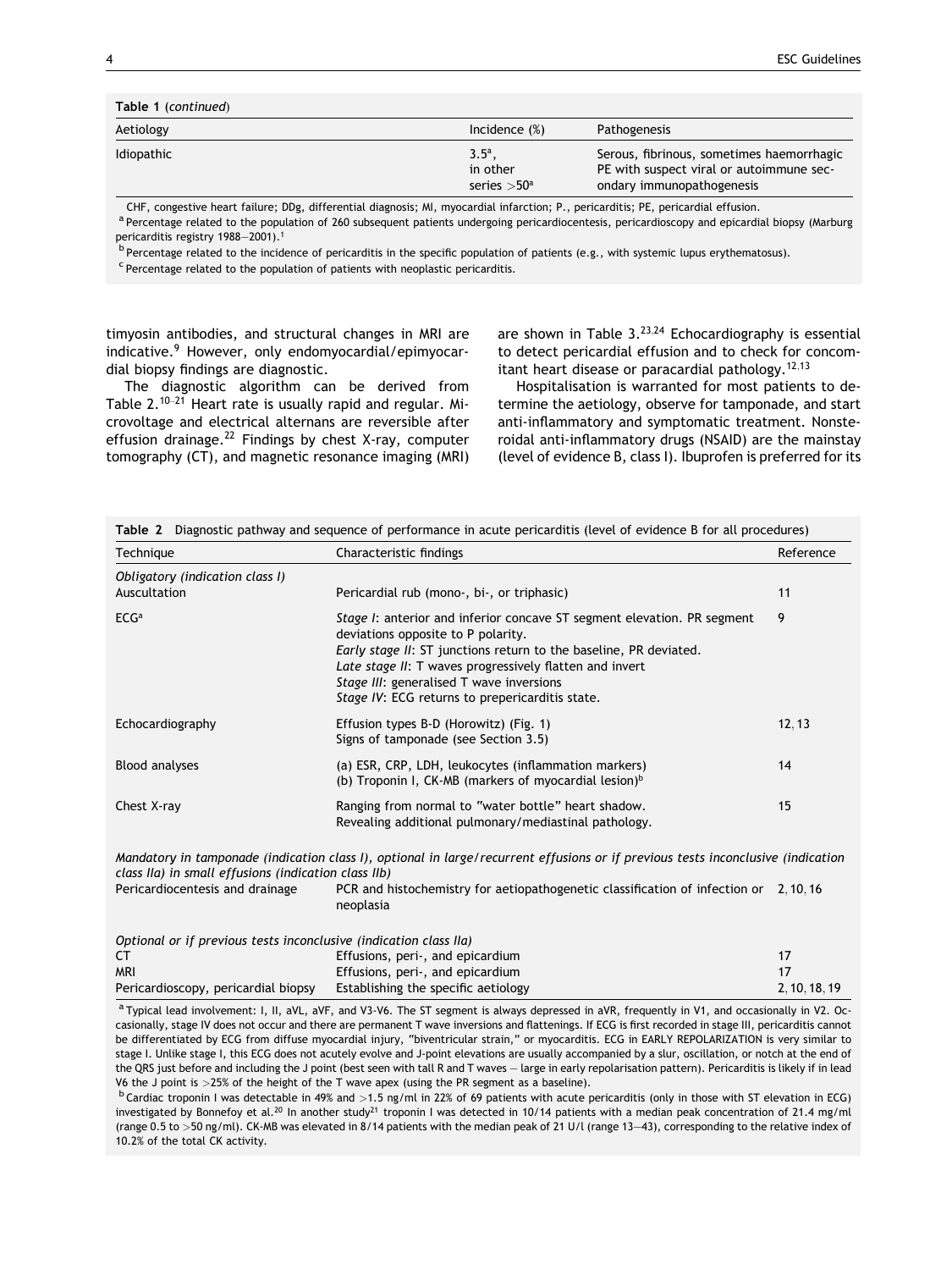**Table 1** (*continued*)

| Aetiology | Incidence (%) | Pathogenesis |
|---|---|---|
| Idiopathic | 3.5[a], in other series >50[a] | Serous, fibrinous, sometimes haemorrhagic PE with suspect viral or autoimmune secondary immunopathogenesis |

CHF, congestive heart failure; DDg, differential diagnosis; MI, myocardial infarction; P., pericarditis; PE, pericardial effusion.

[a] Percentage related to the population of 260 subsequent patients undergoing pericardiocentesis, pericardioscopy and epicardial biopsy (Marburg pericarditis registry 1988–2001).[1]

[b] Percentage related to the incidence of pericarditis in the specific population of patients (e.g., with systemic lupus erythematosus).

[c] Percentage related to the population of patients with neoplastic pericarditis.

timyosin antibodies, and structural changes in MRI are indicative.[9] However, only endomyocardial/epimyocardial biopsy findings are diagnostic.

The diagnostic algorithm can be derived from Table 2.[10–21] Heart rate is usually rapid and regular. Microvoltage and electrical alternans are reversible after effusion drainage.[22] Findings by chest X-ray, computer tomography (CT), and magnetic resonance imaging (MRI) are shown in Table 3.[23,24] Echocardiography is essential to detect pericardial effusion and to check for concomitant heart disease or paracardial pathology.[12,13]

Hospitalisation is warranted for most patients to determine the aetiology, observe for tamponade, and start anti-inflammatory and symptomatic treatment. Nonsteroidal anti-inflammatory drugs (NSAID) are the mainstay (level of evidence B, class I). Ibuprofen is preferred for its

**Table 2** Diagnostic pathway and sequence of performance in acute pericarditis (level of evidence B for all procedures)

| Technique | Characteristic findings | Reference |
|---|---|---|
| *Obligatory (indication class I)* | | |
| Auscultation | Pericardial rub (mono-, bi-, or triphasic) | 11 |
| ECG[a] | *Stage I*: anterior and inferior concave ST segment elevation. PR segment deviations opposite to P polarity.<br>*Early stage II*: ST junctions return to the baseline, PR deviated.<br>*Late stage II*: T waves progressively flatten and invert<br>*Stage III*: generalised T wave inversions<br>*Stage IV*: ECG returns to prepericarditis state. | 9 |
| Echocardiography | Effusion types B-D (Horowitz) (Fig. 1)<br>Signs of tamponade (see Section 3.5) | 12, 13 |
| Blood analyses | (a) ESR, CRP, LDH, leukocytes (inflammation markers)<br>(b) Troponin I, CK-MB (markers of myocardial lesion)[b] | 14 |
| Chest X-ray | Ranging from normal to "water bottle" heart shadow.<br>Revealing additional pulmonary/mediastinal pathology. | 15 |
| *Mandatory in tamponade (indication class I), optional in large/recurrent effusions or if previous tests inconclusive (indication class IIa) in small effusions (indication class IIb)* | | |
| Pericardiocentesis and drainage | PCR and histochemistry for aetiopathogenetic classification of infection or neoplasia | 2, 10, 16 |
| *Optional or if previous tests inconclusive (indication class IIa)* | | |
| CT | Effusions, peri-, and epicardium | 17 |
| MRI | Effusions, peri-, and epicardium | 17 |
| Pericardioscopy, pericardial biopsy | Establishing the specific aetiology | 2, 10, 18, 19 |

[a] Typical lead involvement: I, II, aVL, aVF, and V3-V6. The ST segment is always depressed in aVR, frequently in V1, and occasionally in V2. Occasionally, stage IV does not occur and there are permanent T wave inversions and flattenings. If ECG is first recorded in stage III, pericarditis cannot be differentiated by ECG from diffuse myocardial injury, "biventricular strain," or myocarditis. ECG in EARLY REPOLARIZATION is very similar to stage I. Unlike stage I, this ECG does not acutely evolve and J-point elevations are usually accompanied by a slur, oscillation, or notch at the end of the QRS just before and including the J point (best seen with tall R and T waves – large in early repolarisation pattern). Pericarditis is likely if in lead V6 the J point is >25% of the height of the T wave apex (using the PR segment as a baseline).

[b] Cardiac troponin I was detectable in 49% and >1.5 ng/ml in 22% of 69 patients with acute pericarditis (only in those with ST elevation in ECG) investigated by Bonnefoy et al.[20] In another study[21] troponin I was detected in 10/14 patients with a median peak concentration of 21.4 mg/ml (range 0.5 to >50 ng/ml). CK-MB was elevated in 8/14 patients with the median peak of 21 U/l (range 13–43), corresponding to the relative index of 10.2% of the total CK activity.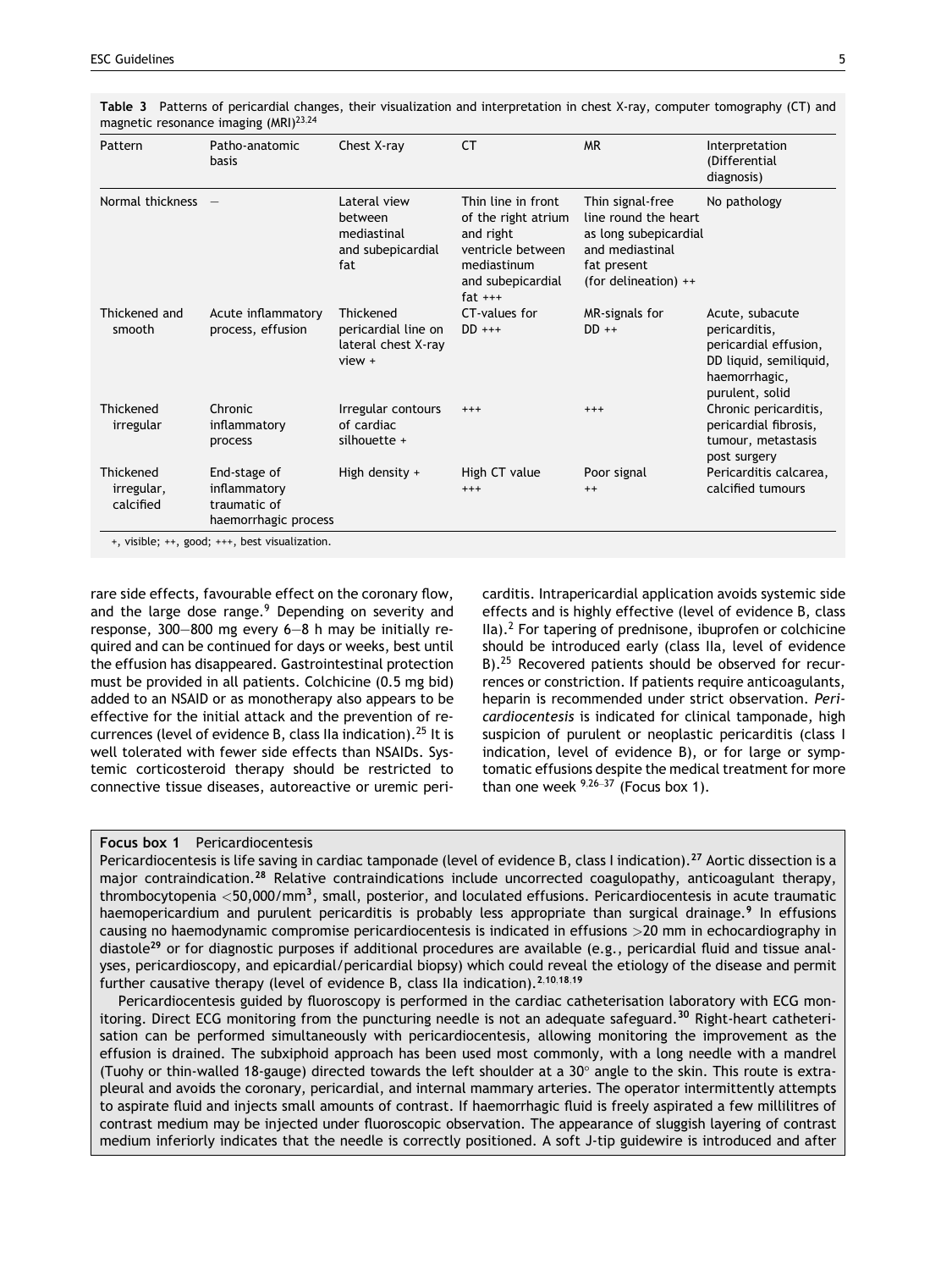**Table 3** Patterns of pericardial changes, their visualization and interpretation in chest X-ray, computer tomography (CT) and magnetic resonance imaging (MRI)[23,24]

| Pattern | Patho-anatomic basis | Chest X-ray | CT | MR | Interpretation (Differential diagnosis) |
|---|---|---|---|---|---|
| Normal thickness | — | Lateral view between mediastinal and subepicardial fat | Thin line in front of the right atrium and right ventricle between mediastinum and subepicardial fat +++ | Thin signal-free line round the heart as long subepicardial and mediastinal fat present (for delineation) ++ | No pathology |
| Thickened and smooth | Acute inflammatory process, effusion | Thickened pericardial line on lateral chest X-ray view + | CT-values for DD +++ | MR-signals for DD ++ | Acute, subacute pericarditis, pericardial effusion, DD liquid, semiliquid, haemorrhagic, purulent, solid |
| Thickened irregular | Chronic inflammatory process | Irregular contours of cardiac silhouette + | +++ | +++ | Chronic pericarditis, pericardial fibrosis, tumour, metastasis post surgery |
| Thickened irregular, calcified | End-stage of inflammatory traumatic of haemorrhagic process | High density + | High CT value +++ | Poor signal ++ | Pericarditis calcarea, calcified tumours |

+, visible; ++, good; +++, best visualization.

rare side effects, favourable effect on the coronary flow, and the large dose range.[9] Depending on severity and response, 300–800 mg every 6–8 h may be initially required and can be continued for days or weeks, best until the effusion has disappeared. Gastrointestinal protection must be provided in all patients. Colchicine (0.5 mg bid) added to an NSAID or as monotherapy also appears to be effective for the initial attack and the prevention of recurrences (level of evidence B, class IIa indication).[25] It is well tolerated with fewer side effects than NSAIDs. Systemic corticosteroid therapy should be restricted to connective tissue diseases, autoreactive or uremic pericarditis. Intrapericardial application avoids systemic side effects and is highly effective (level of evidence B, class IIa).[2] For tapering of prednisone, ibuprofen or colchicine should be introduced early (class IIa, level of evidence B).[25] Recovered patients should be observed for recurrences or constriction. If patients require anticoagulants, heparin is recommended under strict observation. *Pericardiocentesis* is indicated for clinical tamponade, high suspicion of purulent or neoplastic pericarditis (class I indication, level of evidence B), or for large or symptomatic effusions despite the medical treatment for more than one week [9,26–37] (Focus box 1).

**Focus box 1** Pericardiocentesis

Pericardiocentesis is life saving in cardiac tamponade (level of evidence B, class I indication).[27] Aortic dissection is a major contraindication.[28] Relative contraindications include uncorrected coagulopathy, anticoagulant therapy, thrombocytopenia $<50{,}000/\text{mm}^3$, small, posterior, and loculated effusions. Pericardiocentesis in acute traumatic haemopericardium and purulent pericarditis is probably less appropriate than surgical drainage.[9] In effusions causing no haemodynamic compromise pericardiocentesis is indicated in effusions >20 mm in echocardiography in diastole[29] or for diagnostic purposes if additional procedures are available (e.g., pericardial fluid and tissue analyses, pericardioscopy, and epicardial/pericardial biopsy) which could reveal the etiology of the disease and permit further causative therapy (level of evidence B, class IIa indication).[2,10,18,19]

Pericardiocentesis guided by fluoroscopy is performed in the cardiac catheterisation laboratory with ECG monitoring. Direct ECG monitoring from the puncturing needle is not an adequate safeguard.[30] Right-heart catheterisation can be performed simultaneously with pericardiocentesis, allowing monitoring the improvement as the effusion is drained. The subxiphoid approach has been used most commonly, with a long needle with a mandrel (Tuohy or thin-walled 18-gauge) directed towards the left shoulder at a 30° angle to the skin. This route is extrapleural and avoids the coronary, pericardial, and internal mammary arteries. The operator intermittently attempts to aspirate fluid and injects small amounts of contrast. If haemorrhagic fluid is freely aspirated a few millilitres of contrast medium may be injected under fluoroscopic observation. The appearance of sluggish layering of contrast medium inferiorly indicates that the needle is correctly positioned. A soft J-tip guidewire is introduced and after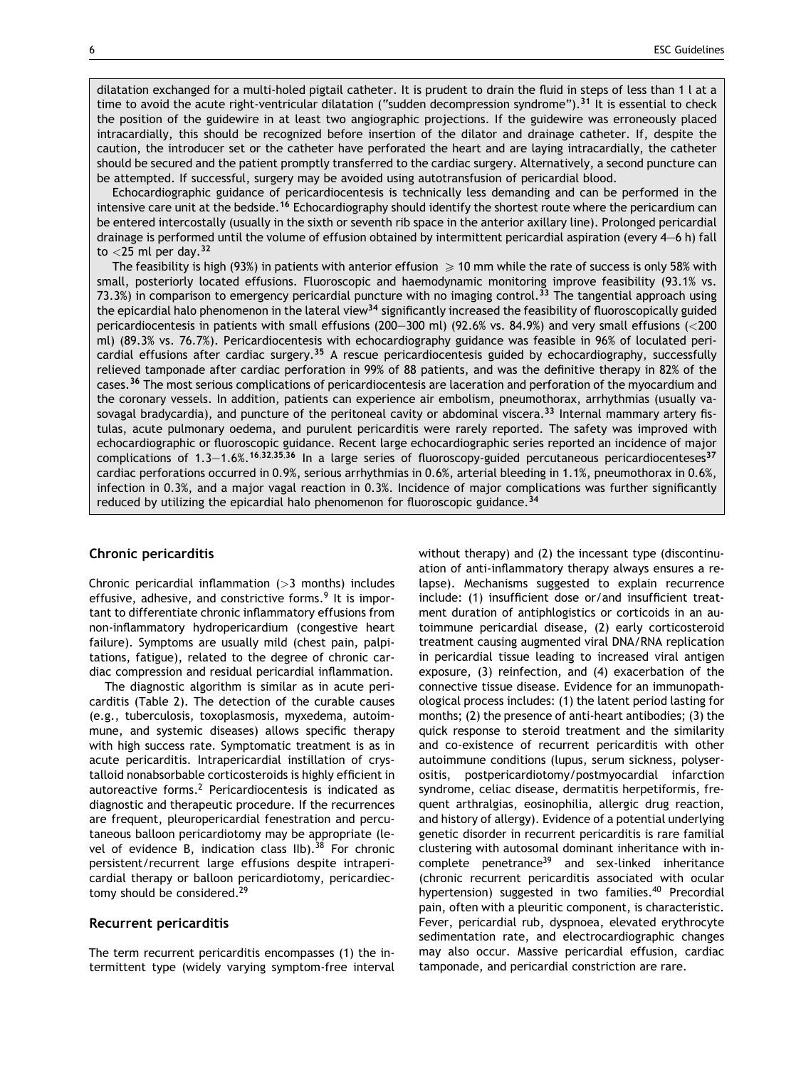dilatation exchanged for a multi-holed pigtail catheter. It is prudent to drain the fluid in steps of less than 1 l at a time to avoid the acute right-ventricular dilatation ("sudden decompression syndrome").[31] It is essential to check the position of the guidewire in at least two angiographic projections. If the guidewire was erroneously placed intracardially, this should be recognized before insertion of the dilator and drainage catheter. If, despite the caution, the introducer set or the catheter have perforated the heart and are laying intracardially, the catheter should be secured and the patient promptly transferred to the cardiac surgery. Alternatively, a second puncture can be attempted. If successful, surgery may be avoided using autotransfusion of pericardial blood.

Echocardiographic guidance of pericardiocentesis is technically less demanding and can be performed in the intensive care unit at the bedside.[16] Echocardiography should identify the shortest route where the pericardium can be entered intercostally (usually in the sixth or seventh rib space in the anterior axillary line). Prolonged pericardial drainage is performed until the volume of effusion obtained by intermittent pericardial aspiration (every 4–6 h) fall to <25 ml per day.[32]

The feasibility is high (93%) in patients with anterior effusion ⩾ 10 mm while the rate of success is only 58% with small, posteriorly located effusions. Fluoroscopic and haemodynamic monitoring improve feasibility (93.1% vs. 73.3%) in comparison to emergency pericardial puncture with no imaging control.[33] The tangential approach using the epicardial halo phenomenon in the lateral view[34] significantly increased the feasibility of fluoroscopically guided pericardiocentesis in patients with small effusions (200–300 ml) (92.6% vs. 84.9%) and very small effusions (<200 ml) (89.3% vs. 76.7%). Pericardiocentesis with echocardiography guidance was feasible in 96% of loculated pericardial effusions after cardiac surgery.[35] A rescue pericardiocentesis guided by echocardiography, successfully relieved tamponade after cardiac perforation in 99% of 88 patients, and was the definitive therapy in 82% of the cases.[36] The most serious complications of pericardiocentesis are laceration and perforation of the myocardium and the coronary vessels. In addition, patients can experience air embolism, pneumothorax, arrhythmias (usually vasovagal bradycardia), and puncture of the peritoneal cavity or abdominal viscera.[33] Internal mammary artery fistulas, acute pulmonary oedema, and purulent pericarditis were rarely reported. The safety was improved with echocardiographic or fluoroscopic guidance. Recent large echocardiographic series reported an incidence of major complications of 1.3–1.6%.[16,32,35,36] In a large series of fluoroscopy-guided percutaneous pericardiocenteses[37] cardiac perforations occurred in 0.9%, serious arrhythmias in 0.6%, arterial bleeding in 1.1%, pneumothorax in 0.6%, infection in 0.3%, and a major vagal reaction in 0.3%. Incidence of major complications was further significantly reduced by utilizing the epicardial halo phenomenon for fluoroscopic guidance.[34]

## Chronic pericarditis

Chronic pericardial inflammation (>3 months) includes effusive, adhesive, and constrictive forms.[9] It is important to differentiate chronic inflammatory effusions from non-inflammatory hydropericardium (congestive heart failure). Symptoms are usually mild (chest pain, palpitations, fatigue), related to the degree of chronic cardiac compression and residual pericardial inflammation.

The diagnostic algorithm is similar as in acute pericarditis (Table 2). The detection of the curable causes (e.g., tuberculosis, toxoplasmosis, myxedema, autoimmune, and systemic diseases) allows specific therapy with high success rate. Symptomatic treatment is as in acute pericarditis. Intrapericardial instillation of crystalloid nonabsorbable corticosteroids is highly efficient in autoreactive forms.[2] Pericardiocentesis is indicated as diagnostic and therapeutic procedure. If the recurrences are frequent, pleuropericardial fenestration and percutaneous balloon pericardiotomy may be appropriate (level of evidence B, indication class IIb).[38] For chronic persistent/recurrent large effusions despite intrapericardial therapy or balloon pericardiotomy, pericardiectomy should be considered.[29]

## Recurrent pericarditis

The term recurrent pericarditis encompasses (1) the intermittent type (widely varying symptom-free interval without therapy) and (2) the incessant type (discontinuation of anti-inflammatory therapy always ensures a relapse). Mechanisms suggested to explain recurrence include: (1) insufficient dose or/and insufficient treatment duration of antiphlogistics or corticoids in an autoimmune pericardial disease, (2) early corticosteroid treatment causing augmented viral DNA/RNA replication in pericardial tissue leading to increased viral antigen exposure, (3) reinfection, and (4) exacerbation of the connective tissue disease. Evidence for an immunopathological process includes: (1) the latent period lasting for months; (2) the presence of anti-heart antibodies; (3) the quick response to steroid treatment and the similarity and co-existence of recurrent pericarditis with other autoimmune conditions (lupus, serum sickness, polyserositis, postpericardiotomy/postmyocardial infarction syndrome, celiac disease, dermatitis herpetiformis, frequent arthralgias, eosinophilia, allergic drug reaction, and history of allergy). Evidence of a potential underlying genetic disorder in recurrent pericarditis is rare familial clustering with autosomal dominant inheritance with incomplete penetrance[39] and sex-linked inheritance (chronic recurrent pericarditis associated with ocular hypertension) suggested in two families.[40] Precordial pain, often with a pleuritic component, is characteristic. Fever, pericardial rub, dyspnoea, elevated erythrocyte sedimentation rate, and electrocardiographic changes may also occur. Massive pericardial effusion, cardiac tamponade, and pericardial constriction are rare.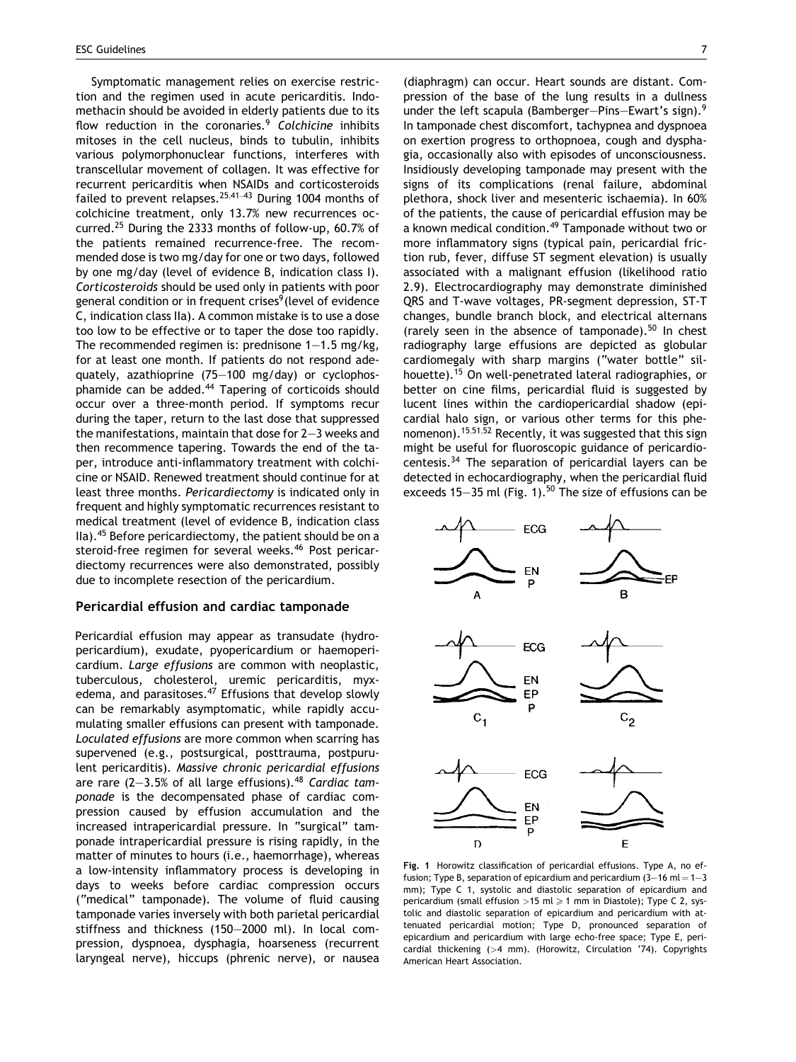Symptomatic management relies on exercise restriction and the regimen used in acute pericarditis. Indomethacin should be avoided in elderly patients due to its flow reduction in the coronaries.[9] *Colchicine* inhibits mitoses in the cell nucleus, binds to tubulin, inhibits various polymorphonuclear functions, interferes with transcellular movement of collagen. It was effective for recurrent pericarditis when NSAIDs and corticosteroids failed to prevent relapses.[25,41–43] During 1004 months of colchicine treatment, only 13.7% new recurrences occurred.[25] During the 2333 months of follow-up, 60.7% of the patients remained recurrence-free. The recommended dose is two mg/day for one or two days, followed by one mg/day (level of evidence B, indication class I). *Corticosteroids* should be used only in patients with poor general condition or in frequent crises[9] (level of evidence C, indication class IIa). A common mistake is to use a dose too low to be effective or to taper the dose too rapidly. The recommended regimen is: prednisone 1–1.5 mg/kg, for at least one month. If patients do not respond adequately, azathioprine (75–100 mg/day) or cyclophosphamide can be added.[44] Tapering of corticoids should occur over a three-month period. If symptoms recur during the taper, return to the last dose that suppressed the manifestations, maintain that dose for 2–3 weeks and then recommence tapering. Towards the end of the taper, introduce anti-inflammatory treatment with colchicine or NSAID. Renewed treatment should continue for at least three months. *Pericardiectomy* is indicated only in frequent and highly symptomatic recurrences resistant to medical treatment (level of evidence B, indication class IIa).[45] Before pericardiectomy, the patient should be on a steroid-free regimen for several weeks.[46] Post pericardiectomy recurrences were also demonstrated, possibly due to incomplete resection of the pericardium.

## Pericardial effusion and cardiac tamponade

Pericardial effusion may appear as transudate (hydropericardium), exudate, pyopericardium or haemopericardium. *Large effusions* are common with neoplastic, tuberculous, cholesterol, uremic pericarditis, myxedema, and parasitoses.[47] Effusions that develop slowly can be remarkably asymptomatic, while rapidly accumulating smaller effusions can present with tamponade. *Loculated effusions* are more common when scarring has supervened (e.g., postsurgical, posttrauma, postpurulent pericarditis). *Massive chronic pericardial effusions* are rare (2–3.5% of all large effusions).[48] *Cardiac tamponade* is the decompensated phase of cardiac compression caused by effusion accumulation and the increased intrapericardial pressure. In "surgical" tamponade intrapericardial pressure is rising rapidly, in the matter of minutes to hours (i.e., haemorrhage), whereas a low-intensity inflammatory process is developing in days to weeks before cardiac compression occurs ("medical" tamponade). The volume of fluid causing tamponade varies inversely with both parietal pericardial stiffness and thickness (150–2000 ml). In local compression, dyspnoea, dysphagia, hoarseness (recurrent laryngeal nerve), hiccups (phrenic nerve), or nausea (diaphragm) can occur. Heart sounds are distant. Compression of the base of the lung results in a dullness under the left scapula (Bamberger–Pins–Ewart's sign).[9] In tamponade chest discomfort, tachypnea and dyspnoea on exertion progress to orthopnoea, cough and dysphagia, occasionally also with episodes of unconsciousness. Insidiously developing tamponade may present with the signs of its complications (renal failure, abdominal plethora, shock liver and mesenteric ischaemia). In 60% of the patients, the cause of pericardial effusion may be a known medical condition.[49] Tamponade without two or more inflammatory signs (typical pain, pericardial friction rub, fever, diffuse ST segment elevation) is usually associated with a malignant effusion (likelihood ratio 2.9). Electrocardiography may demonstrate diminished QRS and T-wave voltages, PR-segment depression, ST-T changes, bundle branch block, and electrical alternans (rarely seen in the absence of tamponade).[50] In chest radiography large effusions are depicted as globular cardiomegaly with sharp margins ("water bottle" silhouette).[15] On well-penetrated lateral radiographies, or better on cine films, pericardial fluid is suggested by lucent lines within the cardiopericardial shadow (epicardial halo sign, or various other terms for this phenomenon).[15,51,52] Recently, it was suggested that this sign might be useful for fluoroscopic guidance of pericardiocentesis.[34] The separation of pericardial layers can be detected in echocardiography, when the pericardial fluid exceeds 15–35 ml (Fig. 1).[50] The size of effusions can be

**Fig. 1** Horowitz classification of pericardial effusions. Type A, no effusion; Type B, separation of epicardium and pericardium (3–16 ml = 1–3 mm); Type C 1, systolic and diastolic separation of epicardium and pericardium (small effusion >15 ml ⩾ 1 mm in Diastole); Type C 2, systolic and diastolic separation of epicardium and pericardium with attenuated pericardial motion; Type D, pronounced separation of epicardium and pericardium with large echo-free space; Type E, pericardial thickening (>4 mm). (Horowitz, Circulation '74). Copyrights American Heart Association.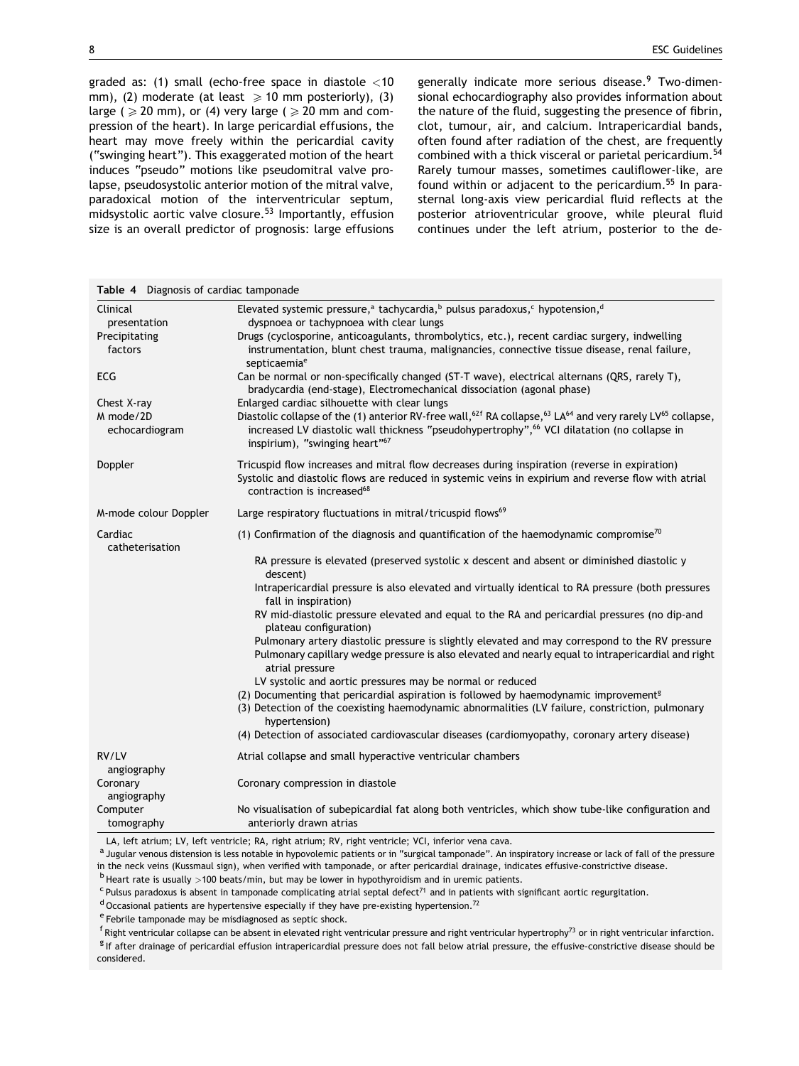graded as: (1) small (echo-free space in diastole <10 mm), (2) moderate (at least ⩾ 10 mm posteriorly), (3) large (⩾ 20 mm), or (4) very large (⩾ 20 mm and compression of the heart). In large pericardial effusions, the heart may move freely within the pericardial cavity ("swinging heart"). This exaggerated motion of the heart induces "pseudo" motions like pseudomitral valve prolapse, pseudosystolic anterior motion of the mitral valve, paradoxical motion of the interventricular septum, midsystolic aortic valve closure.[53] Importantly, effusion size is an overall predictor of prognosis: large effusions generally indicate more serious disease.[9] Two-dimensional echocardiography also provides information about the nature of the fluid, suggesting the presence of fibrin, clot, tumour, air, and calcium. Intrapericardial bands, often found after radiation of the chest, are frequently combined with a thick visceral or parietal pericardium.[54] Rarely tumour masses, sometimes cauliflower-like, are found within or adjacent to the pericardium.[55] In parasternal long-axis view pericardial fluid reflects at the posterior atrioventricular groove, while pleural fluid continues under the left atrium, posterior to the de-

**Table 4** Diagnosis of cardiac tamponade

| | |
|---|---|
| Clinical presentation | Elevated systemic pressure,[a] tachycardia,[b] pulsus paradoxus,[c] hypotension,[d] dyspnoea or tachypnoea with clear lungs |
| Precipitating factors | Drugs (cyclosporine, anticoagulants, thrombolytics, etc.), recent cardiac surgery, indwelling instrumentation, blunt chest trauma, malignancies, connective tissue disease, renal failure, septicaemia[e] |
| ECG | Can be normal or non-specifically changed (ST-T wave), electrical alternans (QRS, rarely T), bradycardia (end-stage), Electromechanical dissociation (agonal phase) |
| Chest X-ray | Enlarged cardiac silhouette with clear lungs |
| M mode/2D echocardiogram | Diastolic collapse of the (1) anterior RV-free wall,[62f] RA collapse,[63] LA[64] and very rarely LV[65] collapse, increased LV diastolic wall thickness "pseudohypertrophy",[66] VCI dilatation (no collapse in inspirium), "swinging heart"[67] |
| Doppler | Tricuspid flow increases and mitral flow decreases during inspiration (reverse in expiration)<br>Systolic and diastolic flows are reduced in systemic veins in expirium and reverse flow with atrial contraction is increased[68] |
| M-mode colour Doppler | Large respiratory fluctuations in mitral/tricuspid flows[69] |
| Cardiac catheterisation | (1) Confirmation of the diagnosis and quantification of the haemodynamic compromise[70]<br>RA pressure is elevated (preserved systolic x descent and absent or diminished diastolic y descent)<br>Intrapericardial pressure is also elevated and virtually identical to RA pressure (both pressures fall in inspiration)<br>RV mid-diastolic pressure elevated and equal to the RA and pericardial pressures (no dip-and plateau configuration)<br>Pulmonary artery diastolic pressure is slightly elevated and may correspond to the RV pressure<br>Pulmonary capillary wedge pressure is also elevated and nearly equal to intrapericardial and right atrial pressure<br>LV systolic and aortic pressures may be normal or reduced<br>(2) Documenting that pericardial aspiration is followed by haemodynamic improvement[g]<br>(3) Detection of the coexisting haemodynamic abnormalities (LV failure, constriction, pulmonary hypertension)<br>(4) Detection of associated cardiovascular diseases (cardiomyopathy, coronary artery disease) |
| RV/LV angiography | Atrial collapse and small hyperactive ventricular chambers |
| Coronary angiography | Coronary compression in diastole |
| Computer tomography | No visualisation of subepicardial fat along both ventricles, which show tube-like configuration and anteriorly drawn atrias |

LA, left atrium; LV, left ventricle; RA, right atrium; RV, right ventricle; VCI, inferior vena cava.
[a] Jugular venous distension is less notable in hypovolemic patients or in "surgical tamponade". An inspiratory increase or lack of fall of the pressure in the neck veins (Kussmaul sign), when verified with tamponade, or after pericardial drainage, indicates effusive-constrictive disease.
[b] Heart rate is usually >100 beats/min, but may be lower in hypothyroidism and in uremic patients.
[c] Pulsus paradoxus is absent in tamponade complicating atrial septal defect[71] and in patients with significant aortic regurgitation.
[d] Occasional patients are hypertensive especially if they have pre-existing hypertension.[72]
[e] Febrile tamponade may be misdiagnosed as septic shock.
[f] Right ventricular collapse can be absent in elevated right ventricular pressure and right ventricular hypertrophy[73] or in right ventricular infarction.
[g] If after drainage of pericardial effusion intrapericardial pressure does not fall below atrial pressure, the effusive-constrictive disease should be considered.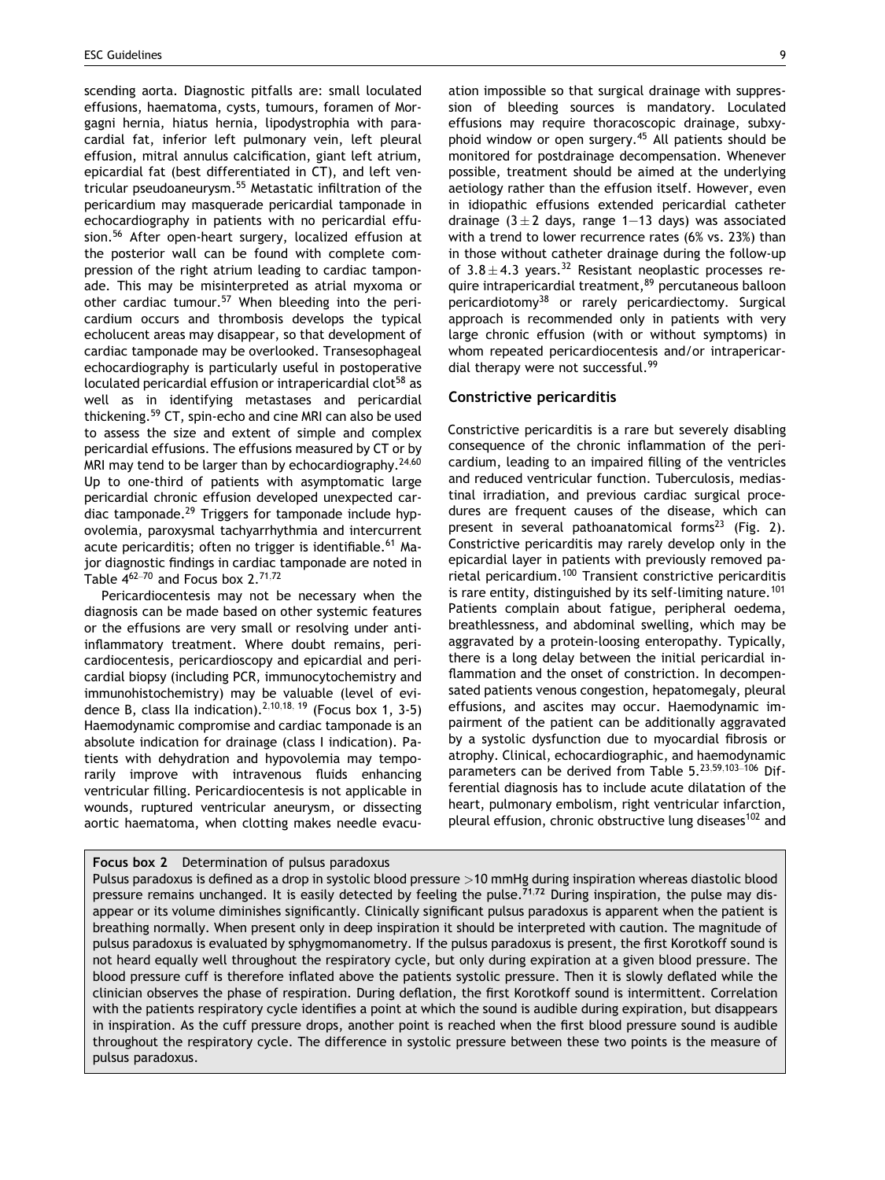scending aorta. Diagnostic pitfalls are: small loculated effusions, haematoma, cysts, tumours, foramen of Morgagni hernia, hiatus hernia, lipodystrophia with paracardial fat, inferior left pulmonary vein, left pleural effusion, mitral annulus calcification, giant left atrium, epicardial fat (best differentiated in CT), and left ventricular pseudoaneurysm.[55] Metastatic infiltration of the pericardium may masquerade pericardial tamponade in echocardiography in patients with no pericardial effusion.[56] After open-heart surgery, localized effusion at the posterior wall can be found with complete compression of the right atrium leading to cardiac tamponade. This may be misinterpreted as atrial myxoma or other cardiac tumour.[57] When bleeding into the pericardium occurs and thrombosis develops the typical echolucent areas may disappear, so that development of cardiac tamponade may be overlooked. Transesophageal echocardiography is particularly useful in postoperative loculated pericardial effusion or intrapericardial clot[58] as well as in identifying metastases and pericardial thickening.[59] CT, spin-echo and cine MRI can also be used to assess the size and extent of simple and complex pericardial effusions. The effusions measured by CT or by MRI may tend to be larger than by echocardiography.[24,60] Up to one-third of patients with asymptomatic large pericardial chronic effusion developed unexpected cardiac tamponade.[29] Triggers for tamponade include hypovolemia, paroxysmal tachyarrhythmia and intercurrent acute pericarditis; often no trigger is identifiable.[61] Major diagnostic findings in cardiac tamponade are noted in Table 4[62–70] and Focus box 2.[71,72]

Pericardiocentesis may not be necessary when the diagnosis can be made based on other systemic features or the effusions are very small or resolving under anti-inflammatory treatment. Where doubt remains, pericardiocentesis, pericardioscopy and epicardial and pericardial biopsy (including PCR, immunocytochemistry and immunohistochemistry) may be valuable (level of evidence B, class IIa indication).[2,10,18, 19] (Focus box 1, 3-5) Haemodynamic compromise and cardiac tamponade is an absolute indication for drainage (class I indication). Patients with dehydration and hypovolemia may temporarily improve with intravenous fluids enhancing ventricular filling. Pericardiocentesis is not applicable in wounds, ruptured ventricular aneurysm, or dissecting aortic haematoma, when clotting makes needle evacuation impossible so that surgical drainage with suppression of bleeding sources is mandatory. Loculated effusions may require thoracoscopic drainage, subxyphoid window or open surgery.[45] All patients should be monitored for postdrainage decompensation. Whenever possible, treatment should be aimed at the underlying aetiology rather than the effusion itself. However, even in idiopathic effusions extended pericardial catheter drainage ($3 \pm 2$ days, range 1–13 days) was associated with a trend to lower recurrence rates (6% vs. 23%) than in those without catheter drainage during the follow-up of $3.8 \pm 4.3$ years.[32] Resistant neoplastic processes require intrapericardial treatment,[89] percutaneous balloon pericardiotomy[38] or rarely pericardiectomy. Surgical approach is recommended only in patients with very large chronic effusion (with or without symptoms) in whom repeated pericardiocentesis and/or intrapericardial therapy were not successful.[99]

## Constrictive pericarditis

Constrictive pericarditis is a rare but severely disabling consequence of the chronic inflammation of the pericardium, leading to an impaired filling of the ventricles and reduced ventricular function. Tuberculosis, mediastinal irradiation, and previous cardiac surgical procedures are frequent causes of the disease, which can present in several pathoanatomical forms[23] (Fig. 2). Constrictive pericarditis may rarely develop only in the epicardial layer in patients with previously removed parietal pericardium.[100] Transient constrictive pericarditis is rare entity, distinguished by its self-limiting nature.[101] Patients complain about fatigue, peripheral oedema, breathlessness, and abdominal swelling, which may be aggravated by a protein-loosing enteropathy. Typically, there is a long delay between the initial pericardial inflammation and the onset of constriction. In decompensated patients venous congestion, hepatomegaly, pleural effusions, and ascites may occur. Haemodynamic impairment of the patient can be additionally aggravated by a systolic dysfunction due to myocardial fibrosis or atrophy. Clinical, echocardiographic, and haemodynamic parameters can be derived from Table 5.[23,59,103–106] Differential diagnosis has to include acute dilatation of the heart, pulmonary embolism, right ventricular infarction, pleural effusion, chronic obstructive lung diseases[102] and

**Focus box 2** Determination of pulsus paradoxus

Pulsus paradoxus is defined as a drop in systolic blood pressure >10 mmHg during inspiration whereas diastolic blood pressure remains unchanged. It is easily detected by feeling the pulse.[71,72] During inspiration, the pulse may disappear or its volume diminishes significantly. Clinically significant pulsus paradoxus is apparent when the patient is breathing normally. When present only in deep inspiration it should be interpreted with caution. The magnitude of pulsus paradoxus is evaluated by sphygmomanometry. If the pulsus paradoxus is present, the first Korotkoff sound is not heard equally well throughout the respiratory cycle, but only during expiration at a given blood pressure. The blood pressure cuff is therefore inflated above the patients systolic pressure. Then it is slowly deflated while the clinician observes the phase of respiration. During deflation, the first Korotkoff sound is intermittent. Correlation with the patients respiratory cycle identifies a point at which the sound is audible during expiration, but disappears in inspiration. As the cuff pressure drops, another point is reached when the first blood pressure sound is audible throughout the respiratory cycle. The difference in systolic pressure between these two points is the measure of pulsus paradoxus.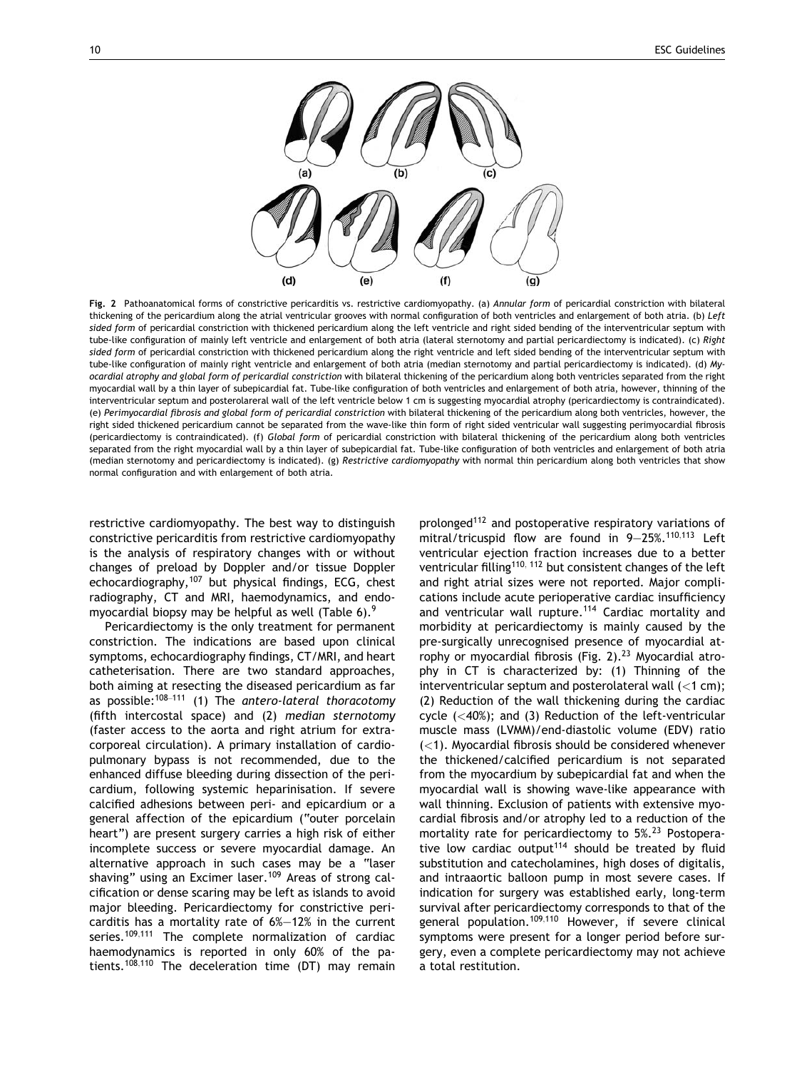(a) (b) (c)

(d) (e) (f) (g)

**Fig. 2** Pathoanatomical forms of constrictive pericarditis vs. restrictive cardiomyopathy. (a) *Annular form* of pericardial constriction with bilateral thickening of the pericardium along the atrial ventricular grooves with normal configuration of both ventricles and enlargement of both atria. (b) *Left sided form* of pericardial constriction with thickened pericardium along the left ventricle and right sided bending of the interventricular septum with tube-like configuration of mainly left ventricle and enlargement of both atria (lateral sternotomy and partial pericardiectomy is indicated). (c) *Right sided form* of pericardial constriction with thickened pericardium along the right ventricle and left sided bending of the interventricular septum with tube-like configuration of mainly right ventricle and enlargement of both atria (median sternotomy and partial pericardiectomy is indicated). (d) *Myocardial atrophy and global form of pericardial constriction* with bilateral thickening of the pericardium along both ventricles separated from the right myocardial wall by a thin layer of subepicardial fat. Tube-like configuration of both ventricles and enlargement of both atria, however, thinning of the interventricular septum and posterolareral wall of the left ventricle below 1 cm is suggesting myocardial atrophy (pericardiectomy is contraindicated). (e) *Perimyocardial fibrosis and global form of pericardial constriction* with bilateral thickening of the pericardium along both ventricles, however, the right sided thickened pericardium cannot be separated from the wave-like thin form of right sided ventricular wall suggesting perimyocardial fibrosis (pericardiectomy is contraindicated). (f) *Global form* of pericardial constriction with bilateral thickening of the pericardium along both ventricles separated from the right myocardial wall by a thin layer of subepicardial fat. Tube-like configuration of both ventricles and enlargement of both atria (median sternotomy and pericardiectomy is indicated). (g) *Restrictive cardiomyopathy* with normal thin pericardium along both ventricles that show normal configuration and with enlargement of both atria.

restrictive cardiomyopathy. The best way to distinguish constrictive pericarditis from restrictive cardiomyopathy is the analysis of respiratory changes with or without changes of preload by Doppler and/or tissue Doppler echocardiography,[107] but physical findings, ECG, chest radiography, CT and MRI, haemodynamics, and endomyocardial biopsy may be helpful as well (Table 6).[9]

Pericardiectomy is the only treatment for permanent constriction. The indications are based upon clinical symptoms, echocardiography findings, CT/MRI, and heart catheterisation. There are two standard approaches, both aiming at resecting the diseased pericardium as far as possible:[108–111] (1) The *antero-lateral thoracotomy* (fifth intercostal space) and (2) *median sternotomy* (faster access to the aorta and right atrium for extracorporeal circulation). A primary installation of cardiopulmonary bypass is not recommended, due to the enhanced diffuse bleeding during dissection of the pericardium, following systemic heparinisation. If severe calcified adhesions between peri- and epicardium or a general affection of the epicardium ("outer porcelain heart") are present surgery carries a high risk of either incomplete success or severe myocardial damage. An alternative approach in such cases may be a "laser shaving" using an Excimer laser.[109] Areas of strong calcification or dense scaring may be left as islands to avoid major bleeding. Pericardiectomy for constrictive pericarditis has a mortality rate of 6%–12% in the current series.[109,111] The complete normalization of cardiac haemodynamics is reported in only 60% of the patients.[108,110] The deceleration time (DT) may remain prolonged[112] and postoperative respiratory variations of mitral/tricuspid flow are found in 9–25%.[110,113] Left ventricular ejection fraction increases due to a better ventricular filling[110, 112] but consistent changes of the left and right atrial sizes were not reported. Major complications include acute perioperative cardiac insufficiency and ventricular wall rupture.[114] Cardiac mortality and morbidity at pericardiectomy is mainly caused by the pre-surgically unrecognised presence of myocardial atrophy or myocardial fibrosis (Fig. 2).[23] Myocardial atrophy in CT is characterized by: (1) Thinning of the interventricular septum and posterolateral wall (<1 cm); (2) Reduction of the wall thickening during the cardiac cycle (<40%); and (3) Reduction of the left-ventricular muscle mass (LVMM)/end-diastolic volume (EDV) ratio (<1). Myocardial fibrosis should be considered whenever the thickened/calcified pericardium is not separated from the myocardium by subepicardial fat and when the myocardial wall is showing wave-like appearance with wall thinning. Exclusion of patients with extensive myocardial fibrosis and/or atrophy led to a reduction of the mortality rate for pericardiectomy to 5%.[23] Postoperative low cardiac output[114] should be treated by fluid substitution and catecholamines, high doses of digitalis, and intraaortic balloon pump in most severe cases. If indication for surgery was established early, long-term survival after pericardiectomy corresponds to that of the general population.[109,110] However, if severe clinical symptoms were present for a longer period before surgery, even a complete pericardiectomy may not achieve a total restitution.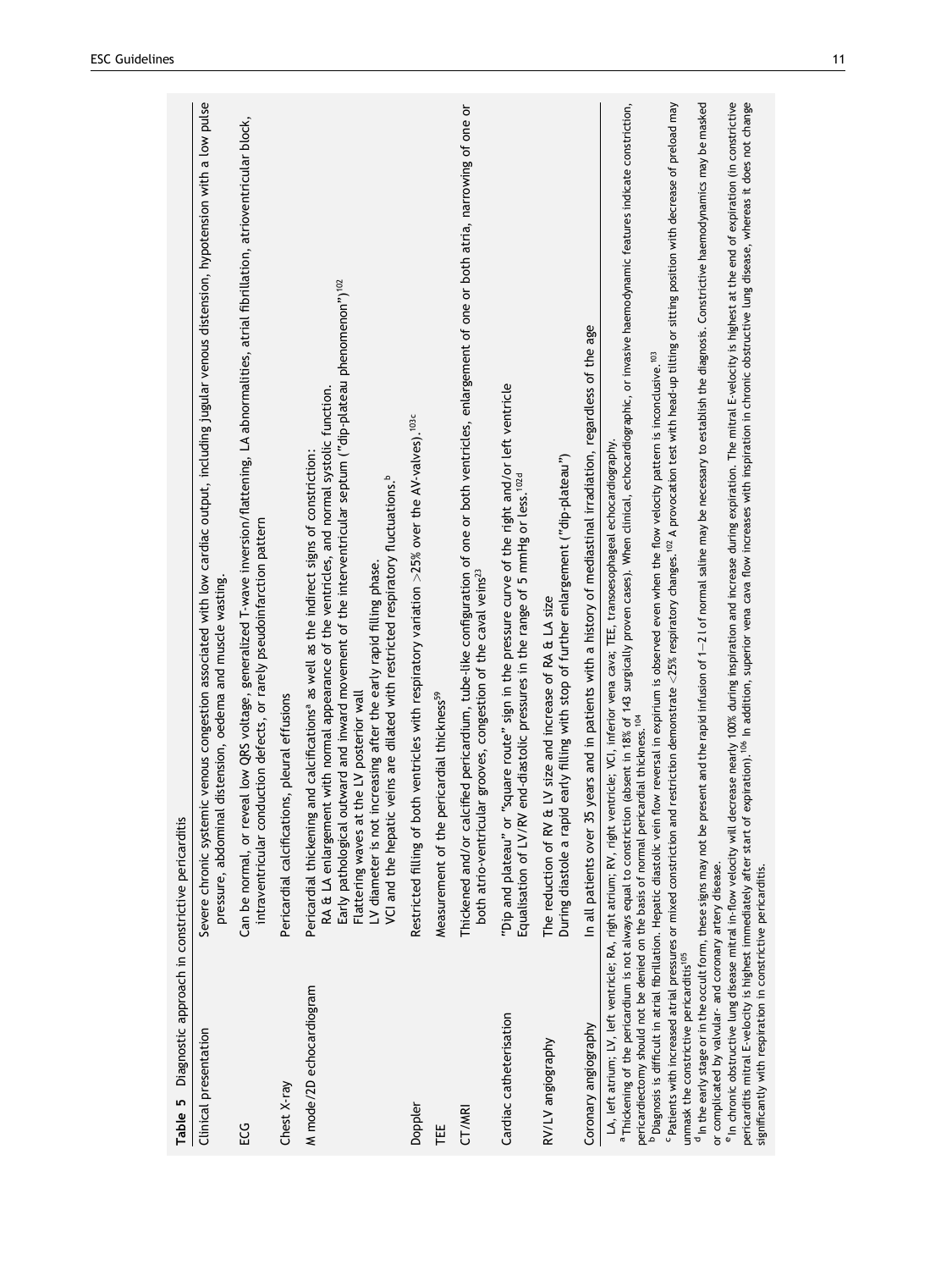**Table 5** Diagnostic approach in constrictive pericarditis

| | |
|---|---|
| Clinical presentation | Severe chronic systemic venous congestion associated with low cardiac output, including jugular venous distension, hypotension with a low pulse pressure, abdominal distension, oedema and muscle wasting. |
| ECG | Can be normal, or reveal low QRS voltage, generalized T-wave inversion/flattening, LA abnormalities, atrial fibrillation, atrioventricular block, intraventricular conduction defects, or rarely pseudoinfarction pattern |
| Chest X-ray | Pericardial calcifications, pleural effusions |
| M mode/2D echocardiogram | Pericardial thickening and calcifications[a] as well as the indirect signs of constriction:<br>RA & LA enlargement with normal appearance of the ventricles, and normal systolic function.<br>Early pathological outward and inward movement of the interventricular septum ("dip-plateau phenomenon")[102]<br>Flattening waves at the LV posterior wall<br>LV diameter is not increasing after the early rapid filling phase.<br>VCI and the hepatic veins are dilated with restricted respiratory fluctuations.[b] |
| Doppler | Restricted filling of both ventricles with respiratory variation >25% over the AV-valves).[103c] |
| TEE | Measurement of the pericardial thickness[59] |
| CT/MRI | Thickened and/or calcified pericardium, tube-like configuration of one or both ventricles, enlargement of one or both atria, narrowing of one or both atrio-ventricular grooves, congestion of the caval veins[23] |
| Cardiac catheterisation | "Dip and plateau" or "square route" sign in the pressure curve of the right and/or left ventricle<br>Equalisation of LV/RV end-diastolic pressures in the range of 5 mmHg or less.[102d] |
| RV/LV angiography | The reduction of RV & LV size and increase of RA & LA size<br>During diastole a rapid early filling with stop of further enlargement ("dip-plateau") |
| Coronary angiography | In all patients over 35 years and in patients with a history of mediastinal irradiation, regardless of the age |

LA, left atrium; LV, left ventricle; RA, right atrium; RV, right ventricle; VCI, inferior vena cava; TEE, transoesophageal echocardiography.

[a] Thickening of the pericardium is not always equal to constriction (absent in 18% of 143 surgically proven cases). When clinical, echocardiographic, or invasive haemodynamic features indicate constriction, pericardiectomy should not be denied on the basis of normal pericardial thickness.[104]

[b] Diagnosis is difficult in atrial fibrillation. Hepatic diastolic vein flow reversal in expirium is observed even when the flow velocity pattern is inconclusive.[103]

[c] Patients with increased atrial pressures or mixed constriction and restriction demonstrate <25% respiratory changes.[102] A provocation test with head-up tilting or sitting position with decrease of preload may unmask the constrictive pericarditis[105]

[d] In the early stage or in the occult form, these signs may not be present and the rapid infusion of 1–2 l of normal saline may be necessary to establish the diagnosis. Constrictive haemodynamics may be masked or complicated by valvular- and coronary artery disease.

[e] In chronic obstructive lung disease mitral in-flow velocity will decrease nearly 100% during inspiration and increase during expiration. The mitral E-velocity is highest at the end of expiration (in constrictive pericarditis mitral E-velocity is highest immediately after start of expiration).[106] In addition, superior vena cava flow increases with inspiration in chronic obstructive lung disease, whereas it does not change significantly with respiration in constrictive pericarditis.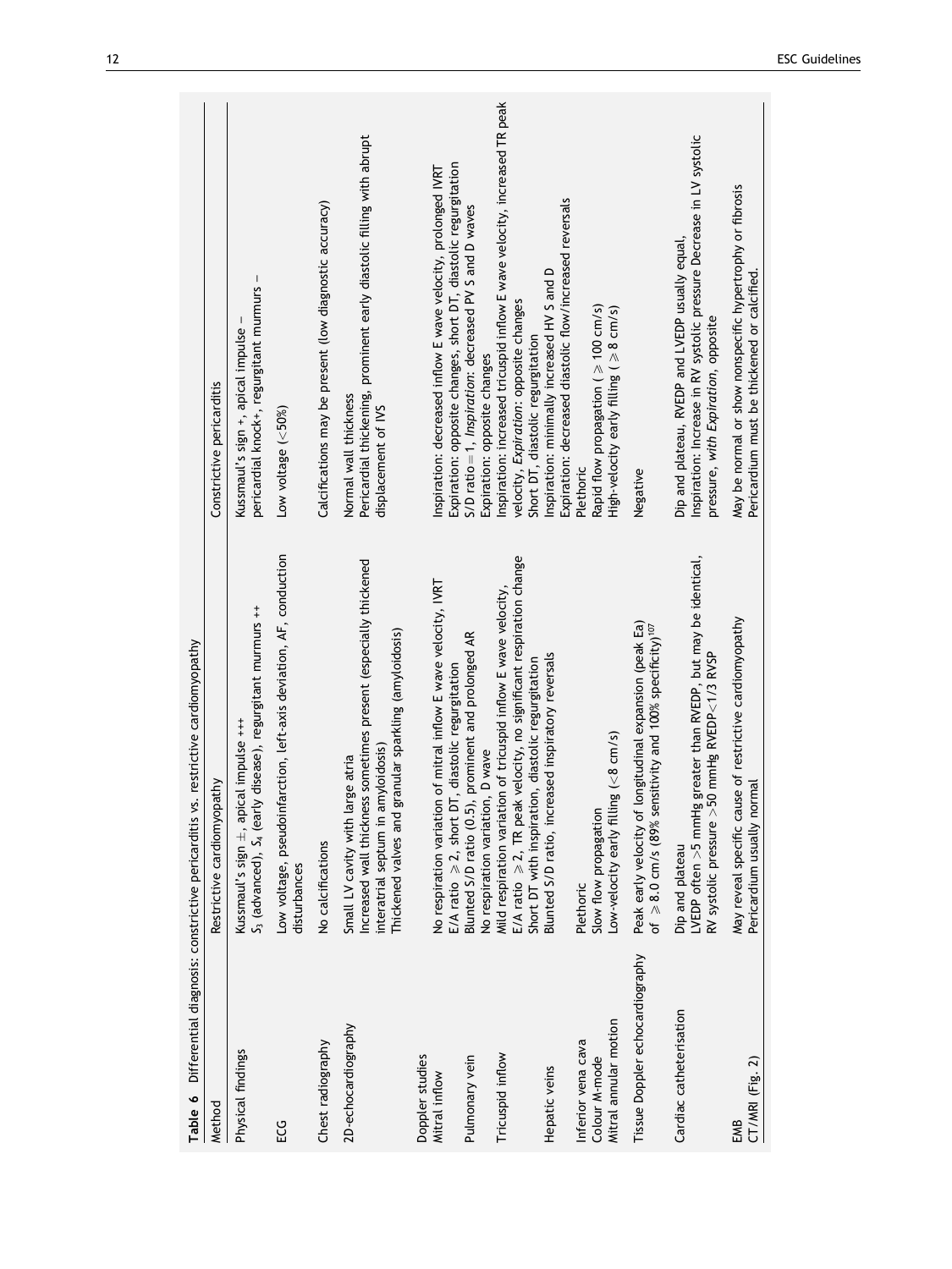**Table 6** Differential diagnosis: constrictive pericarditis vs. restrictive cardiomyopathy

| Method | Restrictive cardiomyopathy | Constrictive pericarditis |
|---|---|---|
| Physical findings | Kussmaul's sign ±, apical impulse +++<br>$S_3$ (advanced), $S_4$ (early disease), regurgitant murmurs ++ | Kussmaul's sign +, apical impulse –<br>pericardial knock+, regurgitant murmurs – |
| ECG | Low voltage, pseudoinfarction, left-axis deviation, AF, conduction disturbances | Low voltage (<50%) |
| Chest radiography | No calcifications | Calcifications may be present (low diagnostic accuracy) |
| 2D-echocardiography | Small LV cavity with large atria<br>Increased wall thickness sometimes present (especially thickened interatrial septum in amyloidosis)<br>Thickened valves and granular sparkling (amyloidosis) | Normal wall thickness<br>Pericardial thickening, prominent early diastolic filling with abrupt displacement of IVS |
| Doppler studies | | |
| Mitral inflow | No respiration variation of mitral inflow E wave velocity, IVRT<br>E/A ratio ≥2, short DT, diastolic regurgitation | Inspiration: decreased inflow E wave velocity, prolonged IVRT<br>Expiration: opposite changes, short DT, diastolic regurgitation |
| Pulmonary vein | Blunted S/D ratio (0.5), prominent and prolonged AR<br>No respiration variation, D wave | S/D ratio = 1, *Inspiration*: decreased PV S and D waves<br>Expiration: opposite changes |
| Tricuspid inflow | Mild respiration variation of tricuspid inflow E wave velocity,<br>E/A ratio ≥2, TR peak velocity, no significant respiration change<br>Short DT with inspiration, diastolic regurgitation | Inspiration: increased tricuspid inflow E wave velocity, increased TR peak velocity, *Expiration*: opposite changes<br>Short DT, diastolic regurgitation |
| Hepatic veins | Blunted S/D ratio, increased inspiratory reversals | Inspiration: minimally increased HV S and D<br>Expiration: decreased diastolic flow/increased reversals |
| Inferior vena cava | Plethoric | Plethoric |
| Colour M-mode | Slow flow propagation | Rapid flow propagation (≥100 cm/s) |
| Mitral annular motion | Low-velocity early filling (<8 cm/s) | High-velocity early filling (≥8 cm/s) |
| Tissue Doppler echocardiography | Peak early velocity of longitudinal expansion (peak Ea) of ≥8.0 cm/s (89% sensitivity and 100% specificity)[107] | Negative |
| Cardiac catheterisation | Dip and plateau<br>LVEDP often >5 mmHg greater than RVEDP, but may be identical, RV systolic pressure >50 mmHg RVEDP<1/3 RVSP | Dip and plateau, RVEDP and LVEDP usually equal,<br>Inspiration: Increase in RV systolic pressure Decrease in LV systolic pressure, *with Expiration*, opposite |
| EMB | May reveal specific cause of restrictive cardiomyopathy | May be normal or show nonspecific hypertrophy or fibrosis |
| CT/MRI (Fig. 2) | Pericardium usually normal | Pericardium must be thickened or calcified. |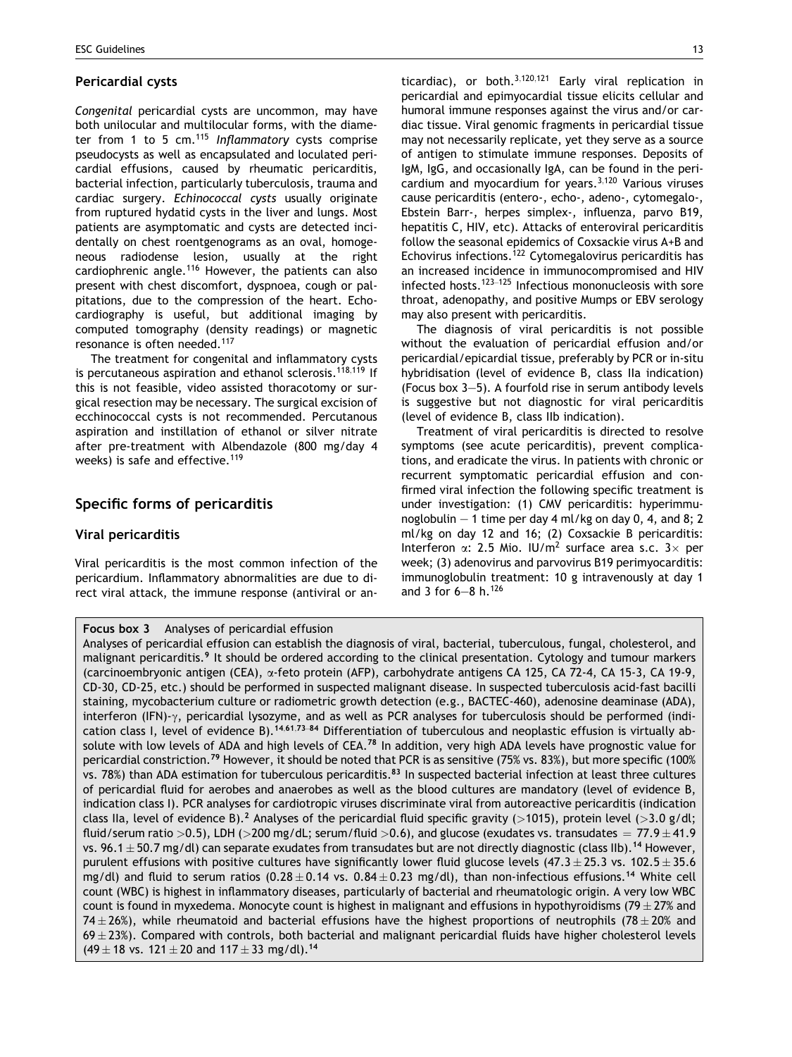### Pericardial cysts

*Congenital* pericardial cysts are uncommon, may have both unilocular and multilocular forms, with the diameter from 1 to 5 cm.[115] *Inflammatory* cysts comprise pseudocysts as well as encapsulated and loculated pericardial effusions, caused by rheumatic pericarditis, bacterial infection, particularly tuberculosis, trauma and cardiac surgery. *Echinococcal cysts* usually originate from ruptured hydatid cysts in the liver and lungs. Most patients are asymptomatic and cysts are detected incidentally on chest roentgenograms as an oval, homogeneous radiodense lesion, usually at the right cardiophrenic angle.[116] However, the patients can also present with chest discomfort, dyspnoea, cough or palpitations, due to the compression of the heart. Echocardiography is useful, but additional imaging by computed tomography (density readings) or magnetic resonance is often needed.[117]

The treatment for congenital and inflammatory cysts is percutaneous aspiration and ethanol sclerosis.[118,119] If this is not feasible, video assisted thoracotomy or surgical resection may be necessary. The surgical excision of ecchinococcal cysts is not recommended. Percutanous aspiration and instillation of ethanol or silver nitrate after pre-treatment with Albendazole (800 mg/day 4 weeks) is safe and effective.[119]

## Specific forms of pericarditis

### Viral pericarditis

Viral pericarditis is the most common infection of the pericardium. Inflammatory abnormalities are due to direct viral attack, the immune response (antiviral or anticardiac), or both.[3,120,121] Early viral replication in pericardial and epimyocardial tissue elicits cellular and humoral immune responses against the virus and/or cardiac tissue. Viral genomic fragments in pericardial tissue may not necessarily replicate, yet they serve as a source of antigen to stimulate immune responses. Deposits of IgM, IgG, and occasionally IgA, can be found in the pericardium and myocardium for years.[3,120] Various viruses cause pericarditis (entero-, echo-, adeno-, cytomegalo-, Ebstein Barr-, herpes simplex-, influenza, parvo B19, hepatitis C, HIV, etc). Attacks of enteroviral pericarditis follow the seasonal epidemics of Coxsackie virus A+B and Echovirus infections.[122] Cytomegalovirus pericarditis has an increased incidence in immunocompromised and HIV infected hosts.[123–125] Infectious mononucleosis with sore throat, adenopathy, and positive Mumps or EBV serology may also present with pericarditis.

The diagnosis of viral pericarditis is not possible without the evaluation of pericardial effusion and/or pericardial/epicardial tissue, preferably by PCR or in-situ hybridisation (level of evidence B, class IIa indication) (Focus box 3–5). A fourfold rise in serum antibody levels is suggestive but not diagnostic for viral pericarditis (level of evidence B, class IIb indication).

Treatment of viral pericarditis is directed to resolve symptoms (see acute pericarditis), prevent complications, and eradicate the virus. In patients with chronic or recurrent symptomatic pericardial effusion and confirmed viral infection the following specific treatment is under investigation: (1) CMV pericarditis: hyperimmunoglobulin – 1 time per day 4 ml/kg on day 0, 4, and 8; 2 ml/kg on day 12 and 16; (2) Coxsackie B pericarditis: Interferon $\alpha$: 2.5 Mio. IU/m$^2$ surface area s.c. 3× per week; (3) adenovirus and parvovirus B19 perimyocarditis: immunoglobulin treatment: 10 g intravenously at day 1 and 3 for 6–8 h.[126]

**Focus box 3** Analyses of pericardial effusion

Analyses of pericardial effusion can establish the diagnosis of viral, bacterial, tuberculous, fungal, cholesterol, and malignant pericarditis.[9] It should be ordered according to the clinical presentation. Cytology and tumour markers (carcinoembryonic antigen (CEA), $\alpha$-feto protein (AFP), carbohydrate antigens CA 125, CA 72-4, CA 15-3, CA 19-9, CD-30, CD-25, etc.) should be performed in suspected malignant disease. In suspected tuberculosis acid-fast bacilli staining, mycobacterium culture or radiometric growth detection (e.g., BACTEC-460), adenosine deaminase (ADA), interferon (IFN)-$\gamma$, pericardial lysozyme, and as well as PCR analyses for tuberculosis should be performed (indication class I, level of evidence B).[14,61,73–84] Differentiation of tuberculous and neoplastic effusion is virtually absolute with low levels of ADA and high levels of CEA.[78] In addition, very high ADA levels have prognostic value for pericardial constriction.[79] However, it should be noted that PCR is as sensitive (75% vs. 83%), but more specific (100% vs. 78%) than ADA estimation for tuberculous pericarditis.[83] In suspected bacterial infection at least three cultures of pericardial fluid for aerobes and anaerobes as well as the blood cultures are mandatory (level of evidence B, indication class I). PCR analyses for cardiotropic viruses discriminate viral from autoreactive pericarditis (indication class IIa, level of evidence B).[2] Analyses of the pericardial fluid specific gravity (>1015), protein level (>3.0 g/dl; fluid/serum ratio >0.5), LDH (>200 mg/dL; serum/fluid >0.6), and glucose (exudates vs. transudates = $77.9 \pm 41.9$ vs. $96.1 \pm 50.7$ mg/dl) can separate exudates from transudates but are not directly diagnostic (class IIb).[14] However, purulent effusions with positive cultures have significantly lower fluid glucose levels ($47.3 \pm 25.3$ vs. $102.5 \pm 35.6$ mg/dl) and fluid to serum ratios ($0.28 \pm 0.14$ vs. $0.84 \pm 0.23$ mg/dl), than non-infectious effusions.[14] White cell count (WBC) is highest in inflammatory diseases, particularly of bacterial and rheumatologic origin. A very low WBC count is found in myxedema. Monocyte count is highest in malignant and effusions in hypothyroidisms ($79 \pm 27$% and $74 \pm 26$%), while rheumatoid and bacterial effusions have the highest proportions of neutrophils ($78 \pm 20$% and $69 \pm 23$%). Compared with controls, both bacterial and malignant pericardial fluids have higher cholesterol levels ($49 \pm 18$ vs. $121 \pm 20$ and $117 \pm 33$ mg/dl).[14]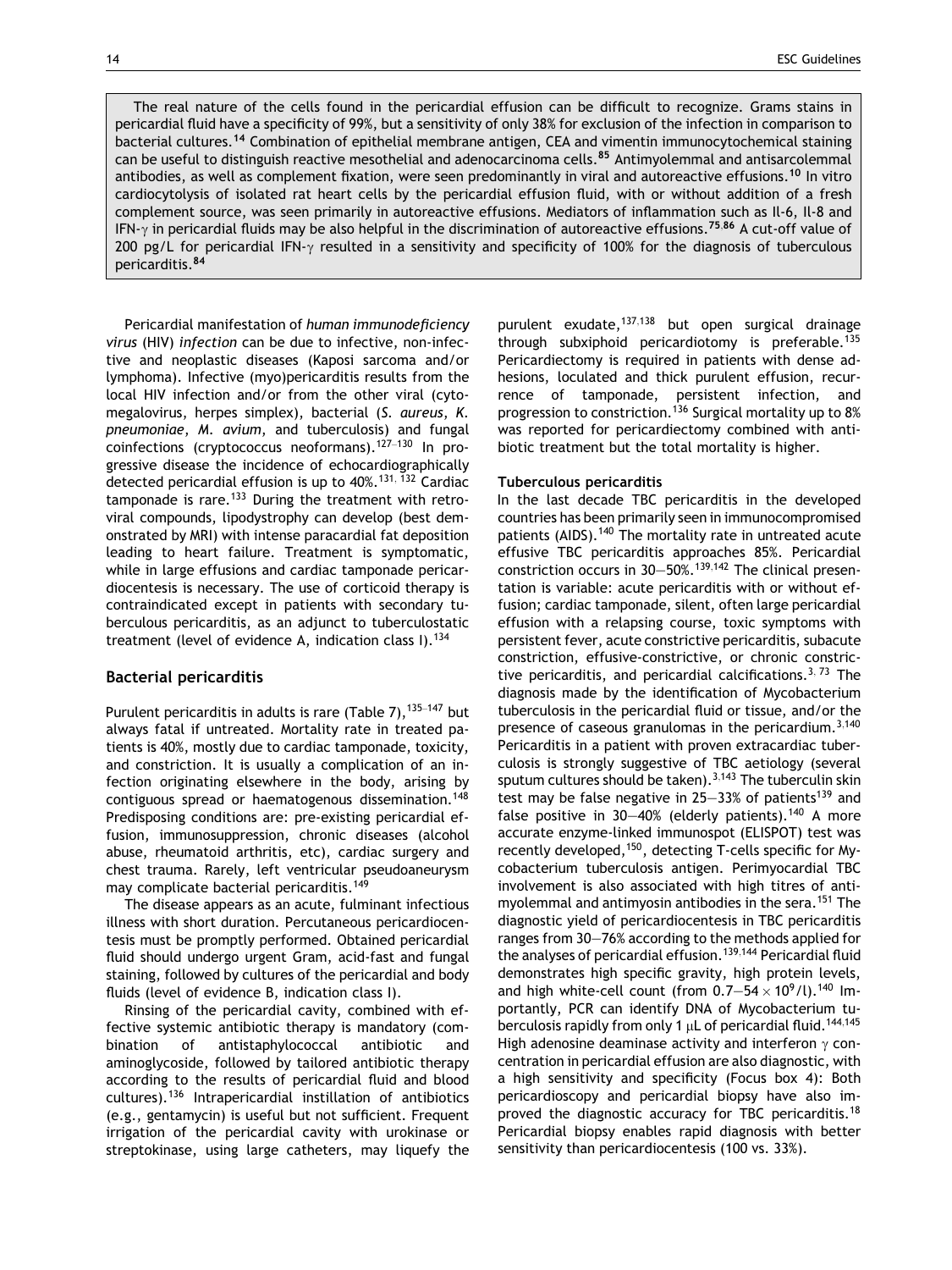The real nature of the cells found in the pericardial effusion can be difficult to recognize. Grams stains in pericardial fluid have a specificity of 99%, but a sensitivity of only 38% for exclusion of the infection in comparison to bacterial cultures.[14] Combination of epithelial membrane antigen, CEA and vimentin immunocytochemical staining can be useful to distinguish reactive mesothelial and adenocarcinoma cells.[85] Antimyolemmal and antisarcolemmal antibodies, as well as complement fixation, were seen predominantly in viral and autoreactive effusions.[10] In vitro cardiocytolysis of isolated rat heart cells by the pericardial effusion fluid, with or without addition of a fresh complement source, was seen primarily in autoreactive effusions. Mediators of inflammation such as Il-6, Il-8 and IFN-$\gamma$ in pericardial fluids may be also helpful in the discrimination of autoreactive effusions.[75,86] A cut-off value of 200 pg/L for pericardial IFN-$\gamma$ resulted in a sensitivity and specificity of 100% for the diagnosis of tuberculous pericarditis.[84]

Pericardial manifestation of *human immunodeficiency virus* (HIV) *infection* can be due to infective, non-infective and neoplastic diseases (Kaposi sarcoma and/or lymphoma). Infective (myo)pericarditis results from the local HIV infection and/or from the other viral (cytomegalovirus, herpes simplex), bacterial (*S. aureus*, *K. pneumoniae*, *M. avium*, and tuberculosis) and fungal coinfections (cryptococcus neoformans).[127–130] In progressive disease the incidence of echocardiographically detected pericardial effusion is up to 40%.[131,132] Cardiac tamponade is rare.[133] During the treatment with retroviral compounds, lipodystrophy can develop (best demonstrated by MRI) with intense paracardial fat deposition leading to heart failure. Treatment is symptomatic, while in large effusions and cardiac tamponade pericardiocentesis is necessary. The use of corticoid therapy is contraindicated except in patients with secondary tuberculous pericarditis, as an adjunct to tuberculostatic treatment (level of evidence A, indication class I).[134]

## Bacterial pericarditis

Purulent pericarditis in adults is rare (Table 7),[135–147] but always fatal if untreated. Mortality rate in treated patients is 40%, mostly due to cardiac tamponade, toxicity, and constriction. It is usually a complication of an infection originating elsewhere in the body, arising by contiguous spread or haematogenous dissemination.[148] Predisposing conditions are: pre-existing pericardial effusion, immunosuppression, chronic diseases (alcohol abuse, rheumatoid arthritis, etc), cardiac surgery and chest trauma. Rarely, left ventricular pseudoaneurysm may complicate bacterial pericarditis.[149]

The disease appears as an acute, fulminant infectious illness with short duration. Percutaneous pericardiocentesis must be promptly performed. Obtained pericardial fluid should undergo urgent Gram, acid-fast and fungal staining, followed by cultures of the pericardial and body fluids (level of evidence B, indication class I).

Rinsing of the pericardial cavity, combined with effective systemic antibiotic therapy is mandatory (combination of antistaphylococcal antibiotic and aminoglycoside, followed by tailored antibiotic therapy according to the results of pericardial fluid and blood cultures).[136] Intrapericardial instillation of antibiotics (e.g., gentamycin) is useful but not sufficient. Frequent irrigation of the pericardial cavity with urokinase or streptokinase, using large catheters, may liquefy the purulent exudate,[137,138] but open surgical drainage through subxiphoid pericardiotomy is preferable.[135] Pericardiectomy is required in patients with dense adhesions, loculated and thick purulent effusion, recurrence of tamponade, persistent infection, and progression to constriction.[136] Surgical mortality up to 8% was reported for pericardiectomy combined with antibiotic treatment but the total mortality is higher.

### Tuberculous pericarditis

In the last decade TBC pericarditis in the developed countries has been primarily seen in immunocompromised patients (AIDS).[140] The mortality rate in untreated acute effusive TBC pericarditis approaches 85%. Pericardial constriction occurs in 30–50%.[139,142] The clinical presentation is variable: acute pericarditis with or without effusion; cardiac tamponade, silent, often large pericardial effusion with a relapsing course, toxic symptoms with persistent fever, acute constrictive pericarditis, subacute constriction, effusive-constrictive, or chronic constrictive pericarditis, and pericardial calcifications.[3,73] The diagnosis made by the identification of Mycobacterium tuberculosis in the pericardial fluid or tissue, and/or the presence of caseous granulomas in the pericardium.[3,140] Pericarditis in a patient with proven extracardiac tuberculosis is strongly suggestive of TBC aetiology (several sputum cultures should be taken).[3,143] The tuberculin skin test may be false negative in 25–33% of patients[139] and false positive in 30–40% (elderly patients).[140] A more accurate enzyme-linked immunospot (ELISPOT) test was recently developed,[150], detecting T-cells specific for Mycobacterium tuberculosis antigen. Perimyocardial TBC involvement is also associated with high titres of antimyolemmal and antimyosin antibodies in the sera.[151] The diagnostic yield of pericardiocentesis in TBC pericarditis ranges from 30–76% according to the methods applied for the analyses of pericardial effusion.[139,144] Pericardial fluid demonstrates high specific gravity, high protein levels, and high white-cell count (from $0.7–54 \times 10^9$/l).[140] Importantly, PCR can identify DNA of Mycobacterium tuberculosis rapidly from only 1 $\mu$L of pericardial fluid.[144,145] High adenosine deaminase activity and interferon $\gamma$ concentration in pericardial effusion are also diagnostic, with a high sensitivity and specificity (Focus box 4): Both pericardioscopy and pericardial biopsy have also improved the diagnostic accuracy for TBC pericarditis.[18] Pericardial biopsy enables rapid diagnosis with better sensitivity than pericardiocentesis (100 vs. 33%).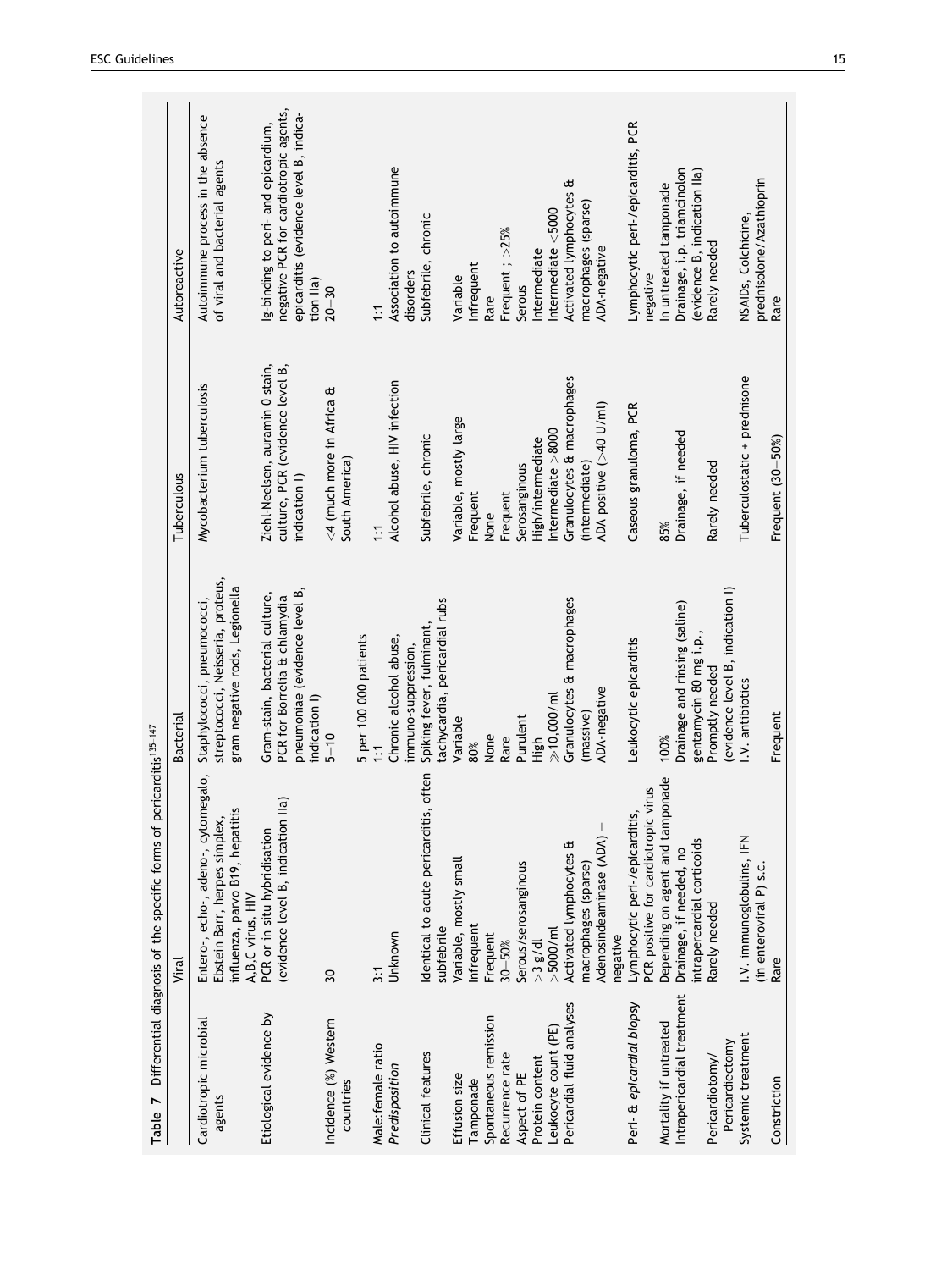**Table 7** Differential diagnosis of the specific forms of pericarditis[135-147]

| | Viral | Bacterial | Tuberculous | Autoreactive |
|---|---|---|---|---|
| Cardiotropic microbial agents | Entero-, echo-, adeno-, cytomegalo, Ebstein Barr, herpes simplex, influenza, parvo B19, hepatitis A,B,C virus, HIV | Staphylococci, pneumococci, streptococci, Neisseria, proteus, gram negative rods, Legionella | Mycobacterium tuberculosis | Autoimmune process in the absence of viral and bacterial agents |
| Etiological evidence by | PCR or in situ hybridisation (evidence level B, indication IIa) | Gram-stain, bacterial culture, PCR for Borrelia & chlamydia pneumoniae (evidence level B, indication I) | Ziehl-Neelsen, auramin 0 stain, culture, PCR (evidence level B, indication I) | Ig-binding to peri- and epicardium, negative PCR for cardiotropic agents, epicarditis (evidence level B, indication IIa) |
| Incidence (%) Western countries | 30 | 5–10<br>5 per 100 000 patients | <4 (much more in Africa & South America) | 20–30 |
| Male:female ratio | 3:1 | 1:1 | 1:1 | 1:1 |
| *Predisposition* | Unknown | Chronic alcohol abuse, immuno-suppression, | Alcohol abuse, HIV infection | Association to autoimmune disorders |
| Clinical features | Identical to acute pericarditis, often subfebrile | Spiking fever, fulminant, tachycardia, pericardial rubs | Subfebrile, chronic | Subfebrile, chronic |
| Effusion size | Variable, mostly small | Variable | Variable, mostly large | Variable |
| Tamponade | Infrequent | 80% | Frequent | Infrequent |
| Spontaneous remission | Frequent | None | None | Rare |
| Recurrence rate | 30–50% | Rare | Frequent | Frequent ; >25% |
| Aspect of PE | Serous/serosanginous | Purulent | Serosanginous | Serous |
| Protein content | >3 g/dl | High | High/intermediate | Intermediate |
| Leukocyte count (PE) | >5000/ml | ≫10,000/ml | Intermediate >8000 | Intermediate <5000 |
| Pericardial fluid analyses | Activated lymphocytes & macrophages (sparse) Adenosindeaminase (ADA) – negative | Granulocytes & macrophages (massive) ADA-negative | Granulocytes & macrophages (intermediate) ADA positive (>40 U/ml) | Activated lymphocytes & macrophages (sparse) ADA-negative |
| Peri- & *epicardial biopsy* | Lymphocytic peri-/epicarditis, PCR positive for cardiotropic virus | Leukocytic epicarditis | Caseous granuloma, PCR | Lymphocytic peri-/epicarditis, PCR negative |
| Mortality if untreated | Depending on agent and tamponade | 100% | 85% | In untreated tamponade |
| Intrapericardial treatment | Drainage, if needed, no intrapercardial corticoids | Drainage and rinsing (saline) gentamycin 80 mg i.p., | Drainage, if needed | Drainage, i.p. triamcinolon (evidence B, indication IIa) |
| Pericardiotomy/ Pericardiectomy | Rarely needed | Promptly needed (evidence level B, indication I) | Rarely needed | Rarely needed |
| Systemic treatment | I.V. immunoglobulins, IFN (in enteroviral P) s.c. | I.V. antibiotics | Tuberculostatic + prednisone | NSAIDs, Colchicine, prednisolone/Azathioprin |
| Constriction | Rare | Frequent | Frequent (30–50%) | Rare |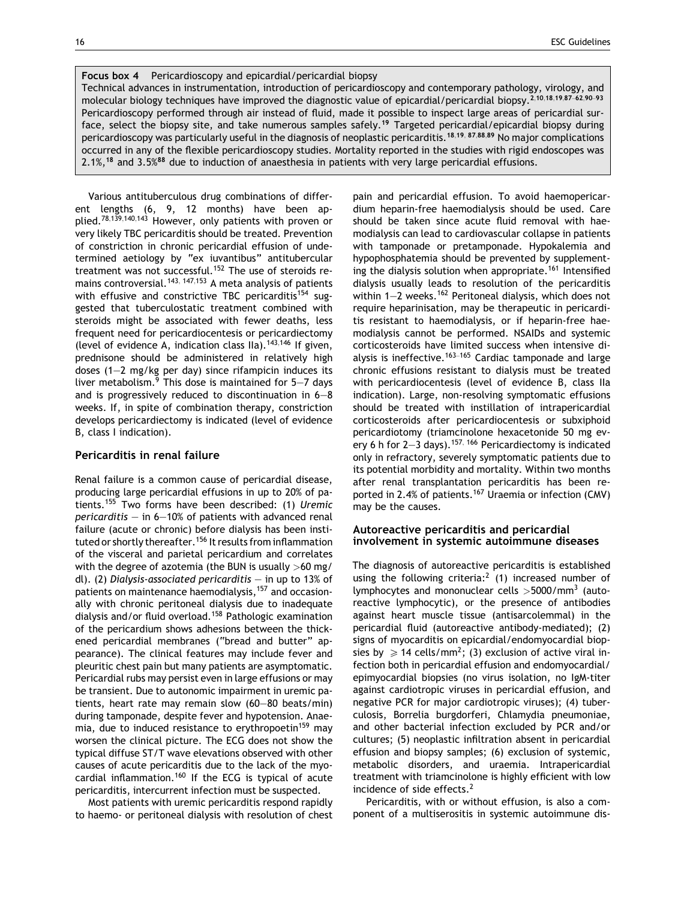**Focus box 4** Pericardioscopy and epicardial/pericardial biopsy

Technical advances in instrumentation, introduction of pericardioscopy and contemporary pathology, virology, and molecular biology techniques have improved the diagnostic value of epicardial/pericardial biopsy.[2,10,18,19,87–62,90–93] Pericardioscopy performed through air instead of fluid, made it possible to inspect large areas of pericardial surface, select the biopsy site, and take numerous samples safely.[19] Targeted pericardial/epicardial biopsy during pericardioscopy was particularly useful in the diagnosis of neoplastic pericarditis.[18,19, 87,88,89] No major complications occurred in any of the flexible pericardioscopy studies. Mortality reported in the studies with rigid endoscopes was 2.1%,[18] and 3.5%[88] due to induction of anaesthesia in patients with very large pericardial effusions.

Various antituberculous drug combinations of different lengths (6, 9, 12 months) have been applied.[78,139,140,143] However, only patients with proven or very likely TBC pericarditis should be treated. Prevention of constriction in chronic pericardial effusion of undetermined aetiology by "ex iuvantibus" antitubercular treatment was not successful.[152] The use of steroids remains controversial.[143, 147,153] A meta analysis of patients with effusive and constrictive TBC pericarditis[154] suggested that tuberculostatic treatment combined with steroids might be associated with fewer deaths, less frequent need for pericardiocentesis or pericardiectomy (level of evidence A, indication class IIa).[143,146] If given, prednisone should be administered in relatively high doses (1–2 mg/kg per day) since rifampicin induces its liver metabolism.[9] This dose is maintained for 5–7 days and is progressively reduced to discontinuation in 6–8 weeks. If, in spite of combination therapy, constriction develops pericardiectomy is indicated (level of evidence B, class I indication).

## Pericarditis in renal failure

Renal failure is a common cause of pericardial disease, producing large pericardial effusions in up to 20% of patients.[155] Two forms have been described: (1) *Uremic pericarditis* – in 6–10% of patients with advanced renal failure (acute or chronic) before dialysis has been instituted or shortly thereafter.[156] It results from inflammation of the visceral and parietal pericardium and correlates with the degree of azotemia (the BUN is usually >60 mg/dl). (2) *Dialysis-associated pericarditis* – in up to 13% of patients on maintenance haemodialysis,[157] and occasionally with chronic peritoneal dialysis due to inadequate dialysis and/or fluid overload.[158] Pathologic examination of the pericardium shows adhesions between the thickened pericardial membranes ("bread and butter" appearance). The clinical features may include fever and pleuritic chest pain but many patients are asymptomatic. Pericardial rubs may persist even in large effusions or may be transient. Due to autonomic impairment in uremic patients, heart rate may remain slow (60–80 beats/min) during tamponade, despite fever and hypotension. Anaemia, due to induced resistance to erythropoetin[159] may worsen the clinical picture. The ECG does not show the typical diffuse ST/T wave elevations observed with other causes of acute pericarditis due to the lack of the myocardial inflammation.[160] If the ECG is typical of acute pericarditis, intercurrent infection must be suspected.

Most patients with uremic pericarditis respond rapidly to haemo- or peritoneal dialysis with resolution of chest pain and pericardial effusion. To avoid haemopericardium heparin-free haemodialysis should be used. Care should be taken since acute fluid removal with haemodialysis can lead to cardiovascular collapse in patients with tamponade or pretamponade. Hypokalemia and hypophosphatemia should be prevented by supplementing the dialysis solution when appropriate.[161] Intensified dialysis usually leads to resolution of the pericarditis within 1–2 weeks.[162] Peritoneal dialysis, which does not require heparinisation, may be therapeutic in pericarditis resistant to haemodialysis, or if heparin-free haemodialysis cannot be performed. NSAIDs and systemic corticosteroids have limited success when intensive dialysis is ineffective.[163–165] Cardiac tamponade and large chronic effusions resistant to dialysis must be treated with pericardiocentesis (level of evidence B, class IIa indication). Large, non-resolving symptomatic effusions should be treated with instillation of intrapericardial corticosteroids after pericardiocentesis or subxiphoid pericardiotomy (triamcinolone hexacetonide 50 mg every 6 h for 2–3 days).[157, 166] Pericardiectomy is indicated only in refractory, severely symptomatic patients due to its potential morbidity and mortality. Within two months after renal transplantation pericarditis has been reported in 2.4% of patients.[167] Uraemia or infection (CMV) may be the causes.

## Autoreactive pericarditis and pericardial involvement in systemic autoimmune diseases

The diagnosis of autoreactive pericarditis is established using the following criteria:[2] (1) increased number of lymphocytes and mononuclear cells $>5000/mm^3$ (autoreactive lymphocytic), or the presence of antibodies against heart muscle tissue (antisarcolemmal) in the pericardial fluid (autoreactive antibody-mediated); (2) signs of myocarditis on epicardial/endomyocardial biopsies by $\geqslant 14$ cells/$mm^2$; (3) exclusion of active viral infection both in pericardial effusion and endomyocardial/epimyocardial biopsies (no virus isolation, no IgM-titer against cardiotropic viruses in pericardial effusion, and negative PCR for major cardiotropic viruses); (4) tuberculosis, Borrelia burgdorferi, Chlamydia pneumoniae, and other bacterial infection excluded by PCR and/or cultures; (5) neoplastic infiltration absent in pericardial effusion and biopsy samples; (6) exclusion of systemic, metabolic disorders, and uraemia. Intrapericardial treatment with triamcinolone is highly efficient with low incidence of side effects.[2]

Pericarditis, with or without effusion, is also a component of a multiserositis in systemic autoimmune dis-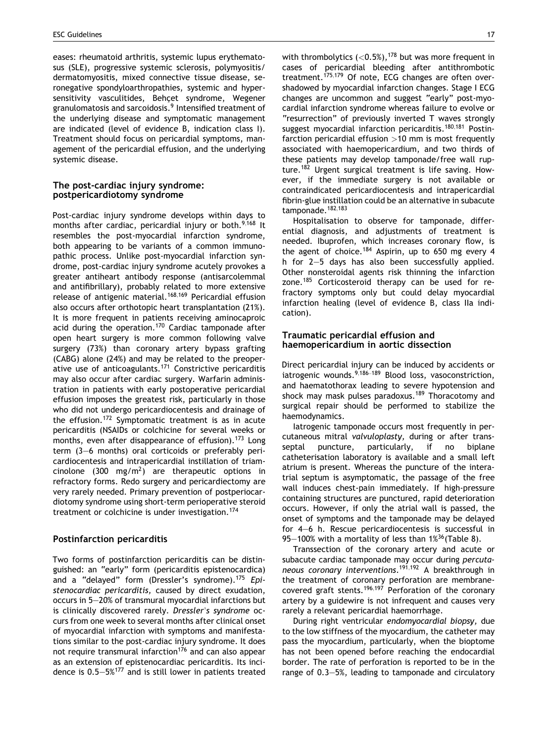eases: rheumatoid arthritis, systemic lupus erythematosus (SLE), progressive systemic sclerosis, polymyositis/dermatomyositis, mixed connective tissue disease, seronegative spondyloarthropathies, systemic and hypersensitivity vasculitides, Behçet syndrome, Wegener granulomatosis and sarcoidosis.[9] Intensified treatment of the underlying disease and symptomatic management are indicated (level of evidence B, indication class I). Treatment should focus on pericardial symptoms, management of the pericardial effusion, and the underlying systemic disease.

### The post-cardiac injury syndrome: postpericardiotomy syndrome

Post-cardiac injury syndrome develops within days to months after cardiac, pericardial injury or both.[9,168] It resembles the post-myocardial infarction syndrome, both appearing to be variants of a common immunopathic process. Unlike post-myocardial infarction syndrome, post-cardiac injury syndrome acutely provokes a greater antiheart antibody response (antisarcolemmal and antifibrillary), probably related to more extensive release of antigenic material.[168,169] Pericardial effusion also occurs after orthotopic heart transplantation (21%). It is more frequent in patients receiving aminocaproic acid during the operation.[170] Cardiac tamponade after open heart surgery is more common following valve surgery (73%) than coronary artery bypass grafting (CABG) alone (24%) and may be related to the preoperative use of anticoagulants.[171] Constrictive pericarditis may also occur after cardiac surgery. Warfarin administration in patients with early postoperative pericardial effusion imposes the greatest risk, particularly in those who did not undergo pericardiocentesis and drainage of the effusion.[172] Symptomatic treatment is as in acute pericarditis (NSAIDs or colchicine for several weeks or months, even after disappearance of effusion).[173] Long term (3–6 months) oral corticoids or preferably pericardiocentesis and intrapericardial instillation of triamcinolone (300 $mg/m^2$) are therapeutic options in refractory forms. Redo surgery and pericardiectomy are very rarely needed. Primary prevention of postperiocardiotomy syndrome using short-term perioperative steroid treatment or colchicine is under investigation.[174]

### Postinfarction pericarditis

Two forms of postinfarction pericarditis can be distinguished: an "early" form (pericarditis epistenocardica) and a "delayed" form (Dressler's syndrome).[175] *Epistenocardiac pericarditis,* caused by direct exudation, occurs in 5–20% of transmural myocardial infarctions but is clinically discovered rarely. *Dressler's syndrome* occurs from one week to several months after clinical onset of myocardial infarction with symptoms and manifestations similar to the post-cardiac injury syndrome. It does not require transmural infarction[176] and can also appear as an extension of epistenocardiac pericarditis. Its incidence is 0.5–5%[177] and is still lower in patients treated with thrombolytics (<0.5%),[178] but was more frequent in cases of pericardial bleeding after antithrombotic treatment.[175,179] Of note, ECG changes are often overshadowed by myocardial infarction changes. Stage I ECG changes are uncommon and suggest "early" post-myocardial infarction syndrome whereas failure to evolve or "resurrection" of previously inverted T waves strongly suggest myocardial infarction pericarditis.[180,181] Postinfarction pericardial effusion >10 mm is most frequently associated with haemopericardium, and two thirds of these patients may develop tamponade/free wall rupture.[182] Urgent surgical treatment is life saving. However, if the immediate surgery is not available or contraindicated pericardiocentesis and intrapericardial fibrin-glue instillation could be an alternative in subacute tamponade.[182,183]

Hospitalisation to observe for tamponade, differential diagnosis, and adjustments of treatment is needed. Ibuprofen, which increases coronary flow, is the agent of choice.[184] Aspirin, up to 650 mg every 4 h for 2–5 days has also been successfully applied. Other nonsteroidal agents risk thinning the infarction zone.[185] Corticosteroid therapy can be used for refractory symptoms only but could delay myocardial infarction healing (level of evidence B, class IIa indication).

### Traumatic pericardial effusion and haemopericardium in aortic dissection

Direct pericardial injury can be induced by accidents or iatrogenic wounds.[9,186–189] Blood loss, vasoconstriction, and haematothorax leading to severe hypotension and shock may mask pulses paradoxus.[189] Thoracotomy and surgical repair should be performed to stabilize the haemodynamics.

Iatrogenic tamponade occurs most frequently in percutaneous mitral *valvuloplasty,* during or after transseptal puncture, particularly, if no biplane catheterisation laboratory is available and a small left atrium is present. Whereas the puncture of the interatrial septum is asymptomatic, the passage of the free wall induces chest-pain immediately. If high-pressure containing structures are punctured, rapid deterioration occurs. However, if only the atrial wall is passed, the onset of symptoms and the tamponade may be delayed for 4–6 h. Rescue pericardiocentesis is successful in 95–100% with a mortality of less than 1%[36] (Table 8).

Transsection of the coronary artery and acute or subacute cardiac tamponade may occur during *percutaneous coronary interventions*.[191,192] A breakthrough in the treatment of coronary perforation are membrane-covered graft stents.[196,197] Perforation of the coronary artery by a guidewire is not infrequent and causes very rarely a relevant pericardial haemorrhage.

During right ventricular *endomyocardial biopsy,* due to the low stiffness of the myocardium, the catheter may pass the myocardium, particularly, when the bioptome has not been opened before reaching the endocardial border. The rate of perforation is reported to be in the range of 0.3–5%, leading to tamponade and circulatory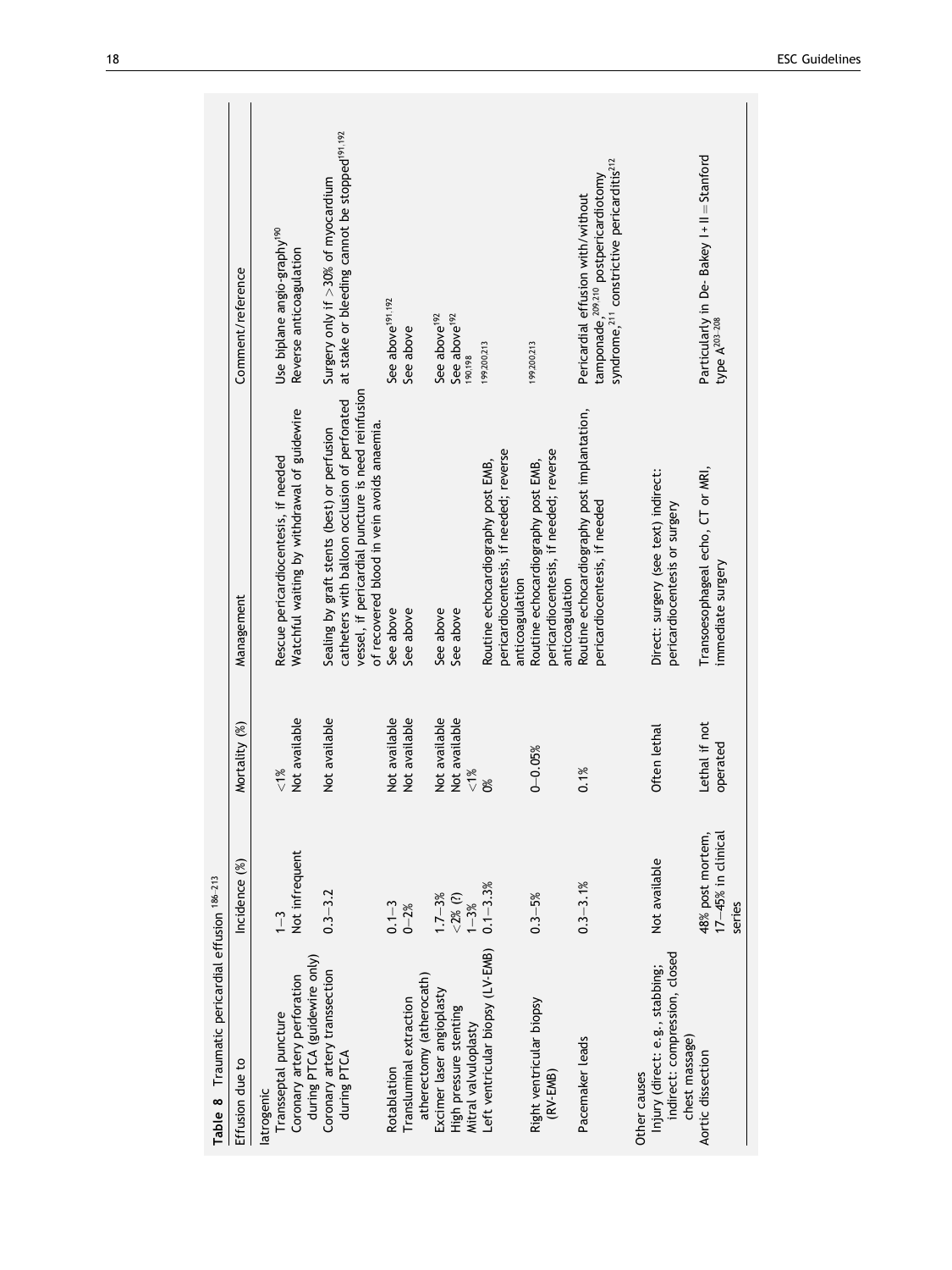**Table 8** Traumatic pericardial effusion [186–213]

| Effusion due to | Incidence (%) | Mortality (%) | Management | Comment/reference |
|---|---|---|---|---|
| Iatrogenic | | | | |
| Transseptal puncture | 1–3 | <1% | Rescue pericardiocentesis, if needed | Use biplane angio-graphy[190] |
| Coronary artery perforation during PTCA (guidewire only) | Not infrequent | Not available | Watchful waiting by withdrawal of guidewire | Reverse anticoagulation |
| Coronary artery transsection during PTCA | 0.3–3.2 | Not available | Sealing by graft stents (best) or perfusion catheters with balloon occlusion of perforated vessel, if pericardial puncture is need reinfusion of recovered blood in vein avoids anaemia. | Surgery only if >30% of myocardium at stake or bleeding cannot be stopped[191,192] |
| Rotablation | 0.1–3 | Not available | See above | See above[191,192] |
| Transluminal extraction atherectomy (atherocath) | 0–2% | Not available | See above | See above |
| Excimer laser angioplasty | 1.7–3% | Not available | See above | See above[192] |
| High pressure stenting | <2% (?) | Not available | See above | See above[192] |
| Mitral valvuloplasty | 1–3% | <1% | | [190,198] |
| Left ventricular biopsy (LV-EMB) | 0.1–3.3% | 0% | Routine echocardiography post EMB, pericardiocentesis, if needed; reverse anticoagulation | [199,200,213] |
| Right ventricular biopsy (RV-EMB) | 0.3–5% | 0–0.05% | Routine echocardiography post EMB, pericardiocentesis, if needed; reverse anticoagulation | [199,200,213] |
| Pacemaker leads | 0.3–3.1% | 0.1% | Routine echocardiography post implantation, pericardiocentesis, if needed | Pericardial effusion with/without tamponade,[209,210] postpericardiotomy syndrome,[211] constrictive pericarditis[212] |
| Other causes | | | | |
| Injury (direct: e.g., stabbing; indirect: compression, closed chest massage) | Not available | Often lethal | Direct: surgery (see text) indirect: pericardiocentesis or surgery | |
| Aortic dissection | 48% post mortem, 17–45% in clinical series | Lethal if not operated | Transoesophageal echo, CT or MRI, immediate surgery | Particularly in De- Bakey I + II = Stanford type A[203–208] |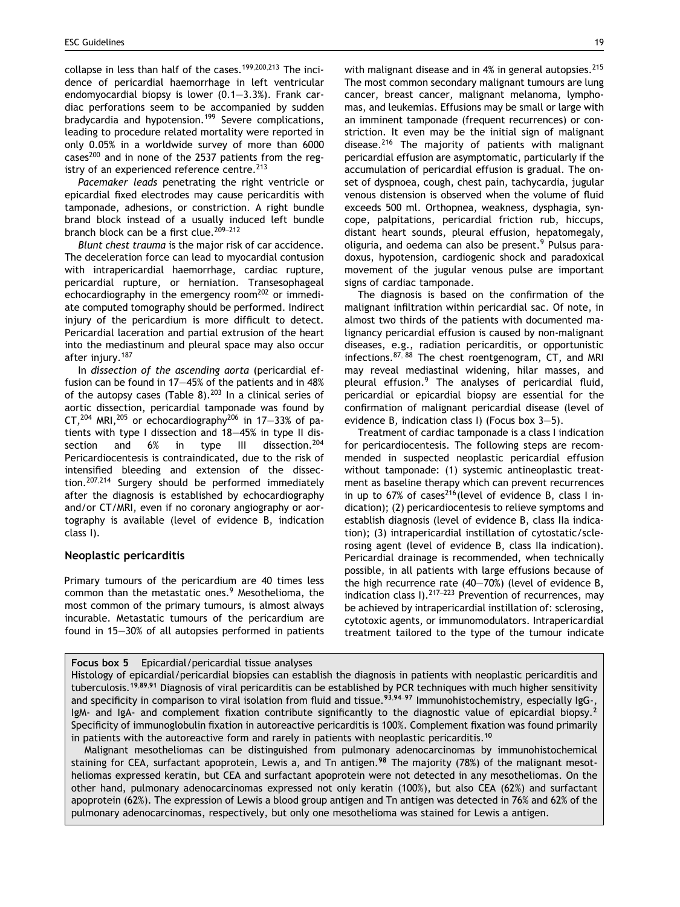collapse in less than half of the cases.[199,200,213] The incidence of pericardial haemorrhage in left ventricular endomyocardial biopsy is lower (0.1–3.3%). Frank cardiac perforations seem to be accompanied by sudden bradycardia and hypotension.[199] Severe complications, leading to procedure related mortality were reported in only 0.05% in a worldwide survey of more than 6000 cases[200] and in none of the 2537 patients from the registry of an experienced reference centre.[213]

*Pacemaker leads* penetrating the right ventricle or epicardial fixed electrodes may cause pericarditis with tamponade, adhesions, or constriction. A right bundle brand block instead of a usually induced left bundle branch block can be a first clue.[209–212]

*Blunt chest trauma* is the major risk of car accident. The deceleration force can lead to myocardial contusion with intrapericardial haemorrhage, cardiac rupture, pericardial rupture, or herniation. Transesophageal echocardiography in the emergency room[202] or immediate computed tomography should be performed. Indirect injury of the pericardium is more difficult to detect. Pericardial laceration and partial extrusion of the heart into the mediastinum and pleural space may also occur after injury.[187]

In *dissection of the ascending aorta* (pericardial effusion can be found in 17–45% of the patients and in 48% of the autopsy cases (Table 8).[203] In a clinical series of aortic dissection, pericardial tamponade was found by CT,[204] MRI,[205] or echocardiography[206] in 17–33% of patients with type I dissection and 18–45% in type II dissection and 6% in type III dissection.[204] Pericardiocentesis is contraindicated, due to the risk of intensified bleeding and extension of the dissection.[207,214] Surgery should be performed immediately after the diagnosis is established by echocardiography and/or CT/MRI, even if no coronary angiography or aortography is available (level of evidence B, indication class I).

## Neoplastic pericarditis

Primary tumours of the pericardium are 40 times less common than the metastatic ones.[9] Mesothelioma, the most common of the primary tumours, is almost always incurable. Metastatic tumours of the pericardium are found in 15–30% of all autopsies performed in patients with malignant disease and in 4% in general autopsies.[215] The most common secondary malignant tumours are lung cancer, breast cancer, malignant melanoma, lymphomas, and leukemias. Effusions may be small or large with an imminent tamponade (frequent recurrences) or constriction. It even may be the initial sign of malignant disease.[216] The majority of patients with malignant pericardial effusion are asymptomatic, particularly if the accumulation of pericardial effusion is gradual. The onset of dyspnoea, cough, chest pain, tachycardia, jugular venous distension is observed when the volume of fluid exceeds 500 ml. Orthopnea, weakness, dysphagia, syncope, palpitations, pericardial friction rub, hiccups, distant heart sounds, pleural effusion, hepatomegaly, oliguria, and oedema can also be present.[9] Pulsus paradoxus, hypotension, cardiogenic shock and paradoxical movement of the jugular venous pulse are important signs of cardiac tamponade.

The diagnosis is based on the confirmation of the malignant infiltration within pericardial sac. Of note, in almost two thirds of the patients with documented malignancy pericardial effusion is caused by non-malignant diseases, e.g., radiation pericarditis, or opportunistic infections.[87,88] The chest roentgenogram, CT, and MRI may reveal mediastinal widening, hilar masses, and pleural effusion.[9] The analyses of pericardial fluid, pericardial or epicardial biopsy are essential for the confirmation of malignant pericardial disease (level of evidence B, indication class I) (Focus box 3–5).

Treatment of cardiac tamponade is a class I indication for pericardiocentesis. The following steps are recommended in suspected neoplastic pericardial effusion without tamponade: (1) systemic antineoplastic treatment as baseline therapy which can prevent recurrences in up to 67% of cases[216] (level of evidence B, class I indication); (2) pericardiocentesis to relieve symptoms and establish diagnosis (level of evidence B, class IIa indication); (3) intrapericardial instillation of cytostatic/sclerosing agent (level of evidence B, class IIa indication). Pericardial drainage is recommended, when technically possible, in all patients with large effusions because of the high recurrence rate (40–70%) (level of evidence B, indication class I).[217–223] Prevention of recurrences, may be achieved by intrapericardial instillation of: sclerosing, cytotoxic agents, or immunomodulators. Intrapericardial treatment tailored to the type of the tumour indicate

**Focus box 5** Epicardial/pericardial tissue analyses

Histology of epicardial/pericardial biopsies can establish the diagnosis in patients with neoplastic pericarditis and tuberculosis.[19,89,91] Diagnosis of viral pericarditis can be established by PCR techniques with much higher sensitivity and specificity in comparison to viral isolation from fluid and tissue.[93,94–97] Immunohistochemistry, especially IgG-, IgM- and IgA- and complement fixation contribute significantly to the diagnostic value of epicardial biopsy.[2] Specificity of immunoglobulin fixation in autoreactive pericarditis is 100%. Complement fixation was found primarily in patients with the autoreactive form and rarely in patients with neoplastic pericarditis.[10]

Malignant mesotheliomas can be distinguished from pulmonary adenocarcinomas by immunohistochemical staining for CEA, surfactant apoprotein, Lewis a, and Tn antigen.[98] The majority (78%) of the malignant mesotheliomas expressed keratin, but CEA and surfactant apoprotein were not detected in any mesotheliomas. On the other hand, pulmonary adenocarcinomas expressed not only keratin (100%), but also CEA (62%) and surfactant apoprotein (62%). The expression of Lewis a blood group antigen and Tn antigen was detected in 76% and 62% of the pulmonary adenocarcinomas, respectively, but only one mesothelioma was stained for Lewis a antigen.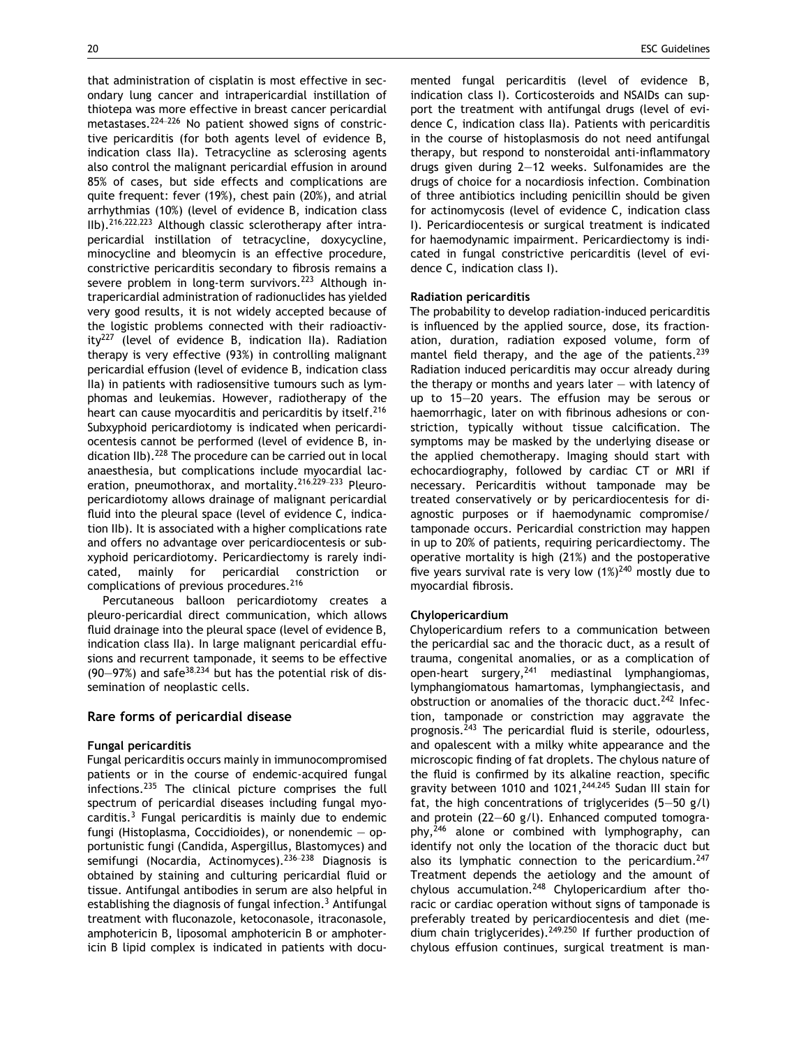that administration of cisplatin is most effective in secondary lung cancer and intrapericardial instillation of thiotepa was more effective in breast cancer pericardial metastases.[224–226] No patient showed signs of constrictive pericarditis (for both agents level of evidence B, indication class IIa). Tetracycline as sclerosing agents also control the malignant pericardial effusion in around 85% of cases, but side effects and complications are quite frequent: fever (19%), chest pain (20%), and atrial arrhythmias (10%) (level of evidence B, indication class IIb).[216,222,223] Although classic sclerotherapy after intrapericardial instillation of tetracycline, doxycycline, minocycline and bleomycin is an effective procedure, constrictive pericarditis secondary to fibrosis remains a severe problem in long-term survivors.[223] Although intrapericardial administration of radionuclides has yielded very good results, it is not widely accepted because of the logistic problems connected with their radioactivity[227] (level of evidence B, indication IIa). Radiation therapy is very effective (93%) in controlling malignant pericardial effusion (level of evidence B, indication class IIa) in patients with radiosensitive tumours such as lymphomas and leukemias. However, radiotherapy of the heart can cause myocarditis and pericarditis by itself.[216] Subxyphoid pericardiotomy is indicated when pericardiocentesis cannot be performed (level of evidence B, indication IIb).[228] The procedure can be carried out in local anaesthesia, but complications include myocardial laceration, pneumothorax, and mortality.[216,229–233] Pleuro-pericardiotomy allows drainage of malignant pericardial fluid into the pleural space (level of evidence C, indication IIb). It is associated with a higher complications rate and offers no advantage over pericardiocentesis or subxyphoid pericardiotomy. Pericardiectomy is rarely indicated, mainly for pericardial constriction or complications of previous procedures.[216]

Percutaneous balloon pericardiotomy creates a pleuro-pericardial direct communication, which allows fluid drainage into the pleural space (level of evidence B, indication class IIa). In large malignant pericardial effusions and recurrent tamponade, it seems to be effective (90–97%) and safe[38,234] but has the potential risk of dissemination of neoplastic cells.

## Rare forms of pericardial disease

### Fungal pericarditis

Fungal pericarditis occurs mainly in immunocompromised patients or in the course of endemic-acquired fungal infections.[235] The clinical picture comprises the full spectrum of pericardial diseases including fungal myocarditis.[3] Fungal pericarditis is mainly due to endemic fungi (Histoplasma, Coccidioides), or nonendemic – opportunistic fungi (Candida, Aspergillus, Blastomyces) and semifungi (Nocardia, Actinomyces).[236–238] Diagnosis is obtained by staining and culturing pericardial fluid or tissue. Antifungal antibodies in serum are also helpful in establishing the diagnosis of fungal infection.[3] Antifungal treatment with fluconazole, ketoconasole, itraconasole, amphotericin B, liposomal amphotericin B or amphotericin B lipid complex is indicated in patients with documented fungal pericarditis (level of evidence B, indication class I). Corticosteroids and NSAIDs can support the treatment with antifungal drugs (level of evidence C, indication class IIa). Patients with pericarditis in the course of histoplasmosis do not need antifungal therapy, but respond to nonsteroidal anti-inflammatory drugs given during 2–12 weeks. Sulfonamides are the drugs of choice for a nocardiosis infection. Combination of three antibiotics including penicillin should be given for actinomycosis (level of evidence C, indication class I). Pericardiocentesis or surgical treatment is indicated for haemodynamic impairment. Pericardiectomy is indicated in fungal constrictive pericarditis (level of evidence C, indication class I).

### Radiation pericarditis

The probability to develop radiation-induced pericarditis is influenced by the applied source, dose, its fractionation, duration, radiation exposed volume, form of mantel field therapy, and the age of the patients.[239] Radiation induced pericarditis may occur already during the therapy or months and years later – with latency of up to 15–20 years. The effusion may be serous or haemorrhagic, later on with fibrinous adhesions or constriction, typically without tissue calcification. The symptoms may be masked by the underlying disease or the applied chemotherapy. Imaging should start with echocardiography, followed by cardiac CT or MRI if necessary. Pericarditis without tamponade may be treated conservatively or by pericardiocentesis for diagnostic purposes or if haemodynamic compromise/tamponade occurs. Pericardial constriction may happen in up to 20% of patients, requiring pericardiectomy. The operative mortality is high (21%) and the postoperative five years survival rate is very low (1%)[240] mostly due to myocardial fibrosis.

### Chylopericardium

Chylopericardium refers to a communication between the pericardial sac and the thoracic duct, as a result of trauma, congenital anomalies, or as a complication of open-heart surgery,[241] mediastinal lymphangiomas, lymphangiomatous hamartomas, lymphangiectasis, and obstruction or anomalies of the thoracic duct.[242] Infection, tamponade or constriction may aggravate the prognosis.[243] The pericardial fluid is sterile, odourless, and opalescent with a milky white appearance and the microscopic finding of fat droplets. The chylous nature of the fluid is confirmed by its alkaline reaction, specific gravity between 1010 and 1021,[244,245] Sudan III stain for fat, the high concentrations of triglycerides (5–50 g/l) and protein (22–60 g/l). Enhanced computed tomography,[246] alone or combined with lymphography, can identify not only the location of the thoracic duct but also its lymphatic connection to the pericardium.[247] Treatment depends the aetiology and the amount of chylous accumulation.[248] Chylopericardium after thoracic or cardiac operation without signs of tamponade is preferably treated by pericardiocentesis and diet (medium chain triglycerides).[249,250] If further production of chylous effusion continues, surgical treatment is man-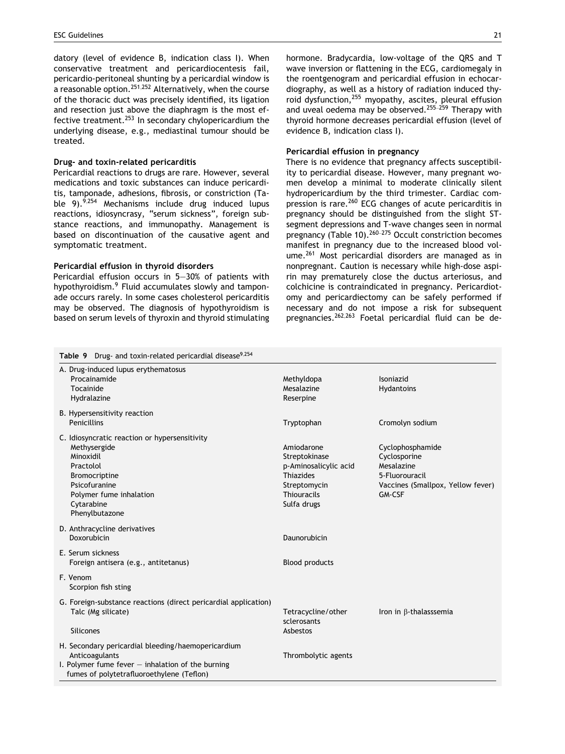datory (level of evidence B, indication class I). When conservative treatment and pericardiocentesis fail, pericardio-peritoneal shunting by a pericardial window is a reasonable option.[251,252] Alternatively, when the course of the thoracic duct was precisely identified, its ligation and resection just above the diaphragm is the most effective treatment.[253] In secondary chylopericardium the underlying disease, e.g., mediastinal tumour should be treated.

### Drug- and toxin-related pericarditis

Pericardial reactions to drugs are rare. However, several medications and toxic substances can induce pericarditis, tamponade, adhesions, fibrosis, or constriction (Table 9).[9,254] Mechanisms include drug induced lupus reactions, idiosyncrasy, "serum sickness", foreign substance reactions, and immunopathy. Management is based on discontinuation of the causative agent and symptomatic treatment.

### Pericardial effusion in thyroid disorders

Pericardial effusion occurs in 5–30% of patients with hypothyroidism.[9] Fluid accumulates slowly and tamponade occurs rarely. In some cases cholesterol pericarditis may be observed. The diagnosis of hypothyroidism is based on serum levels of thyroxin and thyroid stimulating hormone. Bradycardia, low-voltage of the QRS and T wave inversion or flattening in the ECG, cardiomegaly in the roentgenogram and pericardial effusion in echocardiography, as well as a history of radiation induced thyroid dysfunction,[255] myopathy, ascites, pleural effusion and uveal oedema may be observed.[255–259] Therapy with thyroid hormone decreases pericardial effusion (level of evidence B, indication class I).

### Pericardial effusion in pregnancy

There is no evidence that pregnancy affects susceptibility to pericardial disease. However, many pregnant women develop a minimal to moderate clinically silent hydropericardium by the third trimester. Cardiac compression is rare.[260] ECG changes of acute pericarditis in pregnancy should be distinguished from the slight ST-segment depressions and T-wave changes seen in normal pregnancy (Table 10).[260–275] Occult constriction becomes manifest in pregnancy due to the increased blood volume.[261] Most pericardial disorders are managed as in nonpregnant. Caution is necessary while high-dose aspirin may prematurely close the ductus arteriosus, and colchicine is contraindicated in pregnancy. Pericardiotomy and pericardiectomy can be safely performed if necessary and do not impose a risk for subsequent pregnancies.[262,263] Foetal pericardial fluid can be de-

**Table 9** Drug- and toxin-related pericardial disease[9,254]

| | | |
|---|---|---|
| **A. Drug-induced lupus erythematosus** | | |
| Procainamide | Methyldopa | Isoniazid |
| Tocainide | Mesalazine | Hydantoins |
| Hydralazine | Reserpine | |
| **B. Hypersensitivity reaction** | | |
| Penicillins | Tryptophan | Cromolyn sodium |
| **C. Idiosyncratic reaction or hypersensitivity** | | |
| Methysergide | Amiodarone | Cyclophosphamide |
| Minoxidil | Streptokinase | Cyclosporine |
| Practolol | p-Aminosalicylic acid | Mesalazine |
| Bromocriptine | Thiazides | 5-Fluorouracil |
| Psicofuranine | Streptomycin | Vaccines (Smallpox, Yellow fever) |
| Polymer fume inhalation | Thiouracils | GM-CSF |
| Cytarabine | Sulfa drugs | |
| Phenylbutazone | | |
| **D. Anthracycline derivatives** | | |
| Doxorubicin | Daunorubicin | |
| **E. Serum sickness** | | |
| Foreign antisera (e.g., antitetanus) | Blood products | |
| **F. Venom** | | |
| Scorpion fish sting | | |
| **G. Foreign-substance reactions (direct pericardial application)** | | |
| Talc (Mg silicate) | Tetracycline/other sclerosants | Iron in β-thalasssemia |
| Silicones | Asbestos | |
| **H. Secondary pericardial bleeding/haemopericardium** | | |
| Anticoagulants | Thrombolytic agents | |
| **I. Polymer fume fever – inhalation of the burning fumes of polytetrafluoroethylene (Teflon)** | | |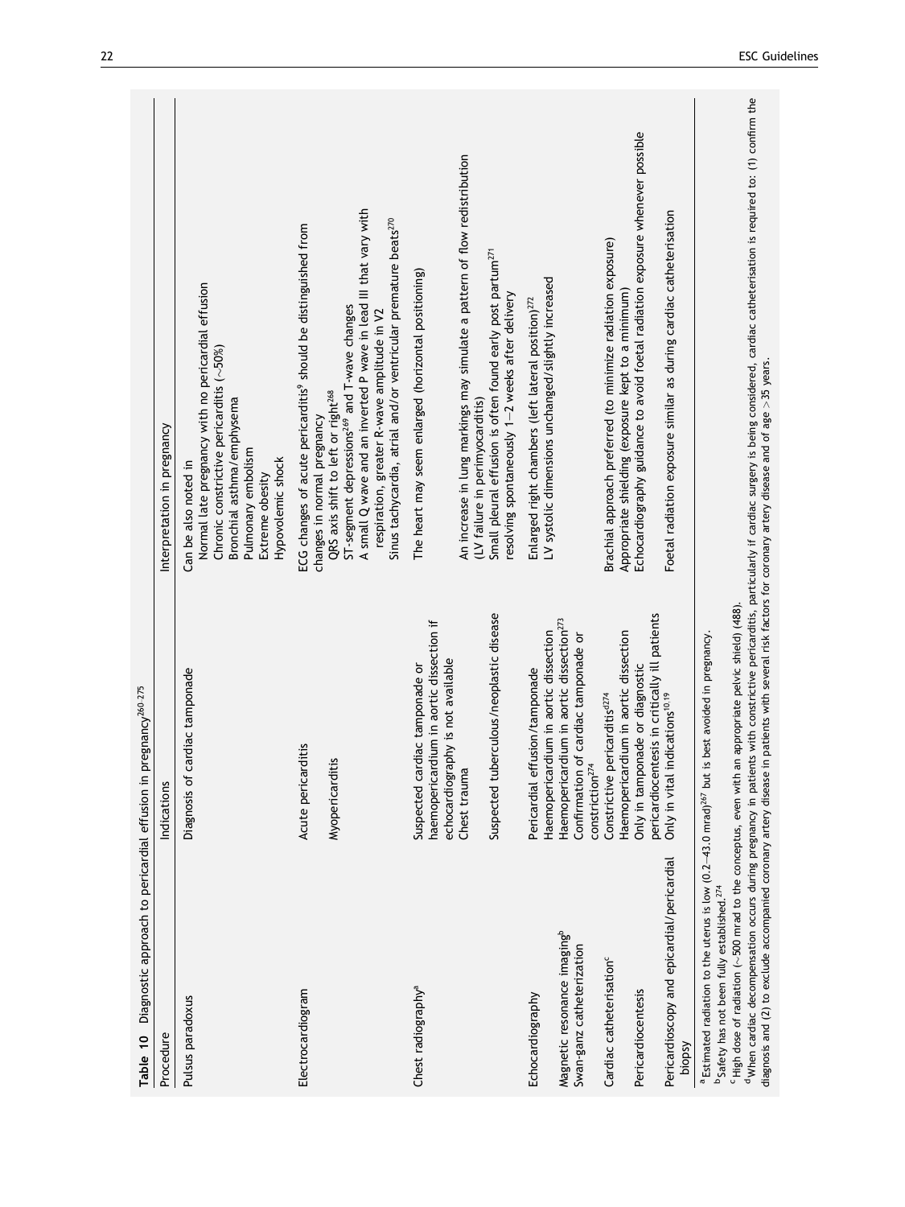**Table 10** Diagnostic approach to pericardial effusion in pregnancy[260–275]

| Procedure | Indications | Interpretation in pregnancy |
|---|---|---|
| Pulsus paradoxus | Diagnosis of cardiac tamponade | Can be also noted in<br>Normal late pregnancy with no pericardial effusion<br>Chronic constrictive pericarditis (~50%)<br>Bronchial asthma/emphysema<br>Pulmonary embolism<br>Extreme obesity<br>Hypovolemic shock |
| Electrocardiogram | Acute pericarditis<br><br>Myopericarditis | ECG changes of acute pericarditis[9] should be distinguished from changes in normal pregnancy<br>QRS axis shift to left or right[268]<br>ST-segment depressions[269] and T-wave changes<br>A small Q wave and an inverted P wave in lead III that vary with respiration, greater R-wave amplitude in V2<br>Sinus tachycardia, atrial and/or ventricular premature beats[270] |
| Chest radiography[a] | Suspected cardiac tamponade or haemopericardium in aortic dissection if echocardiography is not available<br>Chest trauma<br><br>Suspected tuberculous/neoplastic disease | The heart may seem enlarged (horizontal positioning)<br><br>An increase in lung markings may simulate a pattern of flow redistribution (LV failure in perimyocarditis)<br>Small pleural effusion is often found early post partum[271] resolving spontaneously 1–2 weeks after delivery |
| Echocardiography | Pericardial effusion/tamponade | Enlarged right chambers (left lateral position)[272]<br>LV systolic dimensions unchanged/slightly increased |
| Magnetic resonance imaging[b] | Haemopericardium in aortic dissection | |
| Swan-ganz catheterization | Haemopericardium in aortic dissection[273]<br>Confirmation of cardiac tamponade or constriction[274] | |
| Cardiac catheterisation[c] | Constrictive pericarditis[d274]<br>Haemopericardium in aortic dissection | Brachial approach preferred (to minimize radiation exposure) |
| Pericardiocentesis | Only in tamponade or diagnostic pericardiocentesis in critically ill patients | Appropriate shielding (exposure kept to a minimum)<br>Echocardiography guidance to avoid foetal radiation exposure whenever possible |
| Pericardioscopy and epicardial/pericardial biopsy | Only in vital indications[10,19] | Foetal radiation exposure similar as during cardiac catheterisation |

[a] Estimated radiation to the uterus is low (0.2–43.0 mrad)[267] but is best avoided in pregnancy.
[b] Safety has not been fully established.[274]
[c] High dose of radiation (~500 mrad to the conceptus, even with an appropriate pelvic shield) (488).
[d] When cardiac decompensation occurs during pregnancy in patients with constrictive pericarditis, particularly if cardiac surgery is being considered, cardiac catheterisation is required to: (1) confirm the diagnosis and (2) to exclude accompanied coronary artery disease in patients with several risk factors for coronary artery disease and of age >35 years.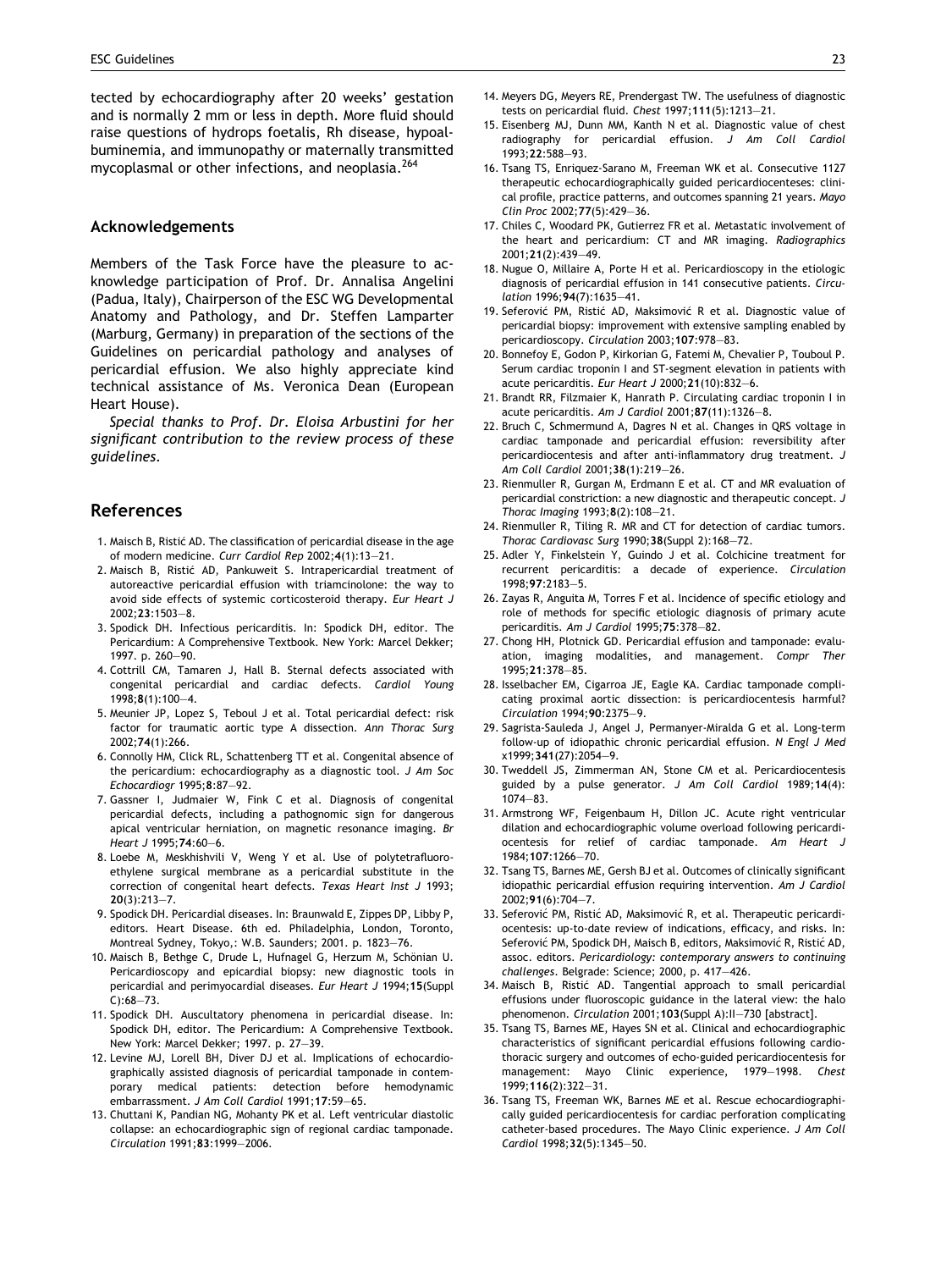tected by echocardiography after 20 weeks' gestation and is normally 2 mm or less in depth. More fluid should raise questions of hydrops foetalis, Rh disease, hypoalbuminemia, and immunopathy or maternally transmitted mycoplasmal or other infections, and neoplasia.[264]

## Acknowledgements

Members of the Task Force have the pleasure to acknowledge participation of Prof. Dr. Annalisa Angelini (Padua, Italy), Chairperson of the ESC WG Developmental Anatomy and Pathology, and Dr. Steffen Lamparter (Marburg, Germany) in preparation of the sections of the Guidelines on pericardial pathology and analyses of pericardial effusion. We also highly appreciate kind technical assistance of Ms. Veronica Dean (European Heart House).

*Special thanks to Prof. Dr. Eloisa Arbustini for her significant contribution to the review process of these guidelines.*

## References

1. Maisch B, Ristić AD. The classification of pericardial disease in the age of modern medicine. *Curr Cardiol Rep* 2002;**4**(1):13–21.
2. Maisch B, Ristić AD, Pankuweit S. Intrapericardial treatment of autoreactive pericardial effusion with triamcinolone: the way to avoid side effects of systemic corticosteroid therapy. *Eur Heart J* 2002;**23**:1503–8.
3. Spodick DH. Infectious pericarditis. In: Spodick DH, editor. The Pericardium: A Comprehensive Textbook. New York: Marcel Dekker; 1997. p. 260–90.
4. Cottrill CM, Tamaren J, Hall B. Sternal defects associated with congenital pericardial and cardiac defects. *Cardiol Young* 1998;**8**(1):100–4.
5. Meunier JP, Lopez S, Teboul J et al. Total pericardial defect: risk factor for traumatic aortic type A dissection. *Ann Thorac Surg* 2002;**74**(1):266.
6. Connolly HM, Click RL, Schattenberg TT et al. Congenital absence of the pericardium: echocardiography as a diagnostic tool. *J Am Soc Echocardiogr* 1995;**8**:87–92.
7. Gassner I, Judmaier W, Fink C et al. Diagnosis of congenital pericardial defects, including a pathognomic sign for dangerous apical ventricular herniation, on magnetic resonance imaging. *Br Heart J* 1995;**74**:60–6.
8. Loebe M, Meskhishvili V, Weng Y et al. Use of polytetrafluoroethylene surgical membrane as a pericardial substitute in the correction of congenital heart defects. *Texas Heart Inst J* 1993; **20**(3):213–7.
9. Spodick DH. Pericardial diseases. In: Braunwald E, Zippes DP, Libby P, editors. Heart Disease. 6th ed. Philadelphia, London, Toronto, Montreal Sydney, Tokyo,: W.B. Saunders; 2001. p. 1823–76.
10. Maisch B, Bethge C, Drude L, Hufnagel G, Herzum M, Schönian U. Pericardioscopy and epicardial biopsy: new diagnostic tools in pericardial and perimyocardial diseases. *Eur Heart J* 1994;**15**(Suppl C):68–73.
11. Spodick DH. Auscultatory phenomena in pericardial disease. In: Spodick DH, editor. The Pericardium: A Comprehensive Textbook. New York: Marcel Dekker; 1997. p. 27–39.
12. Levine MJ, Lorell BH, Diver DJ et al. Implications of echocardiographically assisted diagnosis of pericardial tamponade in contemporary medical patients: detection before hemodynamic embarrassment. *J Am Coll Cardiol* 1991;**17**:59–65.
13. Chuttani K, Pandian NG, Mohanty PK et al. Left ventricular diastolic collapse: an echocardiographic sign of regional cardiac tamponade. *Circulation* 1991;**83**:1999–2006.
14. Meyers DG, Meyers RE, Prendergast TW. The usefulness of diagnostic tests on pericardial fluid. *Chest* 1997;**111**(5):1213–21.
15. Eisenberg MJ, Dunn MM, Kanth N et al. Diagnostic value of chest radiography for pericardial effusion. *J Am Coll Cardiol* 1993;**22**:588–93.
16. Tsang TS, Enriquez-Sarano M, Freeman WK et al. Consecutive 1127 therapeutic echocardiographically guided pericardiocenteses: clinical profile, practice patterns, and outcomes spanning 21 years. *Mayo Clin Proc* 2002;**77**(5):429–36.
17. Chiles C, Woodard PK, Gutierrez FR et al. Metastatic involvement of the heart and pericardium: CT and MR imaging. *Radiographics* 2001;**21**(2):439–49.
18. Nugue O, Millaire A, Porte H et al. Pericardioscopy in the etiologic diagnosis of pericardial effusion in 141 consecutive patients. *Circulation* 1996;**94**(7):1635–41.
19. Seferović PM, Ristić AD, Maksimović R et al. Diagnostic value of pericardial biopsy: improvement with extensive sampling enabled by pericardioscopy. *Circulation* 2003;**107**:978–83.
20. Bonnefoy E, Godon P, Kirkorian G, Fatemi M, Chevalier P, Touboul P. Serum cardiac troponin I and ST-segment elevation in patients with acute pericarditis. *Eur Heart J* 2000;**21**(10):832–6.
21. Brandt RR, Filzmaier K, Hanrath P. Circulating cardiac troponin I in acute pericarditis. *Am J Cardiol* 2001;**87**(11):1326–8.
22. Bruch C, Schmermund A, Dagres N et al. Changes in QRS voltage in cardiac tamponade and pericardial effusion: reversibility after pericardiocentesis and after anti-inflammatory drug treatment. *J Am Coll Cardiol* 2001;**38**(1):219–26.
23. Rienmuller R, Gurgan M, Erdmann E et al. CT and MR evaluation of pericardial constriction: a new diagnostic and therapeutic concept. *J Thorac Imaging* 1993;**8**(2):108–21.
24. Rienmuller R, Tiling R. MR and CT for detection of cardiac tumors. *Thorac Cardiovasc Surg* 1990;**38**(Suppl 2):168–72.
25. Adler Y, Finkelstein Y, Guindo J et al. Colchicine treatment for recurrent pericarditis: a decade of experience. *Circulation* 1998;**97**:2183–5.
26. Zayas R, Anguita M, Torres F et al. Incidence of specific etiology and role of methods for specific etiologic diagnosis of primary acute pericarditis. *Am J Cardiol* 1995;**75**:378–82.
27. Chong HH, Plotnick GD. Pericardial effusion and tamponade: evaluation, imaging modalities, and management. *Compr Ther* 1995;**21**:378–85.
28. Isselbacher EM, Cigarroa JE, Eagle KA. Cardiac tamponade complicating proximal aortic dissection: is pericardiocentesis harmful? *Circulation* 1994;**90**:2375–9.
29. Sagrista-Sauleda J, Angel J, Permanyer-Miralda G et al. Long-term follow-up of idiopathic chronic pericardial effusion. *N Engl J Med* x1999;**341**(27):2054–9.
30. Tweddell JS, Zimmerman AN, Stone CM et al. Pericardiocentesis guided by a pulse generator. *J Am Coll Cardiol* 1989;**14**(4): 1074–83.
31. Armstrong WF, Feigenbaum H, Dillon JC. Acute right ventricular dilation and echocardiographic volume overload following pericardiocentesis for relief of cardiac tamponade. *Am Heart J* 1984;**107**:1266–70.
32. Tsang TS, Barnes ME, Gersh BJ et al. Outcomes of clinically significant idiopathic pericardial effusion requiring intervention. *Am J Cardiol* 2002;**91**(6):704–7.
33. Seferović PM, Ristić AD, Maksimović R, et al. Therapeutic pericardiocentesis: up-to-date review of indications, efficacy, and risks. In: Seferović PM, Spodick DH, Maisch B, editors, Maksimović R, Ristić AD, assoc. editors. *Pericardiology: contemporary answers to continuing challenges*. Belgrade: Science; 2000, p. 417–426.
34. Maisch B, Ristić AD. Tangential approach to small pericardial effusions under fluoroscopic guidance in the lateral view: the halo phenomenon. *Circulation* 2001;**103**(Suppl A):II–730 [abstract].
35. Tsang TS, Barnes ME, Hayes SN et al. Clinical and echocardiographic characteristics of significant pericardial effusions following cardiothoracic surgery and outcomes of echo-guided pericardiocentesis for management: Mayo Clinic experience, 1979–1998. *Chest* 1999;**116**(2):322–31.
36. Tsang TS, Freeman WK, Barnes ME et al. Rescue echocardiographically guided pericardiocentesis for cardiac perforation complicating catheter-based procedures. The Mayo Clinic experience. *J Am Coll Cardiol* 1998;**32**(5):1345–50.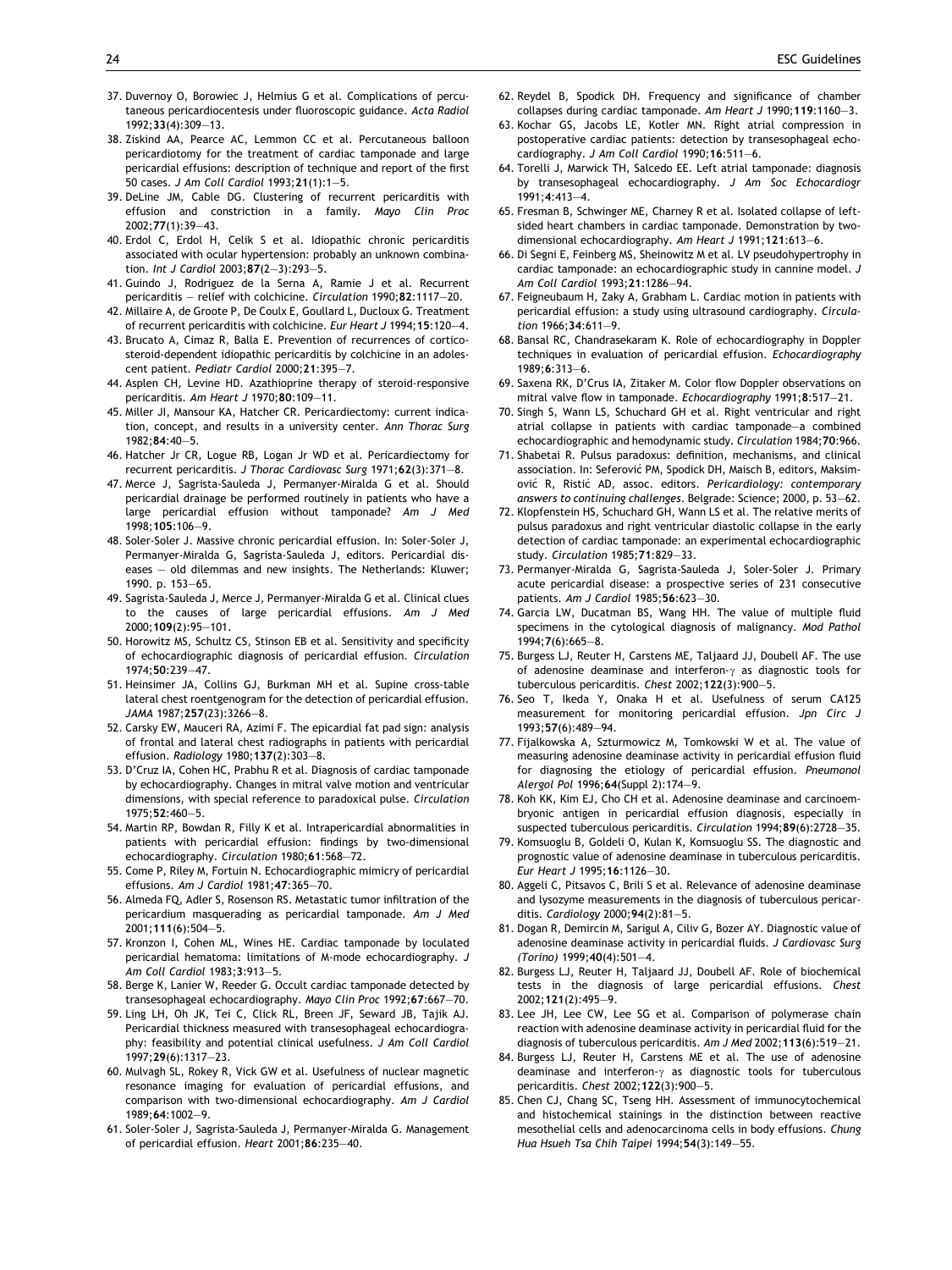37. Duvernoy O, Borowiec J, Helmius G et al. Complications of percutaneous pericardiocentesis under fluoroscopic guidance. *Acta Radiol* 1992;**33**(4):309–13.
38. Ziskind AA, Pearce AC, Lemmon CC et al. Percutaneous balloon pericardiotomy for the treatment of cardiac tamponade and large pericardial effusions: description of technique and report of the first 50 cases. *J Am Coll Cardiol* 1993;**21**(1):1–5.
39. DeLine JM, Cable DG. Clustering of recurrent pericarditis with effusion and constriction in a family. *Mayo Clin Proc* 2002;**77**(1):39–43.
40. Erdol C, Erdol H, Celik S et al. Idiopathic chronic pericarditis associated with ocular hypertension: probably an unknown combination. *Int J Cardiol* 2003;**87**(2–3):293–5.
41. Guindo J, Rodriguez de la Serna A, Ramie J et al. Recurrent pericarditis – relief with colchicine. *Circulation* 1990;**82**:1117–20.
42. Millaire A, de Groote P, De Coulx E, Goullard L, Ducloux G. Treatment of recurrent pericarditis with colchicine. *Eur Heart J* 1994;**15**:120–4.
43. Brucato A, Cimaz R, Balla E. Prevention of recurrences of corticosteroid-dependent idiopathic pericarditis by colchicine in an adolescent patient. *Pediatr Cardiol* 2000;**21**:395–7.
44. Asplen CH, Levine HD. Azathioprine therapy of steroid-responsive pericarditis. *Am Heart J* 1970;**80**:109–11.
45. Miller JI, Mansour KA, Hatcher CR. Pericardiectomy: current indication, concept, and results in a university center. *Ann Thorac Surg* 1982;**84**:40–5.
46. Hatcher Jr CR, Logue RB, Logan Jr WD et al. Pericardiectomy for recurrent pericarditis. *J Thorac Cardiovasc Surg* 1971;**62**(3):371–8.
47. Merce J, Sagrista-Sauleda J, Permanyer-Miralda G et al. Should pericardial drainage be performed routinely in patients who have a large pericardial effusion without tamponade? *Am J Med* 1998;**105**:106–9.
48. Soler-Soler J. Massive chronic pericardial effusion. In: Soler-Soler J, Permanyer-Miralda G, Sagrista-Sauleda J, editors. Pericardial diseases – old dilemmas and new insights. The Netherlands: Kluwer; 1990. p. 153–65.
49. Sagrista-Sauleda J, Merce J, Permanyer-Miralda G et al. Clinical clues to the causes of large pericardial effusions. *Am J Med* 2000;**109**(2):95–101.
50. Horowitz MS, Schultz CS, Stinson EB et al. Sensitivity and specificity of echocardiographic diagnosis of pericardial effusion. *Circulation* 1974;**50**:239–47.
51. Heinsimer JA, Collins GJ, Burkman MH et al. Supine cross-table lateral chest roentgenogram for the detection of pericardial effusion. *JAMA* 1987;**257**(23):3266–8.
52. Carsky EW, Mauceri RA, Azimi F. The epicardial fat pad sign: analysis of frontal and lateral chest radiographs in patients with pericardial effusion. *Radiology* 1980;**137**(2):303–8.
53. D'Cruz IA, Cohen HC, Prabhu R et al. Diagnosis of cardiac tamponade by echocardiography. Changes in mitral valve motion and ventricular dimensions, with special reference to paradoxical pulse. *Circulation* 1975;**52**:460–5.
54. Martin RP, Bowdan R, Filly K et al. Intrapericardial abnormalities in patients with pericardial effusion: findings by two-dimensional echocardiography. *Circulation* 1980;**61**:568–72.
55. Come P, Riley M, Fortuin N. Echocardiographic mimicry of pericardial effusions. *Am J Cardiol* 1981;**47**:365–70.
56. Almeda FQ, Adler S, Rosenson RS. Metastatic tumor infiltration of the pericardium masquerading as pericardial tamponade. *Am J Med* 2001;**111**(6):504–5.
57. Kronzon I, Cohen ML, Wines HE. Cardiac tamponade by loculated pericardial hematoma: limitations of M-mode echocardiography. *J Am Coll Cardiol* 1983;**3**:913–5.
58. Berge K, Lanier W, Reeder G. Occult cardiac tamponade detected by transesophageal echocardiography. *Mayo Clin Proc* 1992;**67**:667–70.
59. Ling LH, Oh JK, Tei C, Click RL, Breen JF, Seward JB, Tajik AJ. Pericardial thickness measured with transesophageal echocardiography: feasibility and potential clinical usefulness. *J Am Coll Cardiol* 1997;**29**(6):1317–23.
60. Mulvagh SL, Rokey R, Vick GW et al. Usefulness of nuclear magnetic resonance imaging for evaluation of pericardial effusions, and comparison with two-dimensional echocardiography. *Am J Cardiol* 1989;**64**:1002–9.
61. Soler-Soler J, Sagrista-Sauleda J, Permanyer-Miralda G. Management of pericardial effusion. *Heart* 2001;**86**:235–40.
62. Reydel B, Spodick DH. Frequency and significance of chamber collapses during cardiac tamponade. *Am Heart J* 1990;**119**:1160–3.
63. Kochar GS, Jacobs LE, Kotler MN. Right atrial compression in postoperative cardiac patients: detection by transesophageal echocardiography. *J Am Coll Cardiol* 1990;**16**:511–6.
64. Torelli J, Marwick TH, Salcedo EE. Left atrial tamponade: diagnosis by transesophageal echocardiography. *J Am Soc Echocardiogr* 1991;**4**:413–4.
65. Fresman B, Schwinger ME, Charney R et al. Isolated collapse of left-sided heart chambers in cardiac tamponade. Demonstration by two-dimensional echocardiography. *Am Heart J* 1991;**121**:613–6.
66. Di Segni E, Feinberg MS, Sheinowitz M et al. LV pseudohypertrophy in cardiac tamponade: an echocardiographic study in cannine model. *J Am Coll Cardiol* 1993;**21**:1286–94.
67. Feigneubaum H, Zaky A, Grabham L. Cardiac motion in patients with pericardial effusion: a study using ultrasound cardiography. *Circulation* 1966;**34**:611–9.
68. Bansal RC, Chandrasekaram K. Role of echocardiography in Doppler techniques in evaluation of pericardial effusion. *Echocardiography* 1989;**6**:313–6.
69. Saxena RK, D'Crus IA, Zitaker M. Color flow Doppler observations on mitral valve flow in tamponade. *Echocardiography* 1991;**8**:517–21.
70. Singh S, Wann LS, Schuchard GH et al. Right ventricular and right atrial collapse in patients with cardiac tamponade—a combined echocardiographic and hemodynamic study. *Circulation* 1984;**70**:966.
71. Shabetai R. Pulsus paradoxus: definition, mechanisms, and clinical association. In: Seferović PM, Spodick DH, Maisch B, editors, Maksimović R, Ristić AD, assoc. editors. *Pericardiology: contemporary answers to continuing challenges*. Belgrade: Science; 2000, p. 53–62.
72. Klopfenstein HS, Schuchard GH, Wann LS et al. The relative merits of pulsus paradoxus and right ventricular diastolic collapse in the early detection of cardiac tamponade: an experimental echocardiographic study. *Circulation* 1985;**71**:829–33.
73. Permanyer-Miralda G, Sagrista-Sauleda J, Soler-Soler J. Primary acute pericardial disease: a prospective series of 231 consecutive patients. *Am J Cardiol* 1985;**56**:623–30.
74. Garcia LW, Ducatman BS, Wang HH. The value of multiple fluid specimens in the cytological diagnosis of malignancy. *Mod Pathol* 1994;**7**(6):665–8.
75. Burgess LJ, Reuter H, Carstens ME, Taljaard JJ, Doubell AF. The use of adenosine deaminase and interferon-$\gamma$ as diagnostic tools for tuberculous pericarditis. *Chest* 2002;**122**(3):900–5.
76. Seo T, Ikeda Y, Onaka H et al. Usefulness of serum CA125 measurement for monitoring pericardial effusion. *Jpn Circ J* 1993;**57**(6):489–94.
77. Fijalkowska A, Szturmowicz M, Tomkowski W et al. The value of measuring adenosine deaminase activity in pericardial effusion fluid for diagnosing the etiology of pericardial effusion. *Pneumonol Alergol Pol* 1996;**64**(Suppl 2):174–9.
78. Koh KK, Kim EJ, Cho CH et al. Adenosine deaminase and carcinoembryonic antigen in pericardial effusion diagnosis, especially in suspected tuberculous pericarditis. *Circulation* 1994;**89**(6):2728–35.
79. Komsuoglu B, Goldeli O, Kulan K, Komsuoglu SS. The diagnostic and prognostic value of adenosine deaminase in tuberculous pericarditis. *Eur Heart J* 1995;**16**:1126–30.
80. Aggeli C, Pitsavos C, Brili S et al. Relevance of adenosine deaminase and lysozyme measurements in the diagnosis of tuberculous pericarditis. *Cardiology* 2000;**94**(2):81–5.
81. Dogan R, Demircin M, Sarigul A, Ciliv G, Bozer AY. Diagnostic value of adenosine deaminase activity in pericardial fluids. *J Cardiovasc Surg (Torino)* 1999;**40**(4):501–4.
82. Burgess LJ, Reuter H, Taljaard JJ, Doubell AF. Role of biochemical tests in the diagnosis of large pericardial effusions. *Chest* 2002;**121**(2):495–9.
83. Lee JH, Lee CW, Lee SG et al. Comparison of polymerase chain reaction with adenosine deaminase activity in pericardial fluid for the diagnosis of tuberculous pericarditis. *Am J Med* 2002;**113**(6):519–21.
84. Burgess LJ, Reuter H, Carstens ME et al. The use of adenosine deaminase and interferon-$\gamma$ as diagnostic tools for tuberculous pericarditis. *Chest* 2002;**122**(3):900–5.
85. Chen CJ, Chang SC, Tseng HH. Assessment of immunocytochemical and histochemical stainings in the distinction between reactive mesothelial cells and adenocarcinoma cells in body effusions. *Chung Hua Hsueh Tsa Chih Taipei* 1994;**54**(3):149–55.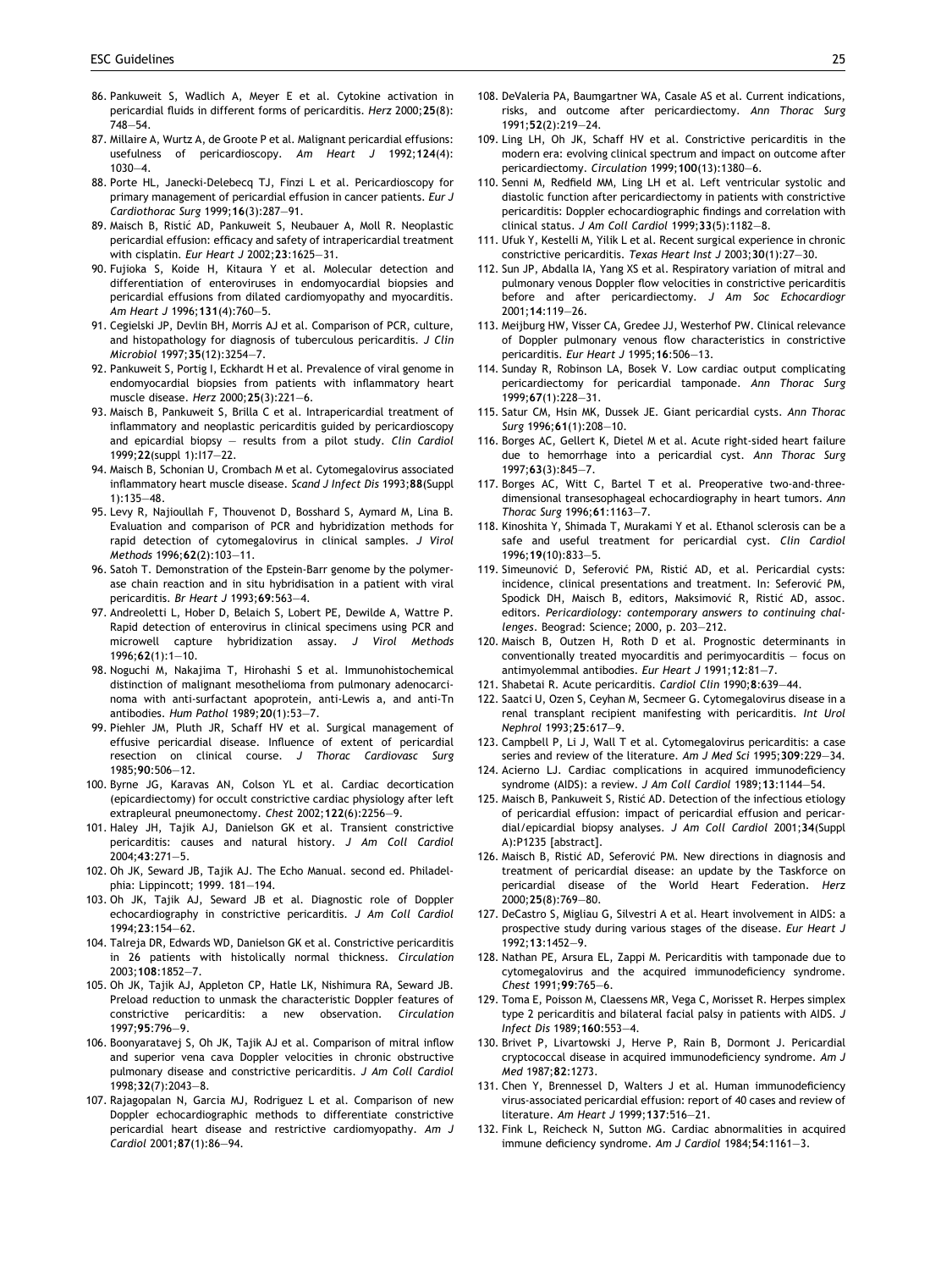86. Pankuweit S, Wadlich A, Meyer E et al. Cytokine activation in pericardial fluids in different forms of pericarditis. *Herz* 2000;**25**(8): 748–54.
87. Millaire A, Wurtz A, de Groote P et al. Malignant pericardial effusions: usefulness of pericardioscopy. *Am Heart J* 1992;**124**(4): 1030–4.
88. Porte HL, Janecki-Delebecq TJ, Finzi L et al. Pericardioscopy for primary management of pericardial effusion in cancer patients. *Eur J Cardiothorac Surg* 1999;**16**(3):287–91.
89. Maisch B, Ristić AD, Pankuweit S, Neubauer A, Moll R. Neoplastic pericardial effusion: efficacy and safety of intrapericardial treatment with cisplatin. *Eur Heart J* 2002;**23**:1625–31.
90. Fujioka S, Koide H, Kitaura Y et al. Molecular detection and differentiation of enteroviruses in endomyocardial biopsies and pericardial effusions from dilated cardiomyopathy and myocarditis. *Am Heart J* 1996;**131**(4):760–5.
91. Cegielski JP, Devlin BH, Morris AJ et al. Comparison of PCR, culture, and histopathology for diagnosis of tuberculous pericarditis. *J Clin Microbiol* 1997;**35**(12):3254–7.
92. Pankuweit S, Portig I, Eckhardt H et al. Prevalence of viral genome in endomyocardial biopsies from patients with inflammatory heart muscle disease. *Herz* 2000;**25**(3):221–6.
93. Maisch B, Pankuweit S, Brilla C et al. Intrapericardial treatment of inflammatory and neoplastic pericarditis guided by pericardioscopy and epicardial biopsy – results from a pilot study. *Clin Cardiol* 1999;**22**(suppl 1):I17–22.
94. Maisch B, Schonian U, Crombach M et al. Cytomegalovirus associated inflammatory heart muscle disease. *Scand J Infect Dis* 1993;**88**(Suppl 1):135–48.
95. Levy R, Najioullah F, Thouvenot D, Bosshard S, Aymard M, Lina B. Evaluation and comparison of PCR and hybridization methods for rapid detection of cytomegalovirus in clinical samples. *J Virol Methods* 1996;**62**(2):103–11.
96. Satoh T. Demonstration of the Epstein-Barr genome by the polymerase chain reaction and in situ hybridisation in a patient with viral pericarditis. *Br Heart J* 1993;**69**:563–4.
97. Andreoletti L, Hober D, Belaich S, Lobert PE, Dewilde A, Wattre P. Rapid detection of enterovirus in clinical specimens using PCR and microwell capture hybridization assay. *J Virol Methods* 1996;**62**(1):1–10.
98. Noguchi M, Nakajima T, Hirohashi S et al. Immunohistochemical distinction of malignant mesothelioma from pulmonary adenocarcinoma with anti-surfactant apoprotein, anti-Lewis a, and anti-Tn antibodies. *Hum Pathol* 1989;**20**(1):53–7.
99. Piehler JM, Pluth JR, Schaff HV et al. Surgical management of effusive pericardial disease. Influence of extent of pericardial resection on clinical course. *J Thorac Cardiovasc Surg* 1985;**90**:506–12.
100. Byrne JG, Karavas AN, Colson YL et al. Cardiac decortication (epicardiectomy) for occult constrictive cardiac physiology after left extrapleural pneumonectomy. *Chest* 2002;**122**(6):2256–9.
101. Haley JH, Tajik AJ, Danielson GK et al. Transient constrictive pericarditis: causes and natural history. *J Am Coll Cardiol* 2004;**43**:271–5.
102. Oh JK, Seward JB, Tajik AJ. The Echo Manual. second ed. Philadelphia: Lippincott; 1999. 181–194.
103. Oh JK, Tajik AJ, Seward JB et al. Diagnostic role of Doppler echocardiography in constrictive pericarditis. *J Am Coll Cardiol* 1994;**23**:154–62.
104. Talreja DR, Edwards WD, Danielson GK et al. Constrictive pericarditis in 26 patients with histolically normal thickness. *Circulation* 2003;**108**:1852–7.
105. Oh JK, Tajik AJ, Appleton CP, Hatle LK, Nishimura RA, Seward JB. Preload reduction to unmask the characteristic Doppler features of constrictive pericarditis: a new observation. *Circulation* 1997;**95**:796–9.
106. Boonyaratavej S, Oh JK, Tajik AJ et al. Comparison of mitral inflow and superior vena cava Doppler velocities in chronic obstructive pulmonary disease and constrictive pericarditis. *J Am Coll Cardiol* 1998;**32**(7):2043–8.
107. Rajagopalan N, Garcia MJ, Rodriguez L et al. Comparison of new Doppler echocardiographic methods to differentiate constrictive pericardial heart disease and restrictive cardiomyopathy. *Am J Cardiol* 2001;**87**(1):86–94.
108. DeValeria PA, Baumgartner WA, Casale AS et al. Current indications, risks, and outcome after pericardiectomy. *Ann Thorac Surg* 1991;**52**(2):219–24.
109. Ling LH, Oh JK, Schaff HV et al. Constrictive pericarditis in the modern era: evolving clinical spectrum and impact on outcome after pericardiectomy. *Circulation* 1999;**100**(13):1380–6.
110. Senni M, Redfield MM, Ling LH et al. Left ventricular systolic and diastolic function after pericardiectomy in patients with constrictive pericarditis: Doppler echocardiographic findings and correlation with clinical status. *J Am Coll Cardiol* 1999;**33**(5):1182–8.
111. Ufuk Y, Kestelli M, Yilik L et al. Recent surgical experience in chronic constrictive pericarditis. *Texas Heart Inst J* 2003;**30**(1):27–30.
112. Sun JP, Abdalla IA, Yang XS et al. Respiratory variation of mitral and pulmonary venous Doppler flow velocities in constrictive pericarditis before and after pericardiectomy. *J Am Soc Echocardiogr* 2001;**14**:119–26.
113. Meijburg HW, Visser CA, Gredee JJ, Westerhof PW. Clinical relevance of Doppler pulmonary venous flow characteristics in constrictive pericarditis. *Eur Heart J* 1995;**16**:506–13.
114. Sunday R, Robinson LA, Bosek V. Low cardiac output complicating pericardiectomy for pericardial tamponade. *Ann Thorac Surg* 1999;**67**(1):228–31.
115. Satur CM, Hsin MK, Dussek JE. Giant pericardial cysts. *Ann Thorac Surg* 1996;**61**(1):208–10.
116. Borges AC, Gellert K, Dietel M et al. Acute right-sided heart failure due to hemorrhage into a pericardial cyst. *Ann Thorac Surg* 1997;**63**(3):845–7.
117. Borges AC, Witt C, Bartel T et al. Preoperative two-and-three-dimensional transesophageal echocardiography in heart tumors. *Ann Thorac Surg* 1996;**61**:1163–7.
118. Kinoshita Y, Shimada T, Murakami Y et al. Ethanol sclerosis can be a safe and useful treatment for pericardial cyst. *Clin Cardiol* 1996;**19**(10):833–5.
119. Simeunović D, Seferović PM, Ristić AD, et al. Pericardial cysts: incidence, clinical presentations and treatment. In: Seferović PM, Spodick DH, Maisch B, editors, Maksimović R, Ristić AD, assoc. editors. *Pericardiology: contemporary answers to continuing challenges*. Beograd: Science; 2000, p. 203–212.
120. Maisch B, Outzen H, Roth D et al. Prognostic determinants in conventionally treated myocarditis and perimyocarditis – focus on antimyolemmal antibodies. *Eur Heart J* 1991;**12**:81–7.
121. Shabetai R. Acute pericarditis. *Cardiol Clin* 1990;**8**:639–44.
122. Saatci U, Ozen S, Ceyhan M, Secmeer G. Cytomegalovirus disease in a renal transplant recipient manifesting with pericarditis. *Int Urol Nephrol* 1993;**25**:617–9.
123. Campbell P, Li J, Wall T et al. Cytomegalovirus pericarditis: a case series and review of the literature. *Am J Med Sci* 1995;**309**:229–34.
124. Acierno LJ. Cardiac complications in acquired immunodeficiency syndrome (AIDS): a review. *J Am Coll Cardiol* 1989;**13**:1144–54.
125. Maisch B, Pankuweit S, Ristić AD. Detection of the infectious etiology of pericardial effusion: impact of pericardial effusion and pericardial/epicardial biopsy analyses. *J Am Coll Cardiol* 2001;**34**(Suppl A):P1235 [abstract].
126. Maisch B, Ristić AD, Seferović PM. New directions in diagnosis and treatment of pericardial disease: an update by the Taskforce on pericardial disease of the World Heart Federation. *Herz* 2000;**25**(8):769–80.
127. DeCastro S, Migliau G, Silvestri A et al. Heart involvement in AIDS: a prospective study during various stages of the disease. *Eur Heart J* 1992;**13**:1452–9.
128. Nathan PE, Arsura EL, Zappi M. Pericarditis with tamponade due to cytomegalovirus and the acquired immunodeficiency syndrome. *Chest* 1991;**99**:765–6.
129. Toma E, Poisson M, Claessens MR, Vega C, Morisset R. Herpes simplex type 2 pericarditis and bilateral facial palsy in patients with AIDS. *J Infect Dis* 1989;**160**:553–4.
130. Brivet P, Livartowski J, Herve P, Rain B, Dormont J. Pericardial cryptococcal disease in acquired immunodeficiency syndrome. *Am J Med* 1987;**82**:1273.
131. Chen Y, Brennessel D, Walters J et al. Human immunodeficiency virus-associated pericardial effusion: report of 40 cases and review of literature. *Am Heart J* 1999;**137**:516–21.
132. Fink L, Reicheck N, Sutton MG. Cardiac abnormalities in acquired immune deficiency syndrome. *Am J Cardiol* 1984;**54**:1161–3.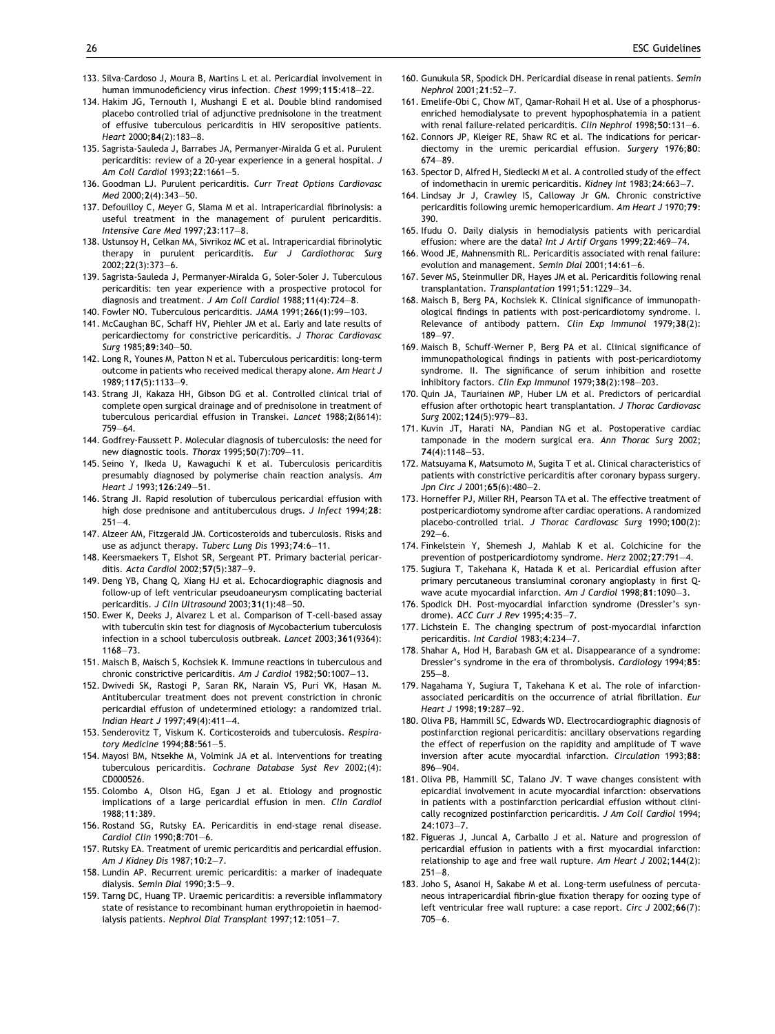133. Silva-Cardoso J, Moura B, Martins L et al. Pericardial involvement in human immunodeficiency virus infection. *Chest* 1999;**115**:418–22.
134. Hakim JG, Ternouth I, Mushangi E et al. Double blind randomised placebo controlled trial of adjunctive prednisolone in the treatment of effusive tuberculous pericarditis in HIV seropositive patients. *Heart* 2000;**84**(2):183–8.
135. Sagrista-Sauleda J, Barrabes JA, Permanyer-Miralda G et al. Purulent pericarditis: review of a 20-year experience in a general hospital. *J Am Coll Cardiol* 1993;**22**:1661–5.
136. Goodman LJ. Purulent pericarditis. *Curr Treat Options Cardiovasc Med* 2000;**2**(4):343–50.
137. Defouilloy C, Meyer G, Slama M et al. Intrapericardial fibrinolysis: a useful treatment in the management of purulent pericarditis. *Intensive Care Med* 1997;**23**:117–8.
138. Ustunsoy H, Celkan MA, Sivrikoz MC et al. Intrapericardial fibrinolytic therapy in purulent pericarditis. *Eur J Cardiothorac Surg* 2002;**22**(3):373–6.
139. Sagrista-Sauleda J, Permanyer-Miralda G, Soler-Soler J. Tuberculous pericarditis: ten year experience with a prospective protocol for diagnosis and treatment. *J Am Coll Cardiol* 1988;**11**(4):724–8.
140. Fowler NO. Tuberculous pericarditis. *JAMA* 1991;**266**(1):99–103.
141. McCaughan BC, Schaff HV, Piehler JM et al. Early and late results of pericardiectomy for constrictive pericarditis. *J Thorac Cardiovasc Surg* 1985;**89**:340–50.
142. Long R, Younes M, Patton N et al. Tuberculous pericarditis: long-term outcome in patients who received medical therapy alone. *Am Heart J* 1989;**117**(5):1133–9.
143. Strang JI, Kakaza HH, Gibson DG et al. Controlled clinical trial of complete open surgical drainage and of prednisolone in treatment of tuberculous pericardial effusion in Transkei. *Lancet* 1988;**2**(8614):759–64.
144. Godfrey-Faussett P. Molecular diagnosis of tuberculosis: the need for new diagnostic tools. *Thorax* 1995;**50**(7):709–11.
145. Seino Y, Ikeda U, Kawaguchi K et al. Tuberculosis pericarditis presumably diagnosed by polymerise chain reaction analysis. *Am Heart J* 1993;**126**:249–51.
146. Strang JI. Rapid resolution of tuberculous pericardial effusion with high dose prednisone and antituberculous drugs. *J Infect* 1994;**28**:251–4.
147. Alzeer AM, Fitzgerald JM. Corticosteroids and tuberculosis. Risks and use as adjunct therapy. *Tuberc Lung Dis* 1993;**74**:6–11.
148. Keersmaekers T, Elshot SR, Sergeant PT. Primary bacterial pericarditis. *Acta Cardiol* 2002;**57**(5):387–9.
149. Deng YB, Chang Q, Xiang HJ et al. Echocardiographic diagnosis and follow-up of left ventricular pseudoaneurysm complicating bacterial pericarditis. *J Clin Ultrasound* 2003;**31**(1):48–50.
150. Ewer K, Deeks J, Alvarez L et al. Comparison of T-cell-based assay with tuberculin skin test for diagnosis of Mycobacterium tuberculosis infection in a school tuberculosis outbreak. *Lancet* 2003;**361**(9364):1168–73.
151. Maisch B, Maisch S, Kochsiek K. Immune reactions in tuberculous and chronic constrictive pericarditis. *Am J Cardiol* 1982;**50**:1007–13.
152. Dwivedi SK, Rastogi P, Saran RK, Narain VS, Puri VK, Hasan M. Antitubercular treatment does not prevent constriction in chronic pericardial effusion of undetermined etiology: a randomized trial. *Indian Heart J* 1997;**49**(4):411–4.
153. Senderovitz T, Viskum K. Corticosteroids and tuberculosis. *Respiratory Medicine* 1994;**88**:561–5.
154. Mayosi BM, Ntsekhe M, Volmink JA et al. Interventions for treating tuberculous pericarditis. *Cochrane Database Syst Rev* 2002;(4):CD000526.
155. Colombo A, Olson HG, Egan J et al. Etiology and prognostic implications of a large pericardial effusion in men. *Clin Cardiol* 1988;**11**:389.
156. Rostand SG, Rutsky EA. Pericarditis in end-stage renal disease. *Cardiol Clin* 1990;**8**:701–6.
157. Rutsky EA. Treatment of uremic pericarditis and pericardial effusion. *Am J Kidney Dis* 1987;**10**:2–7.
158. Lundin AP. Recurrent uremic pericarditis: a marker of inadequate dialysis. *Semin Dial* 1990;**3**:5–9.
159. Tarng DC, Huang TP. Uraemic pericarditis: a reversible inflammatory state of resistance to recombinant human erythropoietin in haemodialysis patients. *Nephrol Dial Transplant* 1997;**12**:1051–7.
160. Gunukula SR, Spodick DH. Pericardial disease in renal patients. *Semin Nephrol* 2001;**21**:52–7.
161. Emelife-Obi C, Chow MT, Qamar-Rohail H et al. Use of a phosphorus-enriched hemodialysate to prevent hypophosphatemia in a patient with renal failure-related pericarditis. *Clin Nephrol* 1998;**50**:131–6.
162. Connors JP, Kleiger RE, Shaw RC et al. The indications for pericardiectomy in the uremic pericardial effusion. *Surgery* 1976;**80**:674–89.
163. Spector D, Alfred H, Siedlecki M et al. A controlled study of the effect of indomethacin in uremic pericarditis. *Kidney Int* 1983;**24**:663–7.
164. Lindsay Jr J, Crawley IS, Calloway Jr GM. Chronic constrictive pericarditis following uremic hemopericardium. *Am Heart J* 1970;**79**:390.
165. Ifudu O. Daily dialysis in hemodialysis patients with pericardial effusion: where are the data? *Int J Artif Organs* 1999;**22**:469–74.
166. Wood JE, Mahnensmith RL. Pericarditis associated with renal failure: evolution and management. *Semin Dial* 2001;**14**:61–6.
167. Sever MS, Steinmuller DR, Hayes JM et al. Pericarditis following renal transplantation. *Transplantation* 1991;**51**:1229–34.
168. Maisch B, Berg PA, Kochsiek K. Clinical significance of immunopathological findings in patients with post-pericardiotomy syndrome. I. Relevance of antibody pattern. *Clin Exp Immunol* 1979;**38**(2):189–97.
169. Maisch B, Schuff-Werner P, Berg PA et al. Clinical significance of immunopathological findings in patients with post-pericardiotomy syndrome. II. The significance of serum inhibition and rosette inhibitory factors. *Clin Exp Immunol* 1979;**38**(2):198–203.
170. Quin JA, Tauriainen MP, Huber LM et al. Predictors of pericardial effusion after orthotopic heart transplantation. *J Thorac Cardiovasc Surg* 2002;**124**(5):979–83.
171. Kuvin JT, Harati NA, Pandian NG et al. Postoperative cardiac tamponade in the modern surgical era. *Ann Thorac Surg* 2002;**74**(4):1148–53.
172. Matsuyama K, Matsumoto M, Sugita T et al. Clinical characteristics of patients with constrictive pericarditis after coronary bypass surgery. *Jpn Circ J* 2001;**65**(6):480–2.
173. Horneffer PJ, Miller RH, Pearson TA et al. The effective treatment of postpericardiotomy syndrome after cardiac operations. A randomized placebo-controlled trial. *J Thorac Cardiovasc Surg* 1990;**100**(2):292–6.
174. Finkelstein Y, Shemesh J, Mahlab K et al. Colchicine for the prevention of postpericardiotomy syndrome. *Herz* 2002;**27**:791–4.
175. Sugiura T, Takehana K, Hatada K et al. Pericardial effusion after primary percutaneous transluminal coronary angioplasty in first Q-wave acute myocardial infarction. *Am J Cardiol* 1998;**81**:1090–3.
176. Spodick DH. Post-myocardial infarction syndrome (Dressler's syndrome). *ACC Curr J Rev* 1995;**4**:35–7.
177. Lichstein E. The changing spectrum of post-myocardial infarction pericarditis. *Int Cardiol* 1983;**4**:234–7.
178. Shahar A, Hod H, Barabash GM et al. Disappearance of a syndrome: Dressler's syndrome in the era of thrombolysis. *Cardiology* 1994;**85**:255–8.
179. Nagahama Y, Sugiura T, Takehana K et al. The role of infarction-associated pericarditis on the occurrence of atrial fibrillation. *Eur Heart J* 1998;**19**:287–92.
180. Oliva PB, Hammill SC, Edwards WD. Electrocardiographic diagnosis of postinfarction regional pericarditis: ancillary observations regarding the effect of reperfusion on the rapidity and amplitude of T wave inversion after acute myocardial infarction. *Circulation* 1993;**88**:896–904.
181. Oliva PB, Hammill SC, Talano JV. T wave changes consistent with epicardial involvement in acute myocardial infarction: observations in patients with a postinfarction pericardial effusion without clinically recognized postinfarction pericarditis. *J Am Coll Cardiol* 1994;**24**:1073–7.
182. Figueras J, Juncal A, Carballo J et al. Nature and progression of pericardial effusion in patients with a first myocardial infarction: relationship to age and free wall rupture. *Am Heart J* 2002;**144**(2):251–8.
183. Joho S, Asanoi H, Sakabe M et al. Long-term usefulness of percutaneous intrapericardial fibrin-glue fixation therapy for oozing type of left ventricular free wall rupture: a case report. *Circ J* 2002;**66**(7):705–6.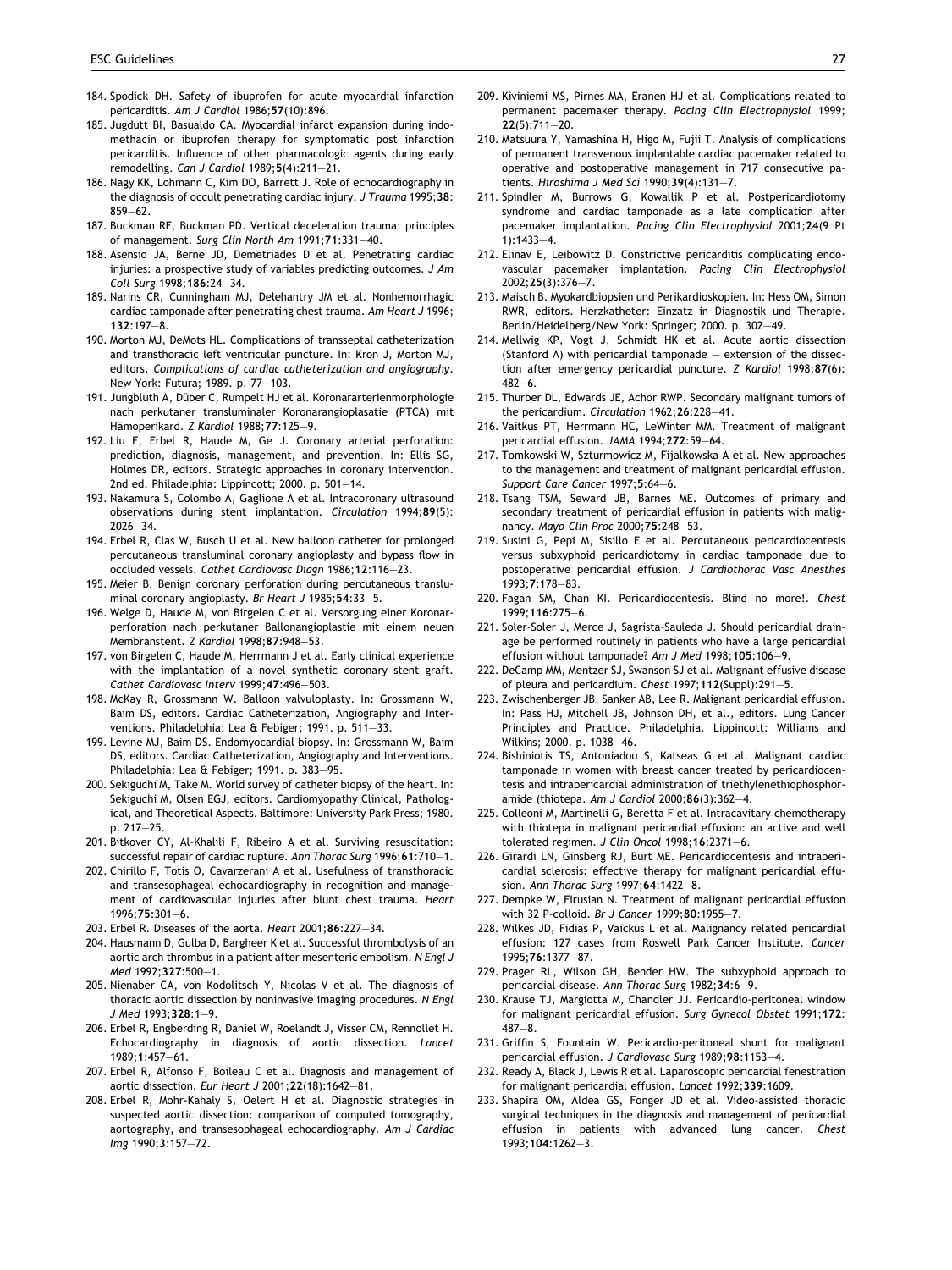184. Spodick DH. Safety of ibuprofen for acute myocardial infarction pericarditis. *Am J Cardiol* 1986;**57**(10):896.
185. Jugdutt BI, Basualdo CA. Myocardial infarct expansion during indomethacin or ibuprofen therapy for symptomatic post infarction pericarditis. Influence of other pharmacologic agents during early remodelling. *Can J Cardiol* 1989;**5**(4):211–21.
186. Nagy KK, Lohmann C, Kim DO, Barrett J. Role of echocardiography in the diagnosis of occult penetrating cardiac injury. *J Trauma* 1995;**38**: 859–62.
187. Buckman RF, Buckman PD. Vertical deceleration trauma: principles of management. *Surg Clin North Am* 1991;**71**:331–40.
188. Asensio JA, Berne JD, Demetriades D et al. Penetrating cardiac injuries: a prospective study of variables predicting outcomes. *J Am Coll Surg* 1998;**186**:24–34.
189. Narins CR, Cunningham MJ, Delehantry JM et al. Nonhemorrhagic cardiac tamponade after penetrating chest trauma. *Am Heart J* 1996; **132**:197–8.
190. Morton MJ, DeMots HL. Complications of transseptal catheterization and transthoracic left ventricular puncture. In: Kron J, Morton MJ, editors. *Complications of cardiac catheterization and angiography*. New York: Futura; 1989. p. 77–103.
191. Jungbluth A, Düber C, Rumpelt HJ et al. Koronararterienmorphologie nach perkutaner transluminaler Koronarangioplasatie (PTCA) mit Hämoperikard. *Z Kardiol* 1988;**77**:125–9.
192. Liu F, Erbel R, Haude M, Ge J. Coronary arterial perforation: prediction, diagnosis, management, and prevention. In: Ellis SG, Holmes DR, editors. Strategic approaches in coronary intervention. 2nd ed. Philadelphia: Lippincott; 2000. p. 501–14.
193. Nakamura S, Colombo A, Gaglione A et al. Intracoronary ultrasound observations during stent implantation. *Circulation* 1994;**89**(5): 2026–34.
194. Erbel R, Clas W, Busch U et al. New balloon catheter for prolonged percutaneous transluminal coronary angioplasty and bypass flow in occluded vessels. *Cathet Cardiovasc Diagn* 1986;**12**:116–23.
195. Meier B. Benign coronary perforation during percutaneous transluminal coronary angioplasty. *Br Heart J* 1985;**54**:33–5.
196. Welge D, Haude M, von Birgelen C et al. Versorgung einer Koronarperforation nach perkutaner Ballonangioplastie mit einem neuen Membranstent. *Z Kardiol* 1998;**87**:948–53.
197. von Birgelen C, Haude M, Herrmann J et al. Early clinical experience with the implantation of a novel synthetic coronary stent graft. *Cathet Cardiovasc Interv* 1999;**47**:496–503.
198. McKay R, Grossmann W. Balloon valvuloplasty. In: Grossmann W, Baim DS, editors. Cardiac Catheterization, Angiography and Interventions. Philadelphia: Lea & Febiger; 1991. p. 511–33.
199. Levine MJ, Baim DS. Endomyocardial biopsy. In: Grossmann W, Baim DS, editors. Cardiac Catheterization, Angiography and Interventions. Philadelphia: Lea & Febiger; 1991. p. 383–95.
200. Sekiguchi M, Take M. World survey of catheter biopsy of the heart. In: Sekiguchi M, Olsen EGJ, editors. Cardiomyopathy Clinical, Pathological, and Theoretical Aspects. Baltimore: University Park Press; 1980. p. 217–25.
201. Bitkover CY, Al-Khalili F, Ribeiro A et al. Surviving resuscitation: successful repair of cardiac rupture. *Ann Thorac Surg* 1996;**61**:710–1.
202. Chirillo F, Totis O, Cavarzerani A et al. Usefulness of transthoracic and transesophageal echocardiography in recognition and management of cardiovascular injuries after blunt chest trauma. *Heart* 1996;**75**:301–6.
203. Erbel R. Diseases of the aorta. *Heart* 2001;**86**:227–34.
204. Hausmann D, Gulba D, Bargheer K et al. Successful thrombolysis of an aortic arch thrombus in a patient after mesenteric embolism. *N Engl J Med* 1992;**327**:500–1.
205. Nienaber CA, von Kodolitsch Y, Nicolas V et al. The diagnosis of thoracic aortic dissection by noninvasive imaging procedures. *N Engl J Med* 1993;**328**:1–9.
206. Erbel R, Engberding R, Daniel W, Roelandt J, Visser CM, Rennollet H. Echocardiography in diagnosis of aortic dissection. *Lancet* 1989;**1**:457–61.
207. Erbel R, Alfonso F, Boileau C et al. Diagnosis and management of aortic dissection. *Eur Heart J* 2001;**22**(18):1642–81.
208. Erbel R, Mohr-Kahaly S, Oelert H et al. Diagnostic strategies in suspected aortic dissection: comparison of computed tomography, aortography, and transesophageal echocardiography. *Am J Cardiac Img* 1990;**3**:157–72.
209. Kiviniemi MS, Pirnes MA, Eranen HJ et al. Complications related to permanent pacemaker therapy. *Pacing Clin Electrophysiol* 1999; **22**(5):711–20.
210. Matsuura Y, Yamashina H, Higo M, Fujii T. Analysis of complications of permanent transvenous implantable cardiac pacemaker related to operative and postoperative management in 717 consecutive patients. *Hiroshima J Med Sci* 1990;**39**(4):131–7.
211. Spindler M, Burrows G, Kowallik P et al. Postpericardiotomy syndrome and cardiac tamponade as a late complication after pacemaker implantation. *Pacing Clin Electrophysiol* 2001;**24**(9 Pt 1):1433–4.
212. Elinav E, Leibowitz D. Constrictive pericarditis complicating endovascular pacemaker implantation. *Pacing Clin Electrophysiol* 2002;**25**(3):376–7.
213. Maisch B. Myokardbiopsien und Perikardioskopien. In: Hess OM, Simon RWR, editors. Herzkatheter: Einsatz in Diagnostik und Therapie. Berlin/Heidelberg/New York: Springer; 2000. p. 302–49.
214. Mellwig KP, Vogt J, Schmidt HK et al. Acute aortic dissection (Stanford A) with pericardial tamponade – extension of the dissection after emergency pericardial puncture. *Z Kardiol* 1998;**87**(6): 482–6.
215. Thurber DL, Edwards JE, Achor RWP. Secondary malignant tumors of the pericardium. *Circulation* 1962;**26**:228–41.
216. Vaitkus PT, Herrmann HC, LeWinter MM. Treatment of malignant pericardial effusion. *JAMA* 1994;**272**:59–64.
217. Tomkowski W, Szturmowicz M, Fijalkowska A et al. New approaches to the management and treatment of malignant pericardial effusion. *Support Care Cancer* 1997;**5**:64–6.
218. Tsang TSM, Seward JB, Barnes ME. Outcomes of primary and secondary treatment of pericardial effusion in patients with malignancy. *Mayo Clin Proc* 2000;**75**:248–53.
219. Susini G, Pepi M, Sisillo E et al. Percutaneous pericardiocentesis versus subxyphoid pericardiotomy in cardiac tamponade due to postoperative pericardial effusion. *J Cardiothorac Vasc Anesthes* 1993;**7**:178–83.
220. Fagan SM, Chan KI. Pericardiocentesis. Blind no more!. *Chest* 1999;**116**:275–6.
221. Soler-Soler J, Merce J, Sagrista-Sauleda J. Should pericardial drainage be performed routinely in patients who have a large pericardial effusion without tamponade? *Am J Med* 1998;**105**:106–9.
222. DeCamp MM, Mentzer SJ, Swanson SJ et al. Malignant effusive disease of pleura and pericardium. *Chest* 1997;**112**(Suppl):291–5.
223. Zwischenberger JB, Sanker AB, Lee R. Malignant pericardial effusion. In: Pass HJ, Mitchell JB, Johnson DH, et al., editors. Lung Cancer Principles and Practice. Philadelphia. Lippincott: Williams and Wilkins; 2000. p. 1038–46.
224. Bishiniotis TS, Antoniadou S, Katseas G et al. Malignant cardiac tamponade in women with breast cancer treated by pericardiocentesis and intrapericardial administration of triethylenethiophosphoramide (thiotepa. *Am J Cardiol* 2000;**86**(3):362–4.
225. Colleoni M, Martinelli G, Beretta F et al. Intracavitary chemotherapy with thiotepa in malignant pericardial effusion: an active and well tolerated regimen. *J Clin Oncol* 1998;**16**:2371–6.
226. Girardi LN, Ginsberg RJ, Burt ME. Pericardiocentesis and intrapericardial sclerosis: effective therapy for malignant pericardial effusion. *Ann Thorac Surg* 1997;**64**:1422–8.
227. Dempke W, Firusian N. Treatment of malignant pericardial effusion with 32 P-colloid. *Br J Cancer* 1999;**80**:1955–7.
228. Wilkes JD, Fidias P, Vaickus L et al. Malignancy related pericardial effusion: 127 cases from Roswell Park Cancer Institute. *Cancer* 1995;**76**:1377–87.
229. Prager RL, Wilson GH, Bender HW. The subxyphoid approach to pericardial disease. *Ann Thorac Surg* 1982;**34**:6–9.
230. Krause TJ, Margiotta M, Chandler JJ. Pericardio-peritoneal window for malignant pericardial effusion. *Surg Gynecol Obstet* 1991;**172**: 487–8.
231. Griffin S, Fountain W. Pericardio-peritoneal shunt for malignant pericardial effusion. *J Cardiovasc Surg* 1989;**98**:1153–4.
232. Ready A, Black J, Lewis R et al. Laparoscopic pericardial fenestration for malignant pericardial effusion. *Lancet* 1992;**339**:1609.
233. Shapira OM, Aldea GS, Fonger JD et al. Video-assisted thoracic surgical techniques in the diagnosis and management of pericardial effusion in patients with advanced lung cancer. *Chest* 1993;**104**:1262–3.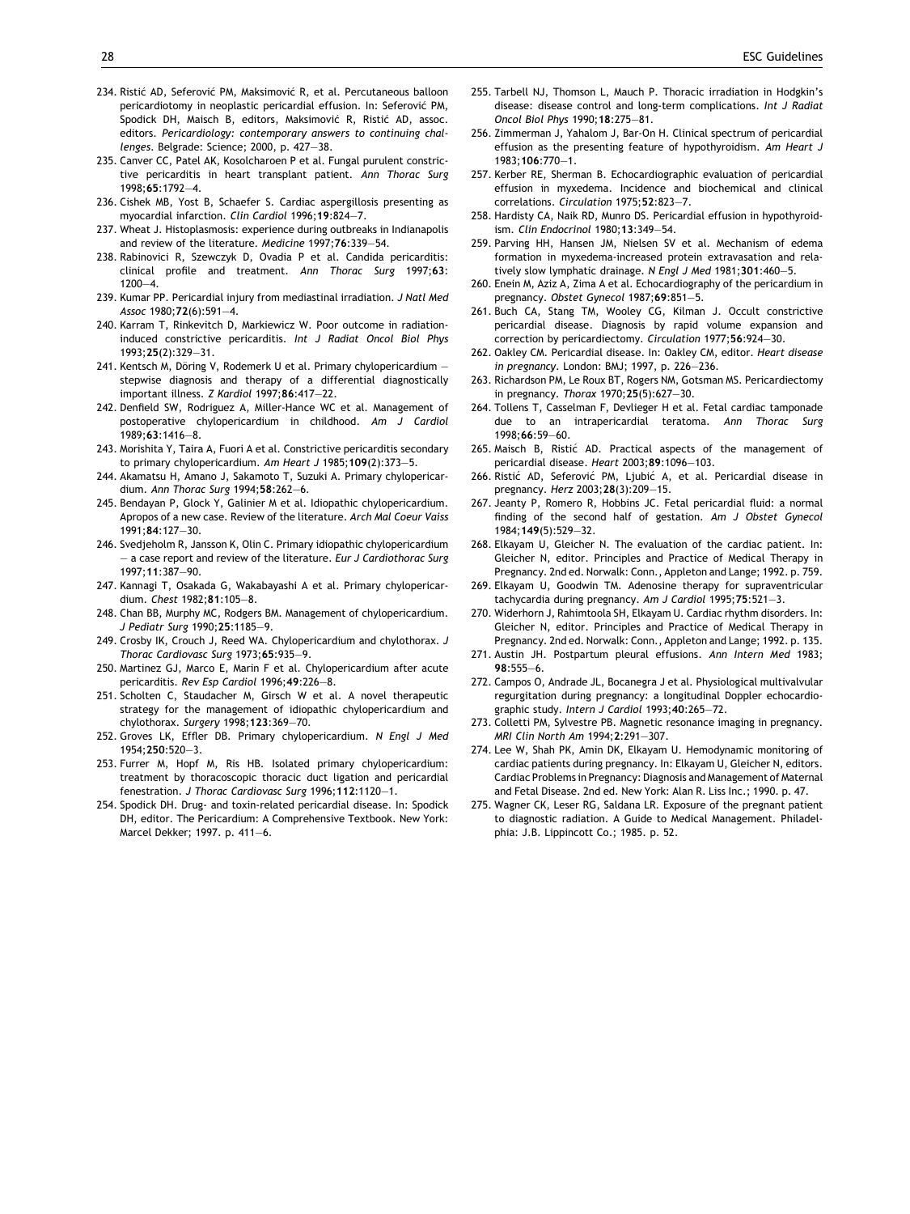234. Ristić AD, Seferović PM, Maksimović R, et al. Percutaneous balloon pericardiotomy in neoplastic pericardial effusion. In: Seferović PM, Spodick DH, Maisch B, editors, Maksimović R, Ristić AD, assoc. editors. *Pericardiology: contemporary answers to continuing challenges*. Belgrade: Science; 2000, p. 427–38.
235. Canver CC, Patel AK, Kosolcharoen P et al. Fungal purulent constrictive pericarditis in heart transplant patient. *Ann Thorac Surg* 1998;**65**:1792–4.
236. Cishek MB, Yost B, Schaefer S. Cardiac aspergillosis presenting as myocardial infarction. *Clin Cardiol* 1996;**19**:824–7.
237. Wheat J. Histoplasmosis: experience during outbreaks in Indianapolis and review of the literature. *Medicine* 1997;**76**:339–54.
238. Rabinovici R, Szewczyk D, Ovadia P et al. Candida pericarditis: clinical profile and treatment. *Ann Thorac Surg* 1997;**63**: 1200–4.
239. Kumar PP. Pericardial injury from mediastinal irradiation. *J Natl Med Assoc* 1980;**72**(6):591–4.
240. Karram T, Rinkevitch D, Markiewicz W. Poor outcome in radiation-induced constrictive pericarditis. *Int J Radiat Oncol Biol Phys* 1993;**25**(2):329–31.
241. Kentsch M, Döring V, Rodemerk U et al. Primary chylopericardium – stepwise diagnosis and therapy of a differential diagnostically important illness. *Z Kardiol* 1997;**86**:417–22.
242. Denfield SW, Rodriguez A, Miller-Hance WC et al. Management of postoperative chylopericardium in childhood. *Am J Cardiol* 1989;**63**:1416–8.
243. Morishita Y, Taira A, Fuori A et al. Constrictive pericarditis secondary to primary chylopericardium. *Am Heart J* 1985;**109**(2):373–5.
244. Akamatsu H, Amano J, Sakamoto T, Suzuki A. Primary chylopericardium. *Ann Thorac Surg* 1994;**58**:262–6.
245. Bendayan P, Glock Y, Galinier M et al. Idiopathic chylopericardium. Apropos of a new case. Review of the literature. *Arch Mal Coeur Vaiss* 1991;**84**:127–30.
246. Svedjeholm R, Jansson K, Olin C. Primary idiopathic chylopericardium – a case report and review of the literature. *Eur J Cardiothorac Surg* 1997;**11**:387–90.
247. Kannagi T, Osakada G, Wakabayashi A et al. Primary chylopericardium. *Chest* 1982;**81**:105–8.
248. Chan BB, Murphy MC, Rodgers BM. Management of chylopericardium. *J Pediatr Surg* 1990;**25**:1185–9.
249. Crosby IK, Crouch J, Reed WA. Chylopericardium and chylothorax. *J Thorac Cardiovasc Surg* 1973;**65**:935–9.
250. Martinez GJ, Marco E, Marin F et al. Chylopericardium after acute pericarditis. *Rev Esp Cardiol* 1996;**49**:226–8.
251. Scholten C, Staudacher M, Girsch W et al. A novel therapeutic strategy for the management of idiopathic chylopericardium and chylothorax. *Surgery* 1998;**123**:369–70.
252. Groves LK, Effler DB. Primary chylopericardium. *N Engl J Med* 1954;**250**:520–3.
253. Furrer M, Hopf M, Ris HB. Isolated primary chylopericardium: treatment by thoracoscopic thoracic duct ligation and pericardial fenestration. *J Thorac Cardiovasc Surg* 1996;**112**:1120–1.
254. Spodick DH. Drug- and toxin-related pericardial disease. In: Spodick DH, editor. The Pericardium: A Comprehensive Textbook. New York: Marcel Dekker; 1997. p. 411–6.
255. Tarbell NJ, Thomson L, Mauch P. Thoracic irradiation in Hodgkin's disease: disease control and long-term complications. *Int J Radiat Oncol Biol Phys* 1990;**18**:275–81.
256. Zimmerman J, Yahalom J, Bar-On H. Clinical spectrum of pericardial effusion as the presenting feature of hypothyroidism. *Am Heart J* 1983;**106**:770–1.
257. Kerber RE, Sherman B. Echocardiographic evaluation of pericardial effusion in myxedema. Incidence and biochemical and clinical correlations. *Circulation* 1975;**52**:823–7.
258. Hardisty CA, Naik RD, Munro DS. Pericardial effusion in hypothyroidism. *Clin Endocrinol* 1980;**13**:349–54.
259. Parving HH, Hansen JM, Nielsen SV et al. Mechanism of edema formation in myxedema-increased protein extravasation and relatively slow lymphatic drainage. *N Engl J Med* 1981;**301**:460–5.
260. Enein M, Aziz A, Zima A et al. Echocardiography of the pericardium in pregnancy. *Obstet Gynecol* 1987;**69**:851–5.
261. Buch CA, Stang TM, Wooley CG, Kilman J. Occult constrictive pericardial disease. Diagnosis by rapid volume expansion and correction by pericardiectomy. *Circulation* 1977;**56**:924–30.
262. Oakley CM. Pericardial disease. In: Oakley CM, editor. *Heart disease in pregnancy*. London: BMJ; 1997, p. 226–236.
263. Richardson PM, Le Roux BT, Rogers NM, Gotsman MS. Pericardiectomy in pregnancy. *Thorax* 1970;**25**(5):627–30.
264. Tollens T, Casselman F, Devlieger H et al. Fetal cardiac tamponade due to an intrapericardial teratoma. *Ann Thorac Surg* 1998;**66**:59–60.
265. Maisch B, Ristić AD. Practical aspects of the management of pericardial disease. *Heart* 2003;**89**:1096–103.
266. Ristić AD, Seferović PM, Ljubić A, et al. Pericardial disease in pregnancy. *Herz* 2003;**28**(3):209–15.
267. Jeanty P, Romero R, Hobbins JC. Fetal pericardial fluid: a normal finding of the second half of gestation. *Am J Obstet Gynecol* 1984;**149**(5):529–32.
268. Elkayam U, Gleicher N. The evaluation of the cardiac patient. In: Gleicher N, editor. Principles and Practice of Medical Therapy in Pregnancy. 2nd ed. Norwalk: Conn., Appleton and Lange; 1992. p. 759.
269. Elkayam U, Goodwin TM. Adenosine therapy for supraventricular tachycardia during pregnancy. *Am J Cardiol* 1995;**75**:521–3.
270. Widerhorn J, Rahimtoola SH, Elkayam U. Cardiac rhythm disorders. In: Gleicher N, editor. Principles and Practice of Medical Therapy in Pregnancy. 2nd ed. Norwalk: Conn., Appleton and Lange; 1992. p. 135.
271. Austin JH. Postpartum pleural effusions. *Ann Intern Med* 1983; **98**:555–6.
272. Campos O, Andrade JL, Bocanegra J et al. Physiological multivalvular regurgitation during pregnancy: a longitudinal Doppler echocardiographic study. *Intern J Cardiol* 1993;**40**:265–72.
273. Colletti PM, Sylvestre PB. Magnetic resonance imaging in pregnancy. *MRI Clin North Am* 1994;**2**:291–307.
274. Lee W, Shah PK, Amin DK, Elkayam U. Hemodynamic monitoring of cardiac patients during pregnancy. In: Elkayam U, Gleicher N, editors. Cardiac Problems in Pregnancy: Diagnosis and Management of Maternal and Fetal Disease. 2nd ed. New York: Alan R. Liss Inc.; 1990. p. 47.
275. Wagner CK, Leser RG, Saldana LR. Exposure of the pregnant patient to diagnostic radiation. A Guide to Medical Management. Philadelphia: J.B. Lippincott Co.; 1985. p. 52.